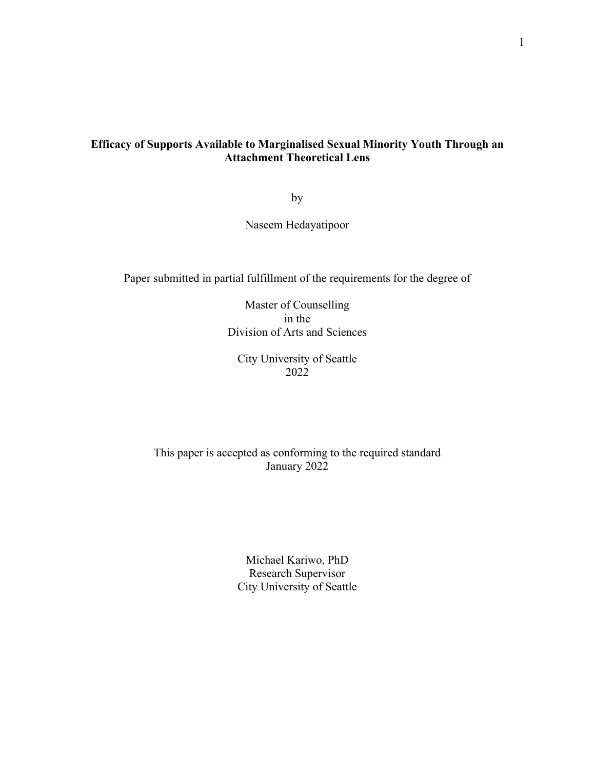# Efficacy of Supports Available to Marginalised Sexual Minority Youth Through an Attachment Theoretical Lens

by

Naseem Hedayatipoor

Paper submitted in partial fulfillment of the requirements for the degree of

Master of Counselling
in the
Division of Arts and Sciences

City University of Seattle
2022

This paper is accepted as conforming to the required standard
January 2022

Michael Kariwo, PhD
Research Supervisor
City University of Seattle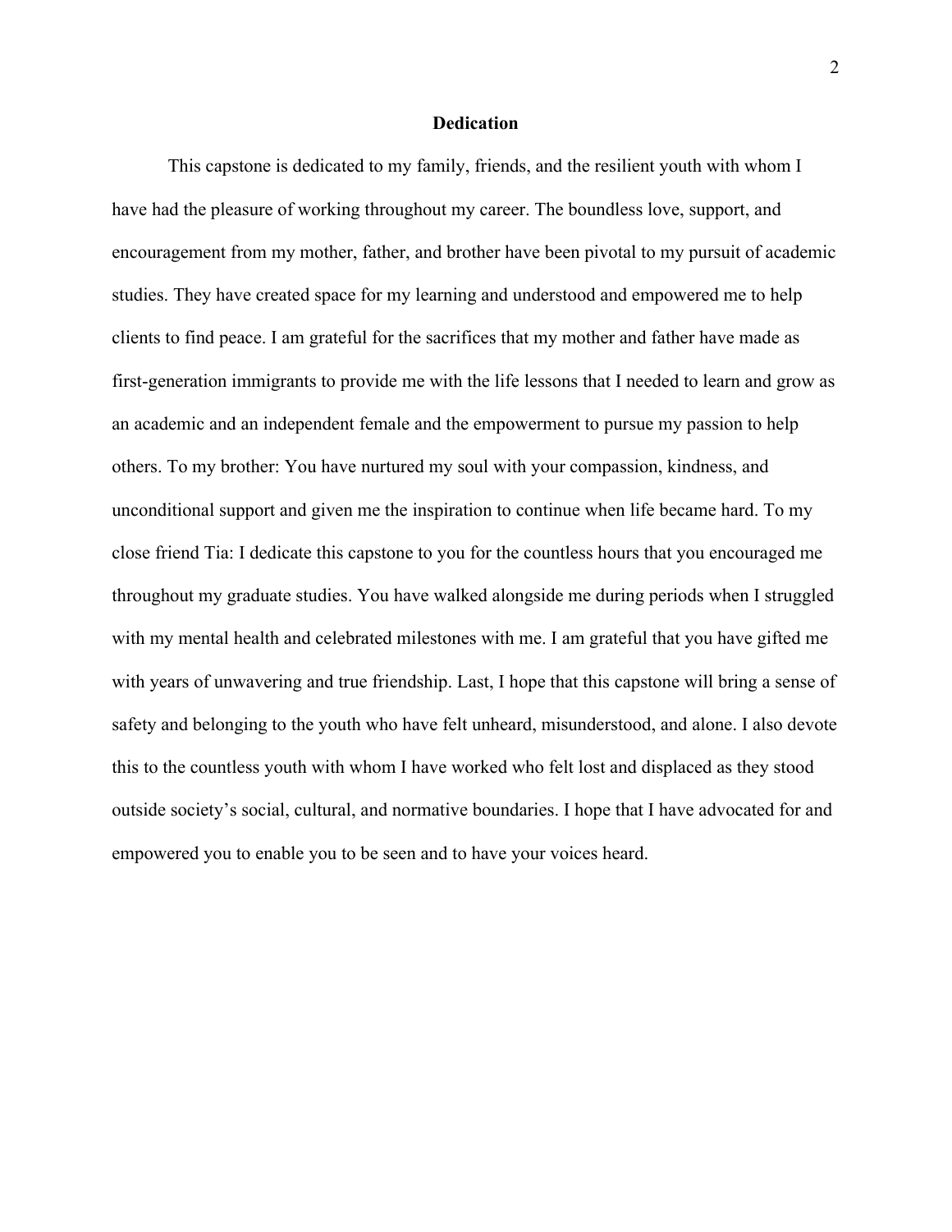# Dedication

This capstone is dedicated to my family, friends, and the resilient youth with whom I have had the pleasure of working throughout my career. The boundless love, support, and encouragement from my mother, father, and brother have been pivotal to my pursuit of academic studies. They have created space for my learning and understood and empowered me to help clients to find peace. I am grateful for the sacrifices that my mother and father have made as first-generation immigrants to provide me with the life lessons that I needed to learn and grow as an academic and an independent female and the empowerment to pursue my passion to help others. To my brother: You have nurtured my soul with your compassion, kindness, and unconditional support and given me the inspiration to continue when life became hard. To my close friend Tia: I dedicate this capstone to you for the countless hours that you encouraged me throughout my graduate studies. You have walked alongside me during periods when I struggled with my mental health and celebrated milestones with me. I am grateful that you have gifted me with years of unwavering and true friendship. Last, I hope that this capstone will bring a sense of safety and belonging to the youth who have felt unheard, misunderstood, and alone. I also devote this to the countless youth with whom I have worked who felt lost and displaced as they stood outside society's social, cultural, and normative boundaries. I hope that I have advocated for and empowered you to enable you to be seen and to have your voices heard.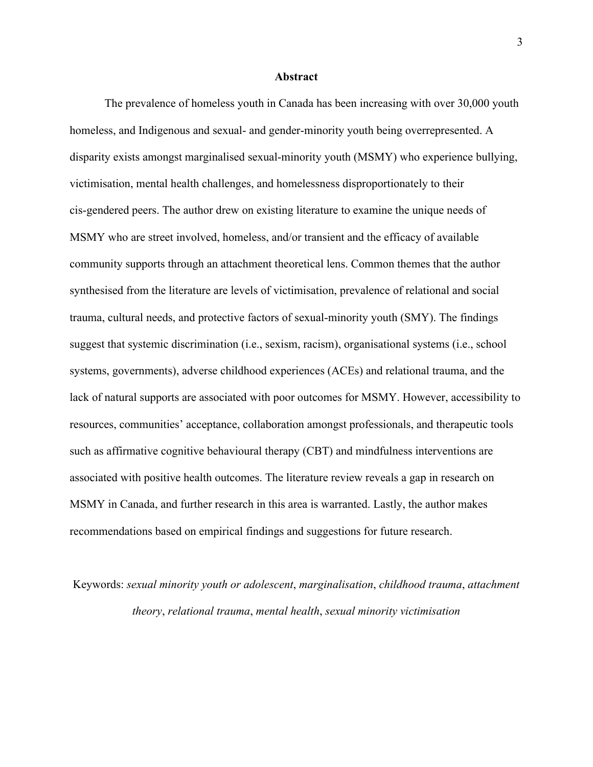# Abstract

The prevalence of homeless youth in Canada has been increasing with over 30,000 youth homeless, and Indigenous and sexual- and gender-minority youth being overrepresented. A disparity exists amongst marginalised sexual-minority youth (MSMY) who experience bullying, victimisation, mental health challenges, and homelessness disproportionately to their cis-gendered peers. The author drew on existing literature to examine the unique needs of MSMY who are street involved, homeless, and/or transient and the efficacy of available community supports through an attachment theoretical lens. Common themes that the author synthesised from the literature are levels of victimisation, prevalence of relational and social trauma, cultural needs, and protective factors of sexual-minority youth (SMY). The findings suggest that systemic discrimination (i.e., sexism, racism), organisational systems (i.e., school systems, governments), adverse childhood experiences (ACEs) and relational trauma, and the lack of natural supports are associated with poor outcomes for MSMY. However, accessibility to resources, communities' acceptance, collaboration amongst professionals, and therapeutic tools such as affirmative cognitive behavioural therapy (CBT) and mindfulness interventions are associated with positive health outcomes. The literature review reveals a gap in research on MSMY in Canada, and further research in this area is warranted. Lastly, the author makes recommendations based on empirical findings and suggestions for future research.

Keywords: *sexual minority youth or adolescent*, *marginalisation*, *childhood trauma*, *attachment theory*, *relational trauma*, *mental health*, *sexual minority victimisation*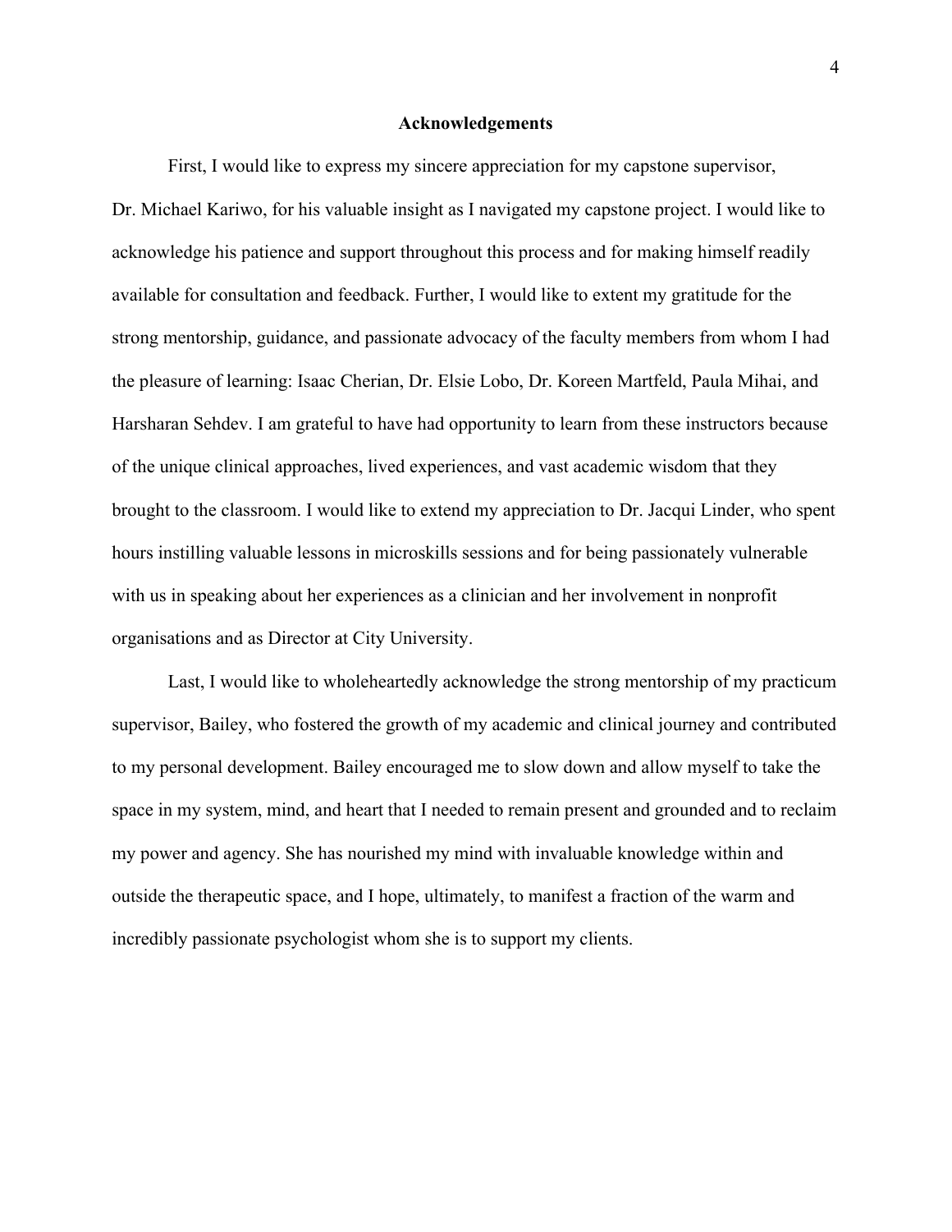# Acknowledgements

First, I would like to express my sincere appreciation for my capstone supervisor, Dr. Michael Kariwo, for his valuable insight as I navigated my capstone project. I would like to acknowledge his patience and support throughout this process and for making himself readily available for consultation and feedback. Further, I would like to extent my gratitude for the strong mentorship, guidance, and passionate advocacy of the faculty members from whom I had the pleasure of learning: Isaac Cherian, Dr. Elsie Lobo, Dr. Koreen Martfeld, Paula Mihai, and Harsharan Sehdev. I am grateful to have had opportunity to learn from these instructors because of the unique clinical approaches, lived experiences, and vast academic wisdom that they brought to the classroom. I would like to extend my appreciation to Dr. Jacqui Linder, who spent hours instilling valuable lessons in microskills sessions and for being passionately vulnerable with us in speaking about her experiences as a clinician and her involvement in nonprofit organisations and as Director at City University.

Last, I would like to wholeheartedly acknowledge the strong mentorship of my practicum supervisor, Bailey, who fostered the growth of my academic and clinical journey and contributed to my personal development. Bailey encouraged me to slow down and allow myself to take the space in my system, mind, and heart that I needed to remain present and grounded and to reclaim my power and agency. She has nourished my mind with invaluable knowledge within and outside the therapeutic space, and I hope, ultimately, to manifest a fraction of the warm and incredibly passionate psychologist whom she is to support my clients.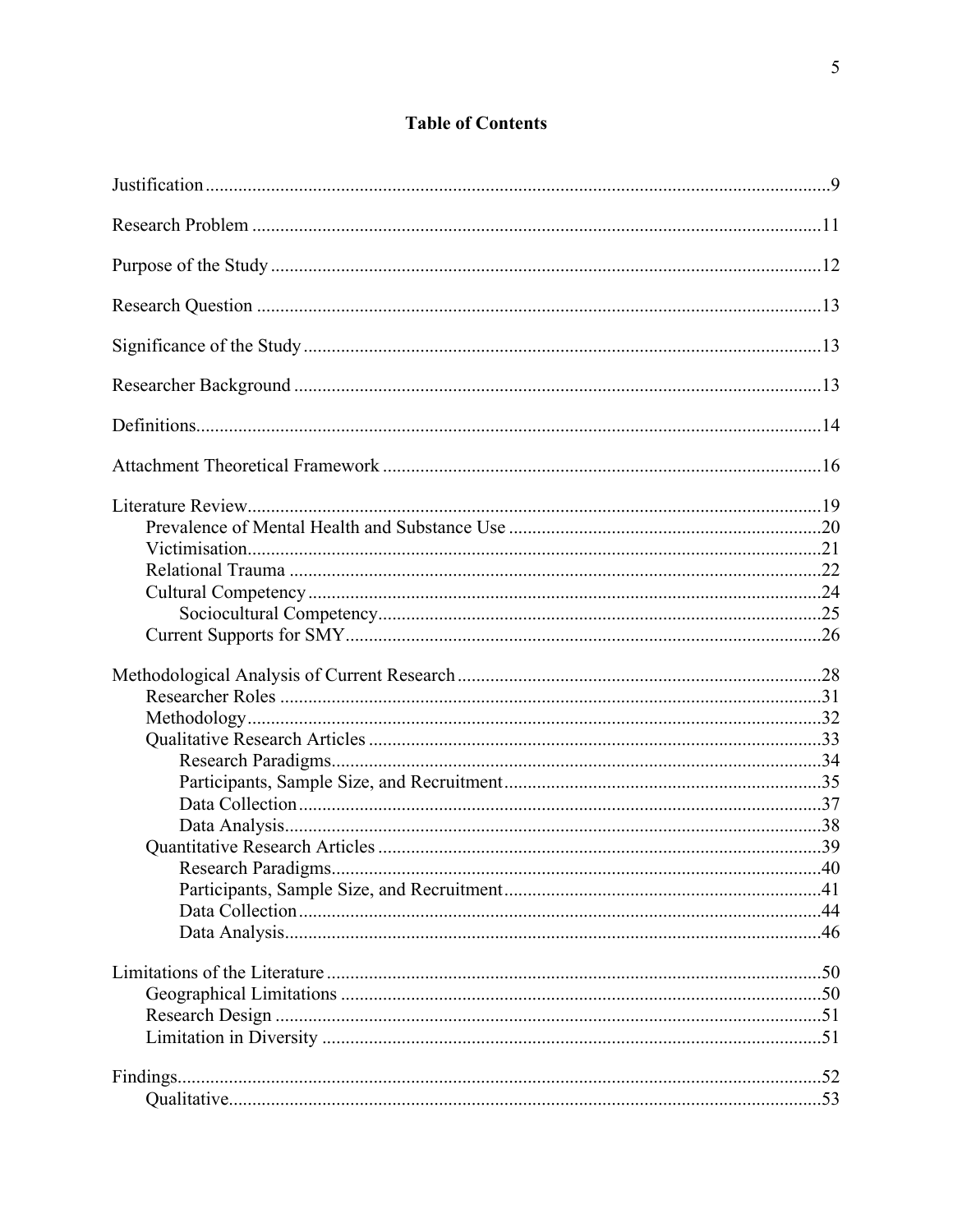# Table of Contents

Justification ..... 9

Research Problem ..... 11

Purpose of the Study ..... 12

Research Question ..... 13

Significance of the Study ..... 13

Researcher Background ..... 13

Definitions ..... 14

Attachment Theoretical Framework ..... 16

Literature Review ..... 19
- Prevalence of Mental Health and Substance Use ..... 20
- Victimisation ..... 21
- Relational Trauma ..... 22
- Cultural Competency ..... 24
  - Sociocultural Competency ..... 25
- Current Supports for SMY ..... 26

Methodological Analysis of Current Research ..... 28
- Researcher Roles ..... 31
- Methodology ..... 32
- Qualitative Research Articles ..... 33
  - Research Paradigms ..... 34
  - Participants, Sample Size, and Recruitment ..... 35
  - Data Collection ..... 37
  - Data Analysis ..... 38
- Quantitative Research Articles ..... 39
  - Research Paradigms ..... 40
  - Participants, Sample Size, and Recruitment ..... 41
  - Data Collection ..... 44
  - Data Analysis ..... 46

Limitations of the Literature ..... 50
- Geographical Limitations ..... 50
- Research Design ..... 51
- Limitation in Diversity ..... 51

Findings ..... 52
- Qualitative ..... 53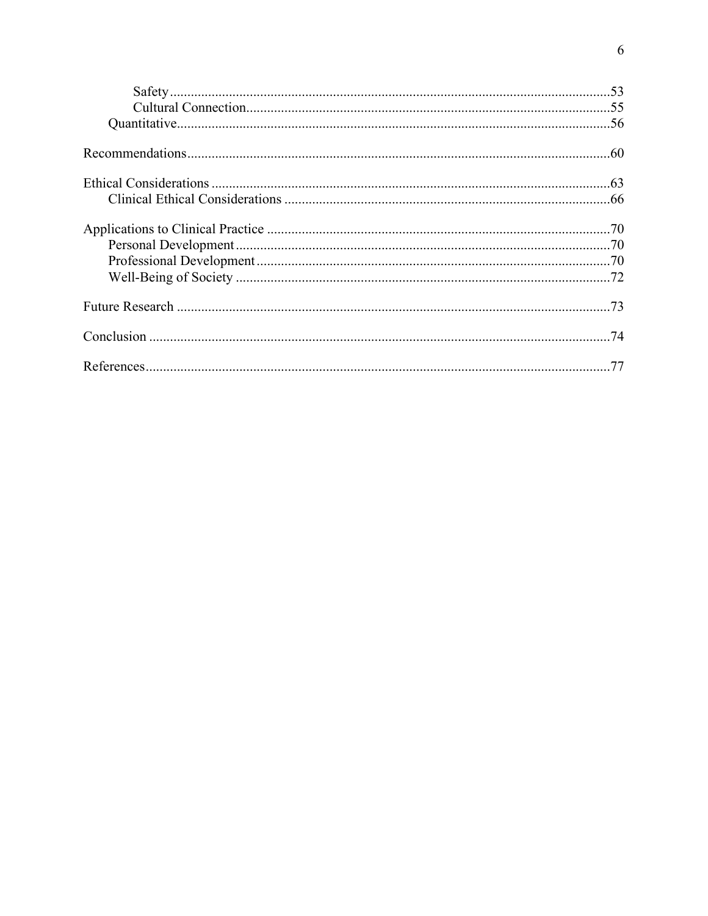Safety .......................................................................................................................53
Cultural Connection........................................................................................................55
Quantitative.............................................................................................................................56

Recommendations..........................................................................................................................60

Ethical Considerations ...................................................................................................................63
Clinical Ethical Considerations ...............................................................................................66

Applications to Clinical Practice ...................................................................................................70
Personal Development .............................................................................................................70
Professional Development .......................................................................................................70
Well-Being of Society .............................................................................................................72

Future Research .............................................................................................................................73

Conclusion .....................................................................................................................................74

References.......................................................................................................................................77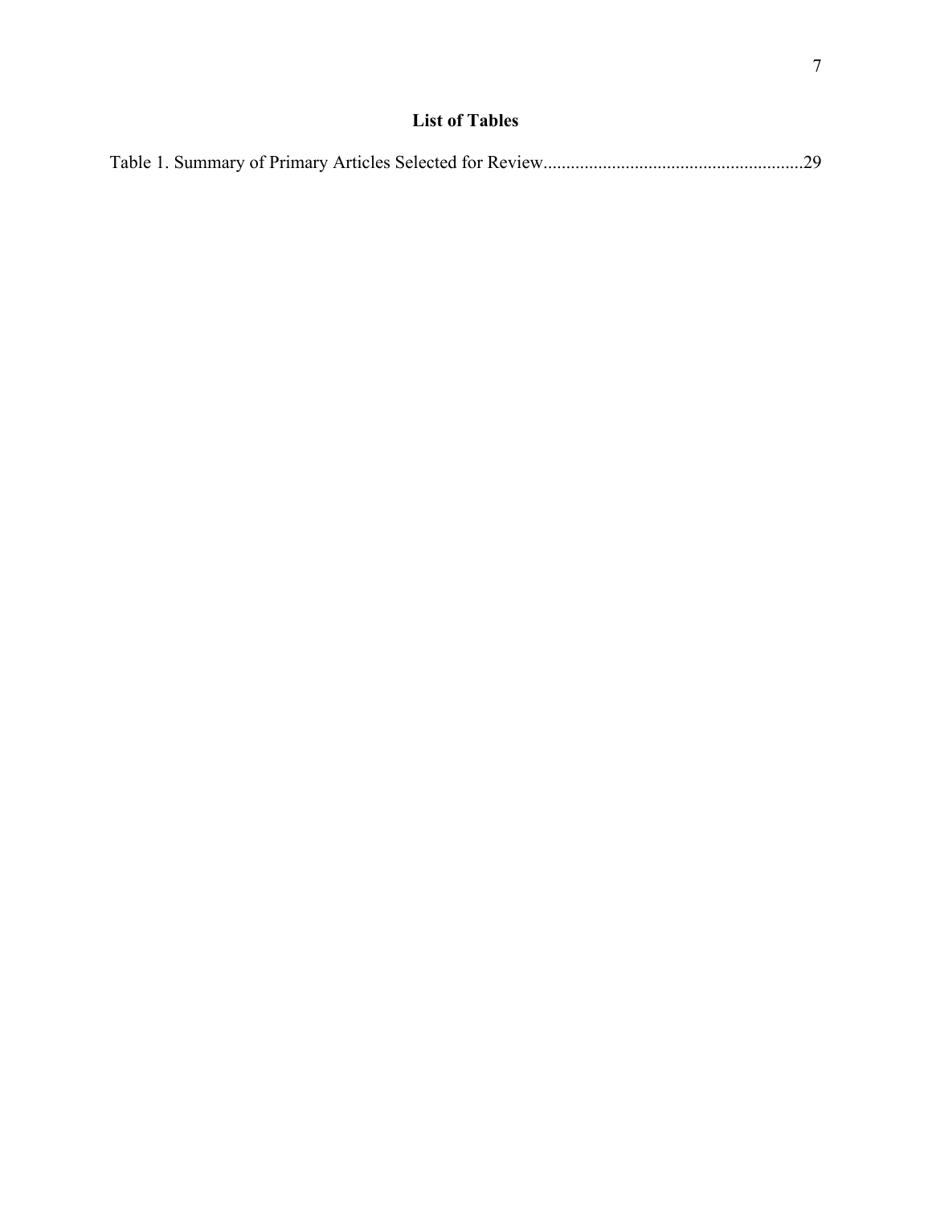# List of Tables

Table 1. Summary of Primary Articles Selected for Review........................................................29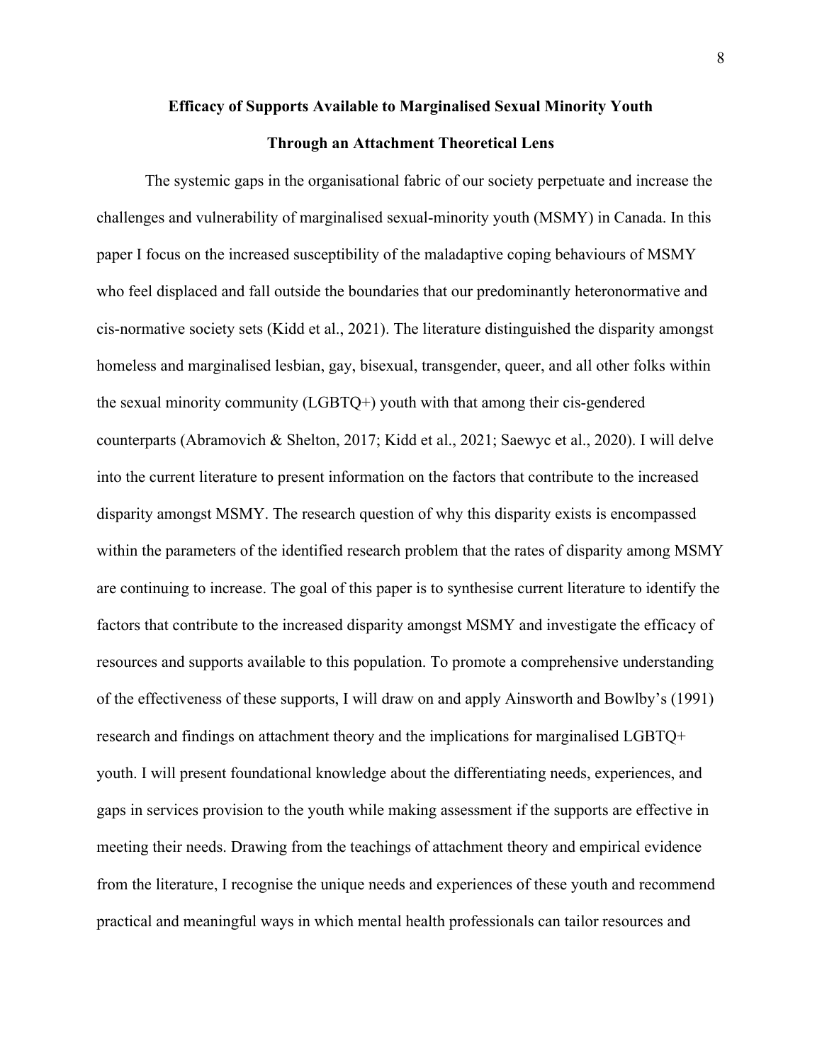**Efficacy of Supports Available to Marginalised Sexual Minority Youth**

**Through an Attachment Theoretical Lens**

The systemic gaps in the organisational fabric of our society perpetuate and increase the challenges and vulnerability of marginalised sexual-minority youth (MSMY) in Canada. In this paper I focus on the increased susceptibility of the maladaptive coping behaviours of MSMY who feel displaced and fall outside the boundaries that our predominantly heteronormative and cis-normative society sets (Kidd et al., 2021). The literature distinguished the disparity amongst homeless and marginalised lesbian, gay, bisexual, transgender, queer, and all other folks within the sexual minority community (LGBTQ+) youth with that among their cis-gendered counterparts (Abramovich & Shelton, 2017; Kidd et al., 2021; Saewyc et al., 2020). I will delve into the current literature to present information on the factors that contribute to the increased disparity amongst MSMY. The research question of why this disparity exists is encompassed within the parameters of the identified research problem that the rates of disparity among MSMY are continuing to increase. The goal of this paper is to synthesise current literature to identify the factors that contribute to the increased disparity amongst MSMY and investigate the efficacy of resources and supports available to this population. To promote a comprehensive understanding of the effectiveness of these supports, I will draw on and apply Ainsworth and Bowlby's (1991) research and findings on attachment theory and the implications for marginalised LGBTQ+ youth. I will present foundational knowledge about the differentiating needs, experiences, and gaps in services provision to the youth while making assessment if the supports are effective in meeting their needs. Drawing from the teachings of attachment theory and empirical evidence from the literature, I recognise the unique needs and experiences of these youth and recommend practical and meaningful ways in which mental health professionals can tailor resources and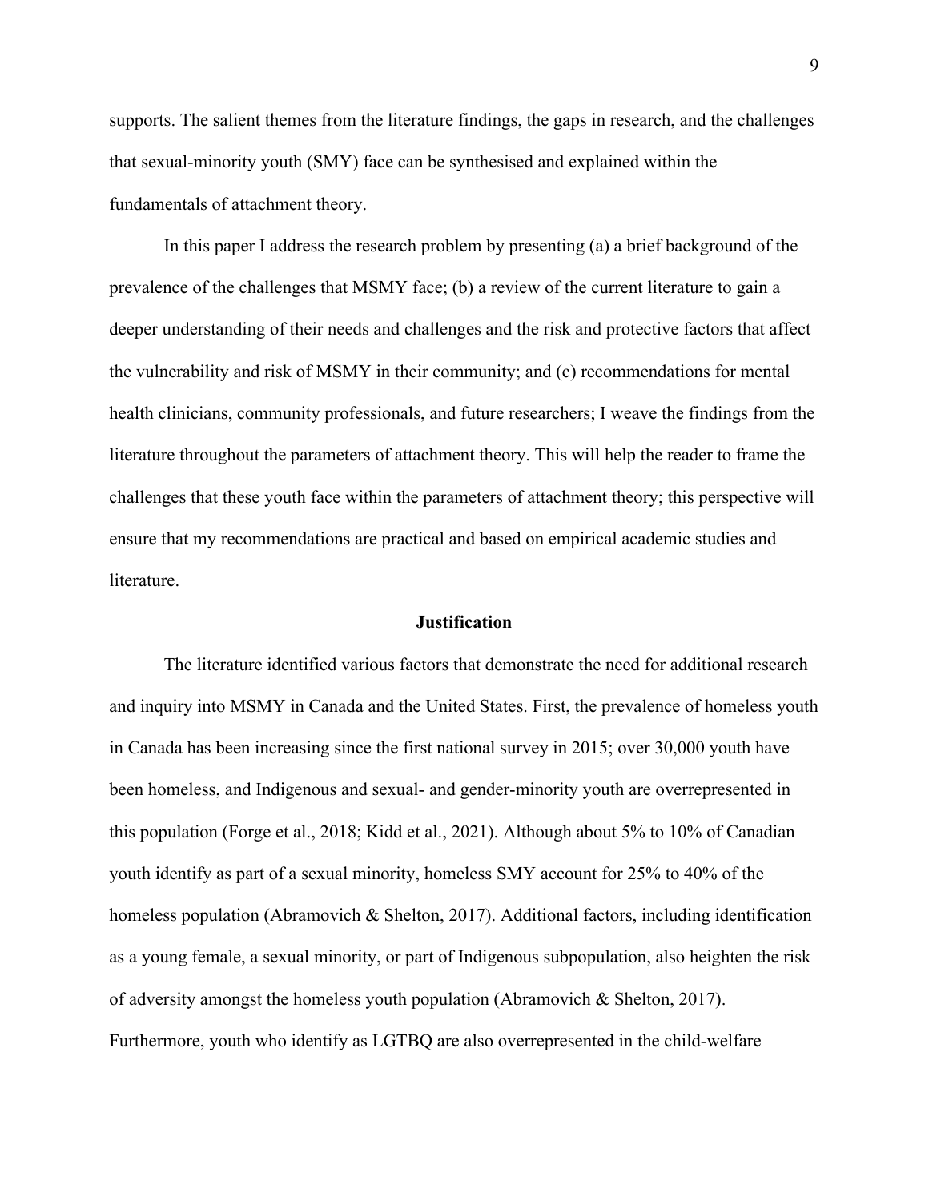supports. The salient themes from the literature findings, the gaps in research, and the challenges that sexual-minority youth (SMY) face can be synthesised and explained within the fundamentals of attachment theory.

In this paper I address the research problem by presenting (a) a brief background of the prevalence of the challenges that MSMY face; (b) a review of the current literature to gain a deeper understanding of their needs and challenges and the risk and protective factors that affect the vulnerability and risk of MSMY in their community; and (c) recommendations for mental health clinicians, community professionals, and future researchers; I weave the findings from the literature throughout the parameters of attachment theory. This will help the reader to frame the challenges that these youth face within the parameters of attachment theory; this perspective will ensure that my recommendations are practical and based on empirical academic studies and literature.

## Justification

The literature identified various factors that demonstrate the need for additional research and inquiry into MSMY in Canada and the United States. First, the prevalence of homeless youth in Canada has been increasing since the first national survey in 2015; over 30,000 youth have been homeless, and Indigenous and sexual- and gender-minority youth are overrepresented in this population (Forge et al., 2018; Kidd et al., 2021). Although about 5% to 10% of Canadian youth identify as part of a sexual minority, homeless SMY account for 25% to 40% of the homeless population (Abramovich & Shelton, 2017). Additional factors, including identification as a young female, a sexual minority, or part of Indigenous subpopulation, also heighten the risk of adversity amongst the homeless youth population (Abramovich & Shelton, 2017). Furthermore, youth who identify as LGTBQ are also overrepresented in the child-welfare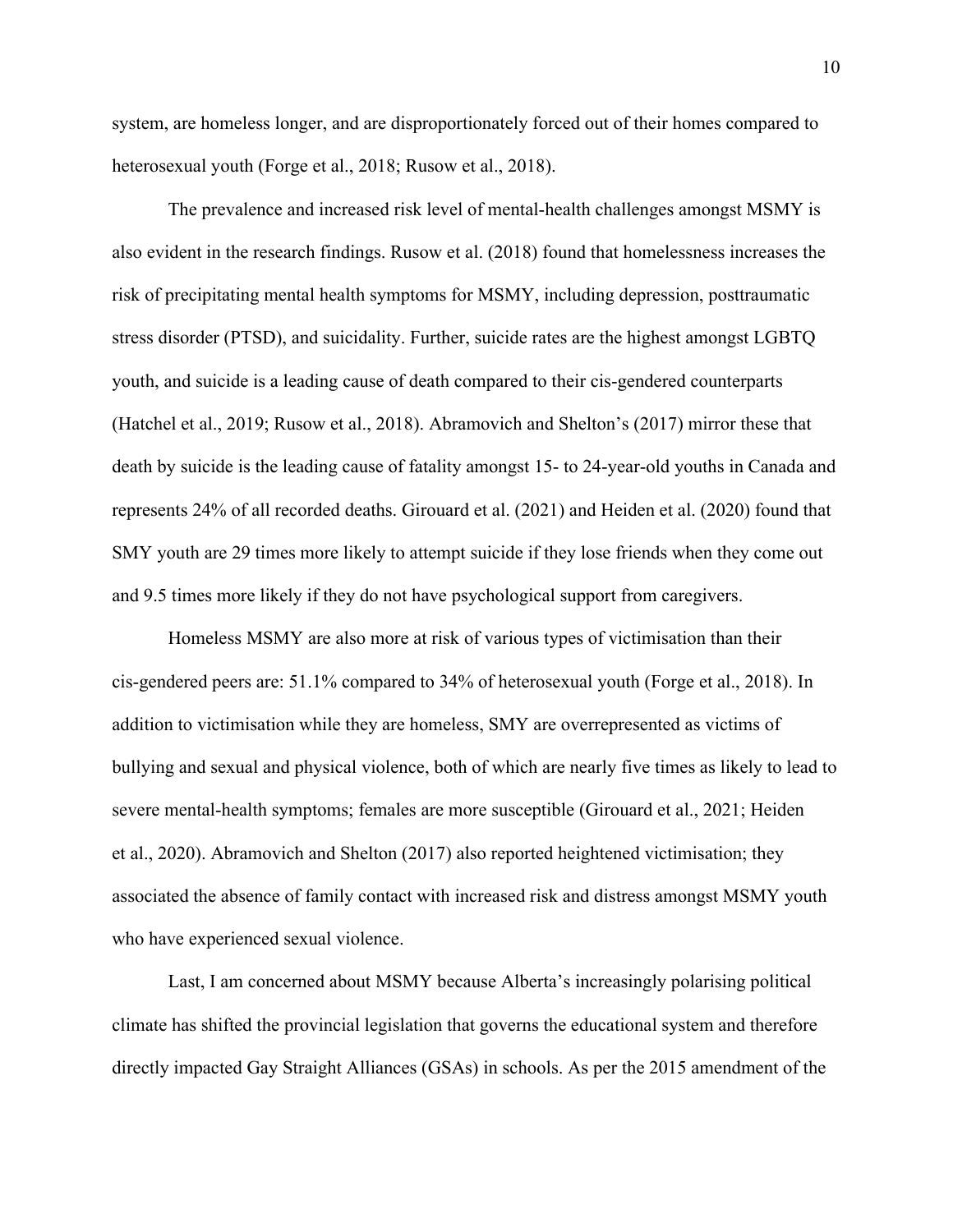system, are homeless longer, and are disproportionately forced out of their homes compared to heterosexual youth (Forge et al., 2018; Rusow et al., 2018).

The prevalence and increased risk level of mental-health challenges amongst MSMY is also evident in the research findings. Rusow et al. (2018) found that homelessness increases the risk of precipitating mental health symptoms for MSMY, including depression, posttraumatic stress disorder (PTSD), and suicidality. Further, suicide rates are the highest amongst LGBTQ youth, and suicide is a leading cause of death compared to their cis-gendered counterparts (Hatchel et al., 2019; Rusow et al., 2018). Abramovich and Shelton's (2017) mirror these that death by suicide is the leading cause of fatality amongst 15- to 24-year-old youths in Canada and represents 24% of all recorded deaths. Girouard et al. (2021) and Heiden et al. (2020) found that SMY youth are 29 times more likely to attempt suicide if they lose friends when they come out and 9.5 times more likely if they do not have psychological support from caregivers.

Homeless MSMY are also more at risk of various types of victimisation than their cis-gendered peers are: 51.1% compared to 34% of heterosexual youth (Forge et al., 2018). In addition to victimisation while they are homeless, SMY are overrepresented as victims of bullying and sexual and physical violence, both of which are nearly five times as likely to lead to severe mental-health symptoms; females are more susceptible (Girouard et al., 2021; Heiden et al., 2020). Abramovich and Shelton (2017) also reported heightened victimisation; they associated the absence of family contact with increased risk and distress amongst MSMY youth who have experienced sexual violence.

Last, I am concerned about MSMY because Alberta's increasingly polarising political climate has shifted the provincial legislation that governs the educational system and therefore directly impacted Gay Straight Alliances (GSAs) in schools. As per the 2015 amendment of the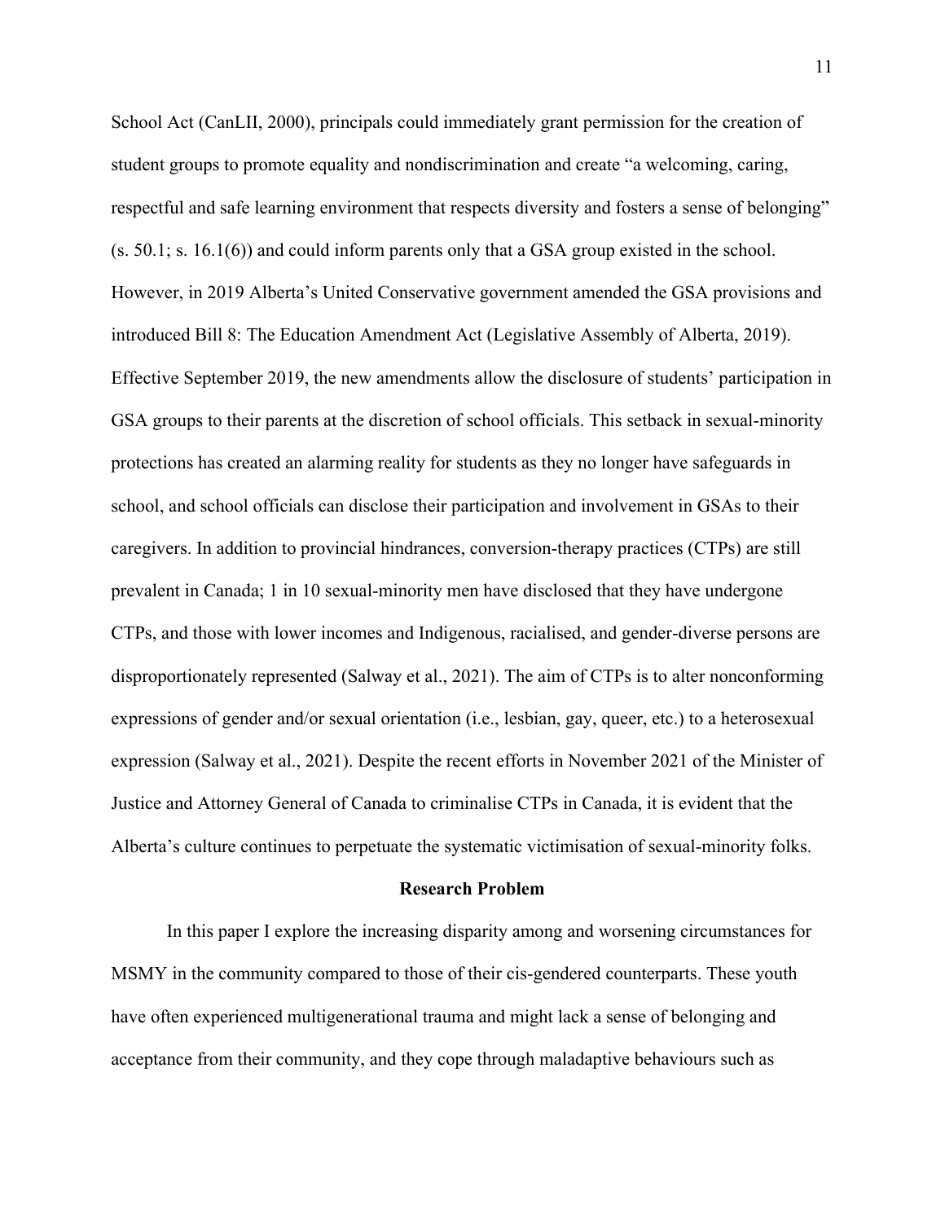School Act (CanLII, 2000), principals could immediately grant permission for the creation of student groups to promote equality and nondiscrimination and create “a welcoming, caring, respectful and safe learning environment that respects diversity and fosters a sense of belonging” (s. 50.1; s. 16.1(6)) and could inform parents only that a GSA group existed in the school. However, in 2019 Alberta’s United Conservative government amended the GSA provisions and introduced Bill 8: The Education Amendment Act (Legislative Assembly of Alberta, 2019). Effective September 2019, the new amendments allow the disclosure of students’ participation in GSA groups to their parents at the discretion of school officials. This setback in sexual-minority protections has created an alarming reality for students as they no longer have safeguards in school, and school officials can disclose their participation and involvement in GSAs to their caregivers. In addition to provincial hindrances, conversion-therapy practices (CTPs) are still prevalent in Canada; 1 in 10 sexual-minority men have disclosed that they have undergone CTPs, and those with lower incomes and Indigenous, racialised, and gender-diverse persons are disproportionately represented (Salway et al., 2021). The aim of CTPs is to alter nonconforming expressions of gender and/or sexual orientation (i.e., lesbian, gay, queer, etc.) to a heterosexual expression (Salway et al., 2021). Despite the recent efforts in November 2021 of the Minister of Justice and Attorney General of Canada to criminalise CTPs in Canada, it is evident that the Alberta’s culture continues to perpetuate the systematic victimisation of sexual-minority folks.

## Research Problem

In this paper I explore the increasing disparity among and worsening circumstances for MSMY in the community compared to those of their cis-gendered counterparts. These youth have often experienced multigenerational trauma and might lack a sense of belonging and acceptance from their community, and they cope through maladaptive behaviours such as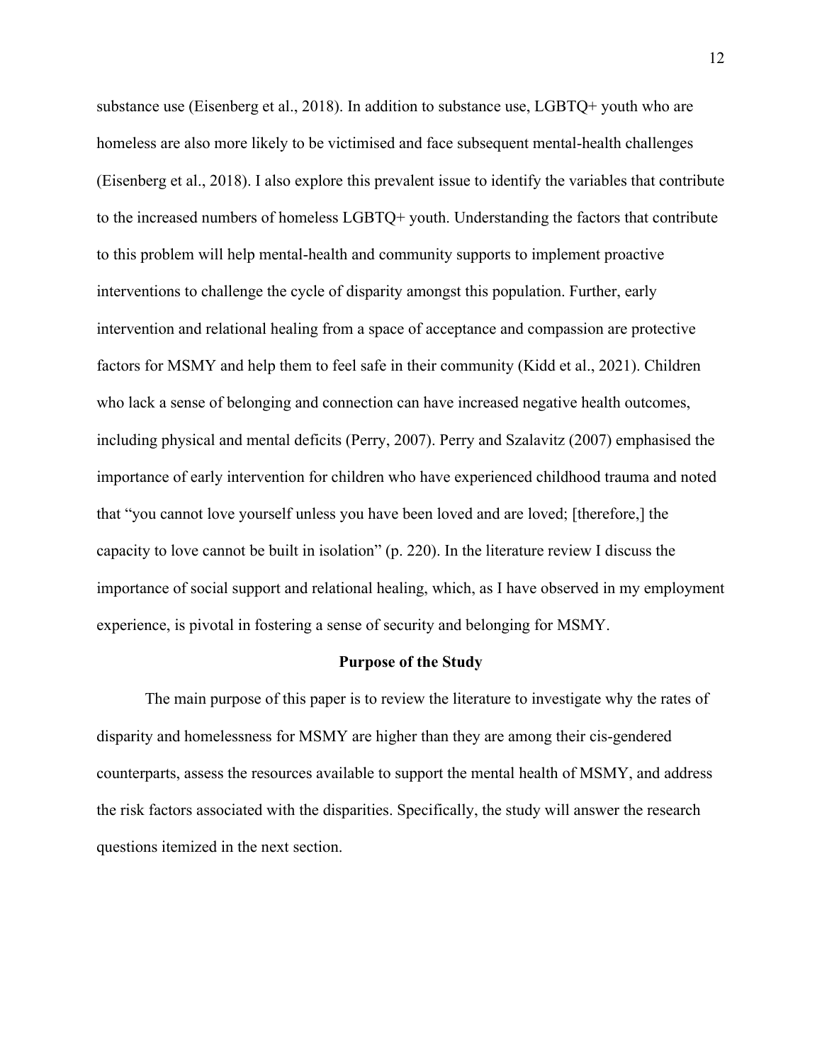substance use (Eisenberg et al., 2018). In addition to substance use, LGBTQ+ youth who are homeless are also more likely to be victimised and face subsequent mental-health challenges (Eisenberg et al., 2018). I also explore this prevalent issue to identify the variables that contribute to the increased numbers of homeless LGBTQ+ youth. Understanding the factors that contribute to this problem will help mental-health and community supports to implement proactive interventions to challenge the cycle of disparity amongst this population. Further, early intervention and relational healing from a space of acceptance and compassion are protective factors for MSMY and help them to feel safe in their community (Kidd et al., 2021). Children who lack a sense of belonging and connection can have increased negative health outcomes, including physical and mental deficits (Perry, 2007). Perry and Szalavitz (2007) emphasised the importance of early intervention for children who have experienced childhood trauma and noted that "you cannot love yourself unless you have been loved and are loved; [therefore,] the capacity to love cannot be built in isolation" (p. 220). In the literature review I discuss the importance of social support and relational healing, which, as I have observed in my employment experience, is pivotal in fostering a sense of security and belonging for MSMY.

## Purpose of the Study

The main purpose of this paper is to review the literature to investigate why the rates of disparity and homelessness for MSMY are higher than they are among their cis-gendered counterparts, assess the resources available to support the mental health of MSMY, and address the risk factors associated with the disparities. Specifically, the study will answer the research questions itemized in the next section.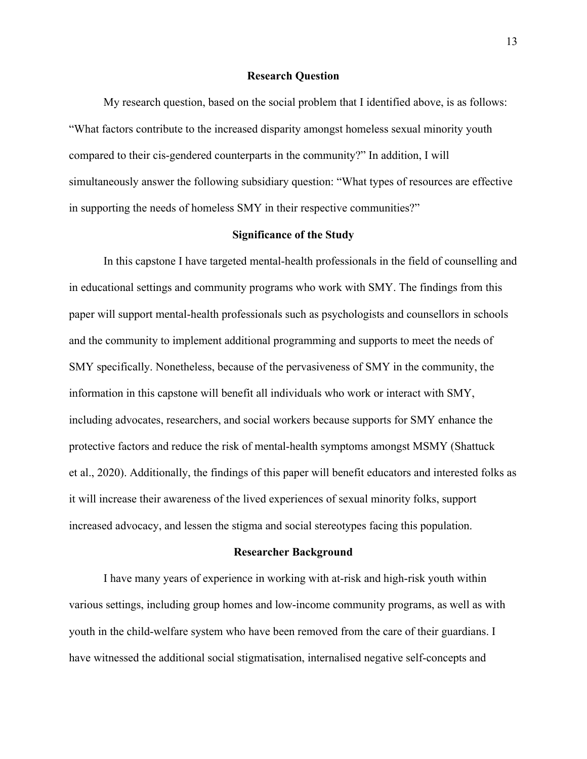## Research Question

My research question, based on the social problem that I identified above, is as follows: "What factors contribute to the increased disparity amongst homeless sexual minority youth compared to their cis-gendered counterparts in the community?" In addition, I will simultaneously answer the following subsidiary question: "What types of resources are effective in supporting the needs of homeless SMY in their respective communities?"

## Significance of the Study

In this capstone I have targeted mental-health professionals in the field of counselling and in educational settings and community programs who work with SMY. The findings from this paper will support mental-health professionals such as psychologists and counsellors in schools and the community to implement additional programming and supports to meet the needs of SMY specifically. Nonetheless, because of the pervasiveness of SMY in the community, the information in this capstone will benefit all individuals who work or interact with SMY, including advocates, researchers, and social workers because supports for SMY enhance the protective factors and reduce the risk of mental-health symptoms amongst MSMY (Shattuck et al., 2020). Additionally, the findings of this paper will benefit educators and interested folks as it will increase their awareness of the lived experiences of sexual minority folks, support increased advocacy, and lessen the stigma and social stereotypes facing this population.

## Researcher Background

I have many years of experience in working with at-risk and high-risk youth within various settings, including group homes and low-income community programs, as well as with youth in the child-welfare system who have been removed from the care of their guardians. I have witnessed the additional social stigmatisation, internalised negative self-concepts and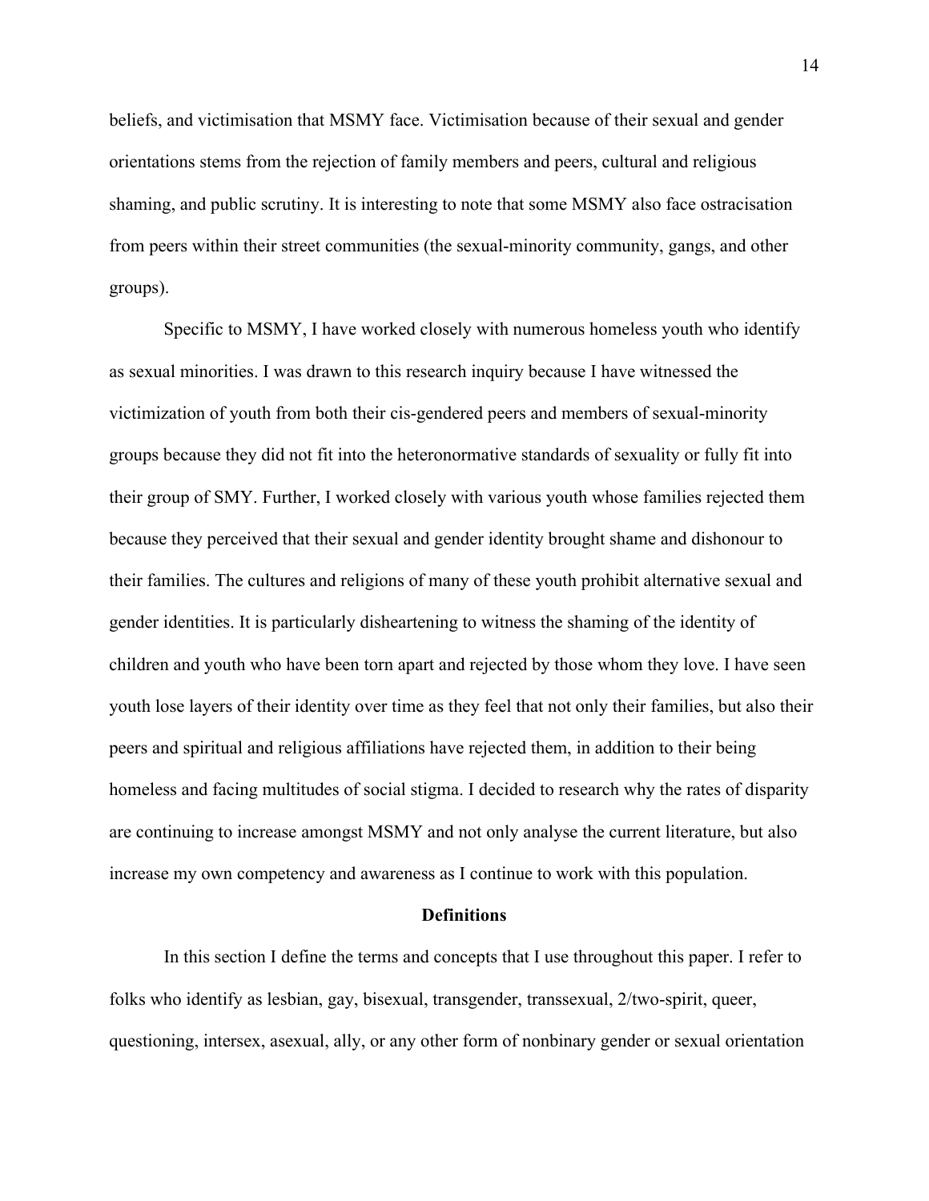beliefs, and victimisation that MSMY face. Victimisation because of their sexual and gender orientations stems from the rejection of family members and peers, cultural and religious shaming, and public scrutiny. It is interesting to note that some MSMY also face ostracisation from peers within their street communities (the sexual-minority community, gangs, and other groups).

Specific to MSMY, I have worked closely with numerous homeless youth who identify as sexual minorities. I was drawn to this research inquiry because I have witnessed the victimization of youth from both their cis-gendered peers and members of sexual-minority groups because they did not fit into the heteronormative standards of sexuality or fully fit into their group of SMY. Further, I worked closely with various youth whose families rejected them because they perceived that their sexual and gender identity brought shame and dishonour to their families. The cultures and religions of many of these youth prohibit alternative sexual and gender identities. It is particularly disheartening to witness the shaming of the identity of children and youth who have been torn apart and rejected by those whom they love. I have seen youth lose layers of their identity over time as they feel that not only their families, but also their peers and spiritual and religious affiliations have rejected them, in addition to their being homeless and facing multitudes of social stigma. I decided to research why the rates of disparity are continuing to increase amongst MSMY and not only analyse the current literature, but also increase my own competency and awareness as I continue to work with this population.

## Definitions

In this section I define the terms and concepts that I use throughout this paper. I refer to folks who identify as lesbian, gay, bisexual, transgender, transsexual, 2/two-spirit, queer, questioning, intersex, asexual, ally, or any other form of nonbinary gender or sexual orientation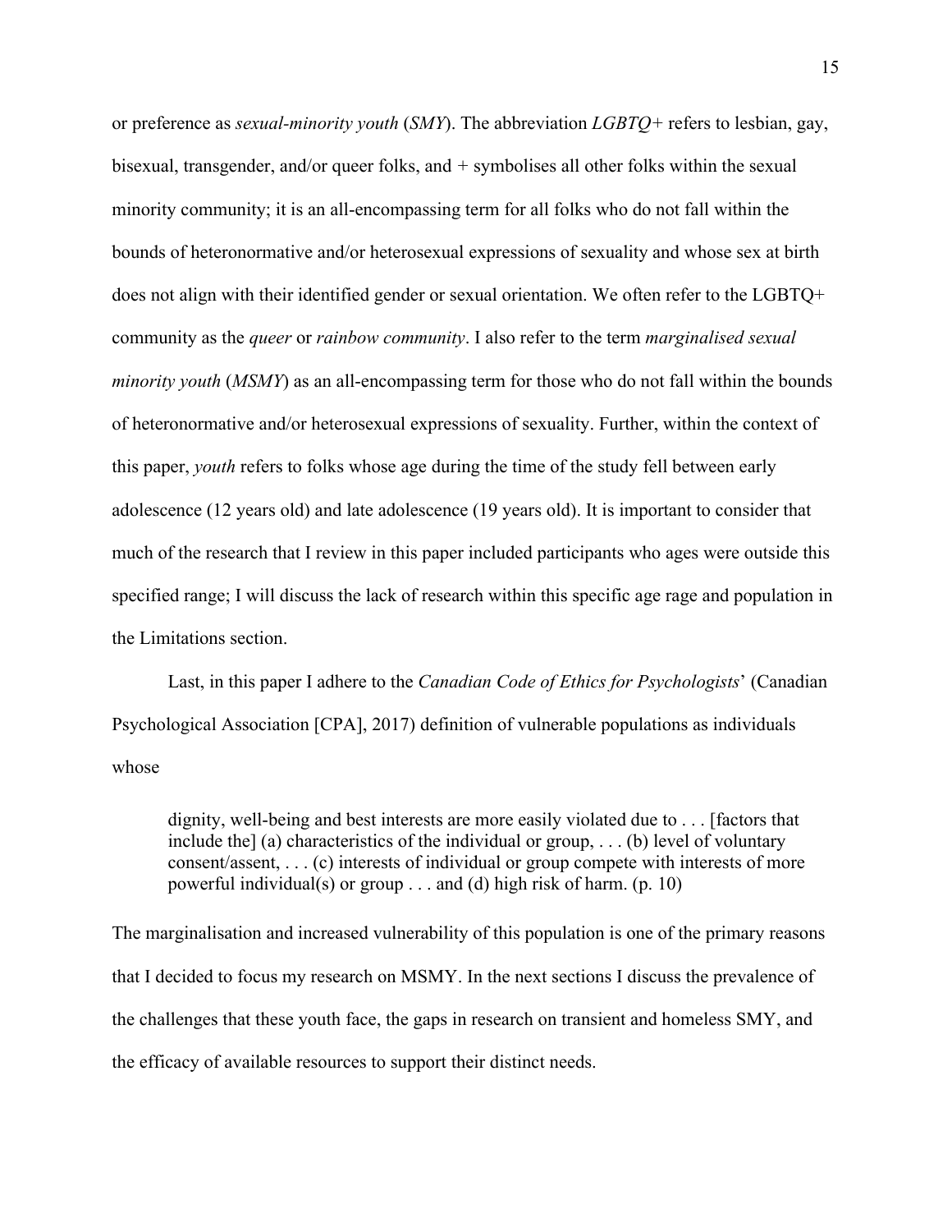or preference as *sexual-minority youth* (*SMY*). The abbreviation *LGBTQ+* refers to lesbian, gay, bisexual, transgender, and/or queer folks, and + symbolises all other folks within the sexual minority community; it is an all-encompassing term for all folks who do not fall within the bounds of heteronormative and/or heterosexual expressions of sexuality and whose sex at birth does not align with their identified gender or sexual orientation. We often refer to the LGBTQ+ community as the *queer* or *rainbow community*. I also refer to the term *marginalised sexual minority youth* (*MSMY*) as an all-encompassing term for those who do not fall within the bounds of heteronormative and/or heterosexual expressions of sexuality. Further, within the context of this paper, *youth* refers to folks whose age during the time of the study fell between early adolescence (12 years old) and late adolescence (19 years old). It is important to consider that much of the research that I review in this paper included participants who ages were outside this specified range; I will discuss the lack of research within this specific age rage and population in the Limitations section.

Last, in this paper I adhere to the *Canadian Code of Ethics for Psychologists*' (Canadian Psychological Association [CPA], 2017) definition of vulnerable populations as individuals whose

> dignity, well-being and best interests are more easily violated due to . . . [factors that include the] (a) characteristics of the individual or group, . . . (b) level of voluntary consent/assent, . . . (c) interests of individual or group compete with interests of more powerful individual(s) or group . . . and (d) high risk of harm. (p. 10)

The marginalisation and increased vulnerability of this population is one of the primary reasons that I decided to focus my research on MSMY. In the next sections I discuss the prevalence of the challenges that these youth face, the gaps in research on transient and homeless SMY, and the efficacy of available resources to support their distinct needs.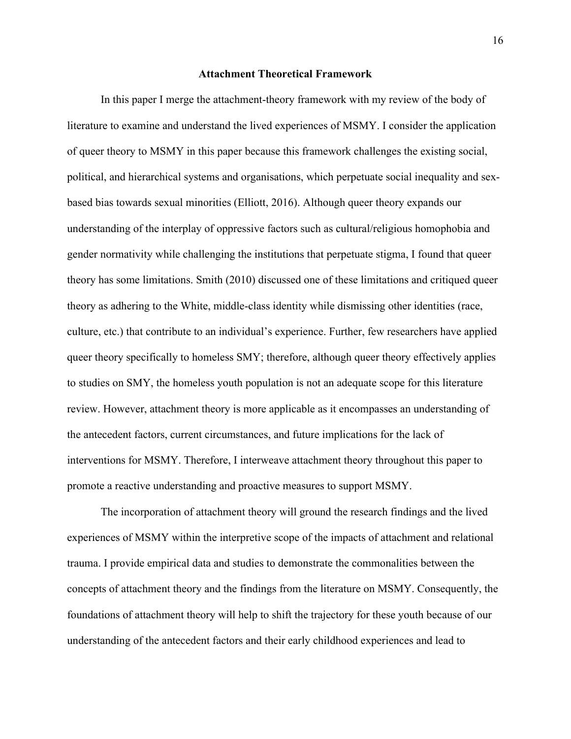## Attachment Theoretical Framework

In this paper I merge the attachment-theory framework with my review of the body of literature to examine and understand the lived experiences of MSMY. I consider the application of queer theory to MSMY in this paper because this framework challenges the existing social, political, and hierarchical systems and organisations, which perpetuate social inequality and sex-based bias towards sexual minorities (Elliott, 2016). Although queer theory expands our understanding of the interplay of oppressive factors such as cultural/religious homophobia and gender normativity while challenging the institutions that perpetuate stigma, I found that queer theory has some limitations. Smith (2010) discussed one of these limitations and critiqued queer theory as adhering to the White, middle-class identity while dismissing other identities (race, culture, etc.) that contribute to an individual's experience. Further, few researchers have applied queer theory specifically to homeless SMY; therefore, although queer theory effectively applies to studies on SMY, the homeless youth population is not an adequate scope for this literature review. However, attachment theory is more applicable as it encompasses an understanding of the antecedent factors, current circumstances, and future implications for the lack of interventions for MSMY. Therefore, I interweave attachment theory throughout this paper to promote a reactive understanding and proactive measures to support MSMY.

The incorporation of attachment theory will ground the research findings and the lived experiences of MSMY within the interpretive scope of the impacts of attachment and relational trauma. I provide empirical data and studies to demonstrate the commonalities between the concepts of attachment theory and the findings from the literature on MSMY. Consequently, the foundations of attachment theory will help to shift the trajectory for these youth because of our understanding of the antecedent factors and their early childhood experiences and lead to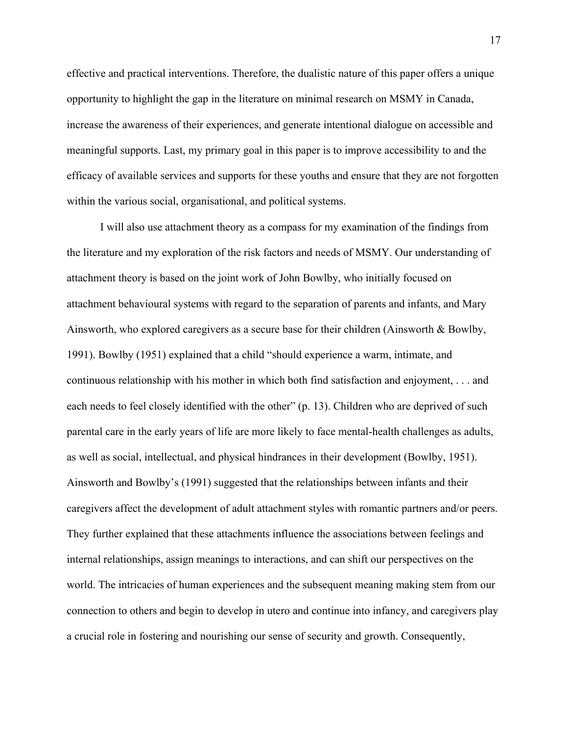effective and practical interventions. Therefore, the dualistic nature of this paper offers a unique opportunity to highlight the gap in the literature on minimal research on MSMY in Canada, increase the awareness of their experiences, and generate intentional dialogue on accessible and meaningful supports. Last, my primary goal in this paper is to improve accessibility to and the efficacy of available services and supports for these youths and ensure that they are not forgotten within the various social, organisational, and political systems.

I will also use attachment theory as a compass for my examination of the findings from the literature and my exploration of the risk factors and needs of MSMY. Our understanding of attachment theory is based on the joint work of John Bowlby, who initially focused on attachment behavioural systems with regard to the separation of parents and infants, and Mary Ainsworth, who explored caregivers as a secure base for their children (Ainsworth & Bowlby, 1991). Bowlby (1951) explained that a child "should experience a warm, intimate, and continuous relationship with his mother in which both find satisfaction and enjoyment, . . . and each needs to feel closely identified with the other" (p. 13). Children who are deprived of such parental care in the early years of life are more likely to face mental-health challenges as adults, as well as social, intellectual, and physical hindrances in their development (Bowlby, 1951). Ainsworth and Bowlby's (1991) suggested that the relationships between infants and their caregivers affect the development of adult attachment styles with romantic partners and/or peers. They further explained that these attachments influence the associations between feelings and internal relationships, assign meanings to interactions, and can shift our perspectives on the world. The intricacies of human experiences and the subsequent meaning making stem from our connection to others and begin to develop in utero and continue into infancy, and caregivers play a crucial role in fostering and nourishing our sense of security and growth. Consequently,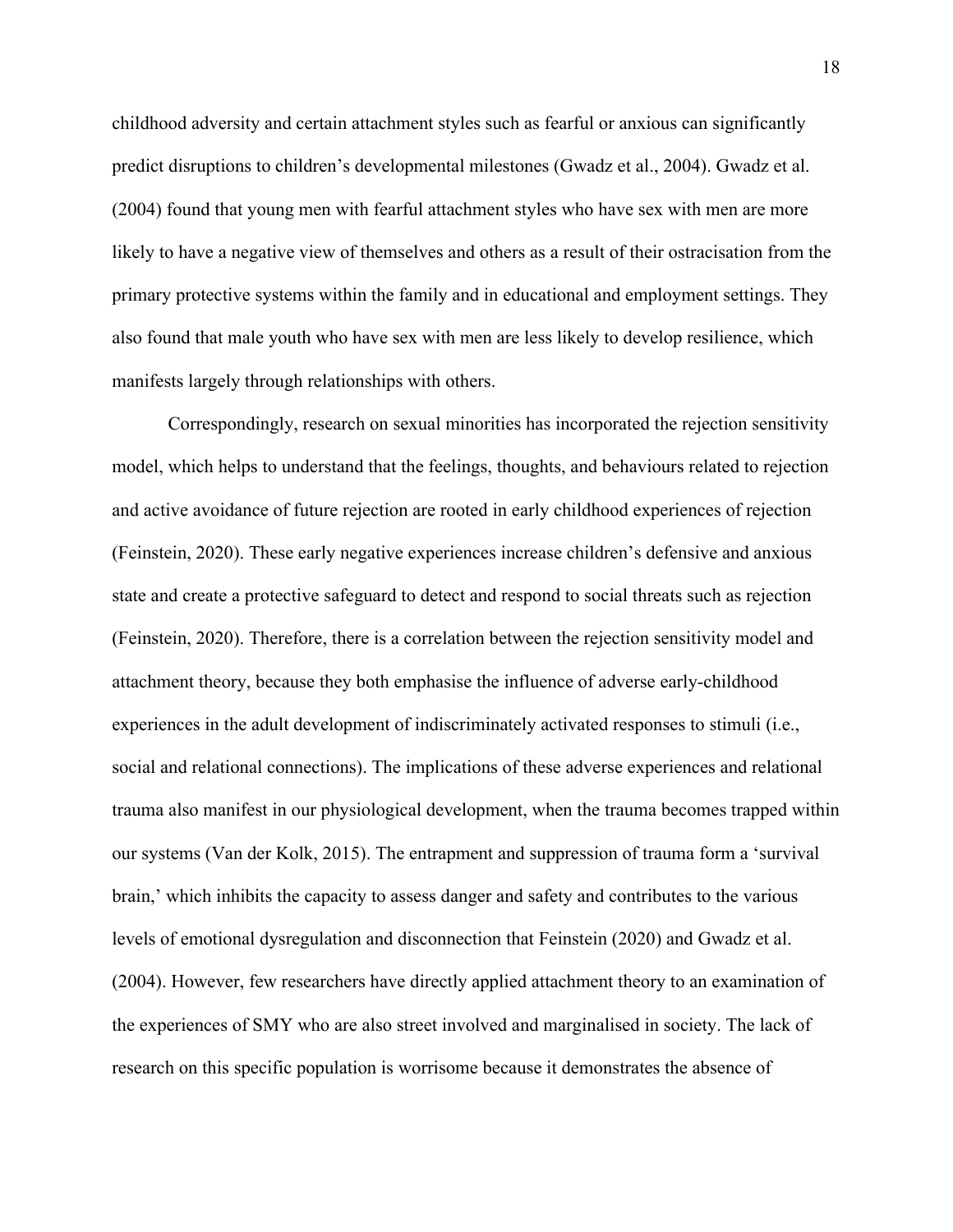childhood adversity and certain attachment styles such as fearful or anxious can significantly predict disruptions to children's developmental milestones (Gwadz et al., 2004). Gwadz et al. (2004) found that young men with fearful attachment styles who have sex with men are more likely to have a negative view of themselves and others as a result of their ostracisation from the primary protective systems within the family and in educational and employment settings. They also found that male youth who have sex with men are less likely to develop resilience, which manifests largely through relationships with others.

Correspondingly, research on sexual minorities has incorporated the rejection sensitivity model, which helps to understand that the feelings, thoughts, and behaviours related to rejection and active avoidance of future rejection are rooted in early childhood experiences of rejection (Feinstein, 2020). These early negative experiences increase children's defensive and anxious state and create a protective safeguard to detect and respond to social threats such as rejection (Feinstein, 2020). Therefore, there is a correlation between the rejection sensitivity model and attachment theory, because they both emphasise the influence of adverse early-childhood experiences in the adult development of indiscriminately activated responses to stimuli (i.e., social and relational connections). The implications of these adverse experiences and relational trauma also manifest in our physiological development, when the trauma becomes trapped within our systems (Van der Kolk, 2015). The entrapment and suppression of trauma form a 'survival brain,' which inhibits the capacity to assess danger and safety and contributes to the various levels of emotional dysregulation and disconnection that Feinstein (2020) and Gwadz et al. (2004). However, few researchers have directly applied attachment theory to an examination of the experiences of SMY who are also street involved and marginalised in society. The lack of research on this specific population is worrisome because it demonstrates the absence of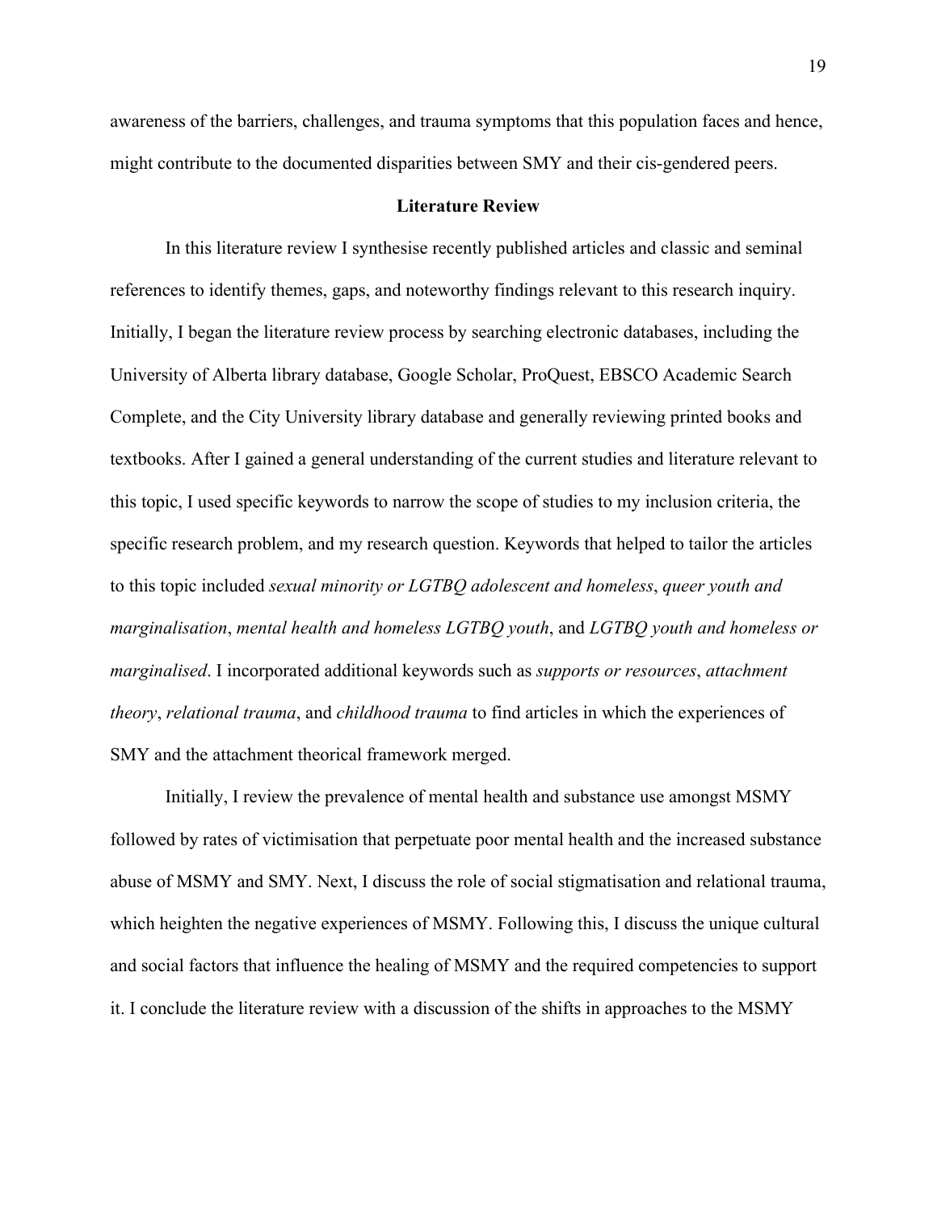awareness of the barriers, challenges, and trauma symptoms that this population faces and hence, might contribute to the documented disparities between SMY and their cis-gendered peers.

## Literature Review

In this literature review I synthesise recently published articles and classic and seminal references to identify themes, gaps, and noteworthy findings relevant to this research inquiry. Initially, I began the literature review process by searching electronic databases, including the University of Alberta library database, Google Scholar, ProQuest, EBSCO Academic Search Complete, and the City University library database and generally reviewing printed books and textbooks. After I gained a general understanding of the current studies and literature relevant to this topic, I used specific keywords to narrow the scope of studies to my inclusion criteria, the specific research problem, and my research question. Keywords that helped to tailor the articles to this topic included *sexual minority or LGTBQ adolescent and homeless*, *queer youth and marginalisation*, *mental health and homeless LGTBQ youth*, and *LGTBQ youth and homeless or marginalised*. I incorporated additional keywords such as *supports or resources*, *attachment theory*, *relational trauma*, and *childhood trauma* to find articles in which the experiences of SMY and the attachment theorical framework merged.

Initially, I review the prevalence of mental health and substance use amongst MSMY followed by rates of victimisation that perpetuate poor mental health and the increased substance abuse of MSMY and SMY. Next, I discuss the role of social stigmatisation and relational trauma, which heighten the negative experiences of MSMY. Following this, I discuss the unique cultural and social factors that influence the healing of MSMY and the required competencies to support it. I conclude the literature review with a discussion of the shifts in approaches to the MSMY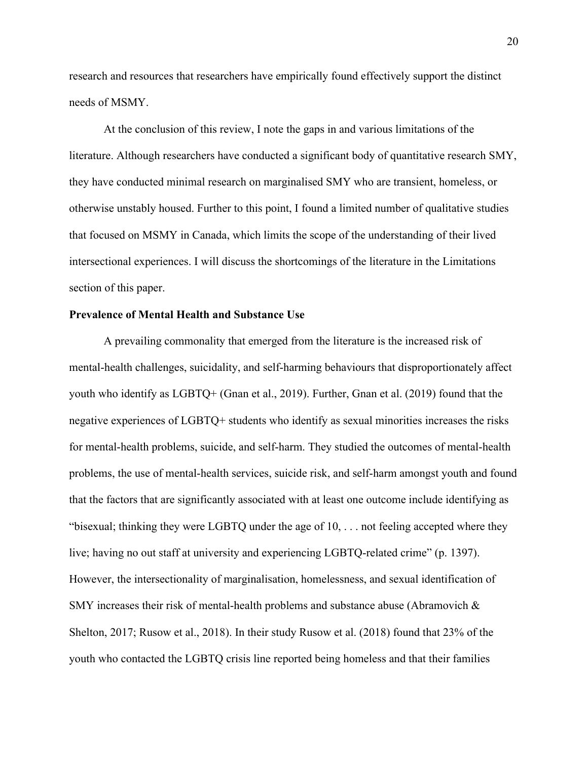research and resources that researchers have empirically found effectively support the distinct needs of MSMY.

At the conclusion of this review, I note the gaps in and various limitations of the literature. Although researchers have conducted a significant body of quantitative research SMY, they have conducted minimal research on marginalised SMY who are transient, homeless, or otherwise unstably housed. Further to this point, I found a limited number of qualitative studies that focused on MSMY in Canada, which limits the scope of the understanding of their lived intersectional experiences. I will discuss the shortcomings of the literature in the Limitations section of this paper.

**Prevalence of Mental Health and Substance Use**

A prevailing commonality that emerged from the literature is the increased risk of mental-health challenges, suicidality, and self-harming behaviours that disproportionately affect youth who identify as LGBTQ+ (Gnan et al., 2019). Further, Gnan et al. (2019) found that the negative experiences of LGBTQ+ students who identify as sexual minorities increases the risks for mental-health problems, suicide, and self-harm. They studied the outcomes of mental-health problems, the use of mental-health services, suicide risk, and self-harm amongst youth and found that the factors that are significantly associated with at least one outcome include identifying as "bisexual; thinking they were LGBTQ under the age of 10, . . . not feeling accepted where they live; having no out staff at university and experiencing LGBTQ-related crime" (p. 1397). However, the intersectionality of marginalisation, homelessness, and sexual identification of SMY increases their risk of mental-health problems and substance abuse (Abramovich & Shelton, 2017; Rusow et al., 2018). In their study Rusow et al. (2018) found that 23% of the youth who contacted the LGBTQ crisis line reported being homeless and that their families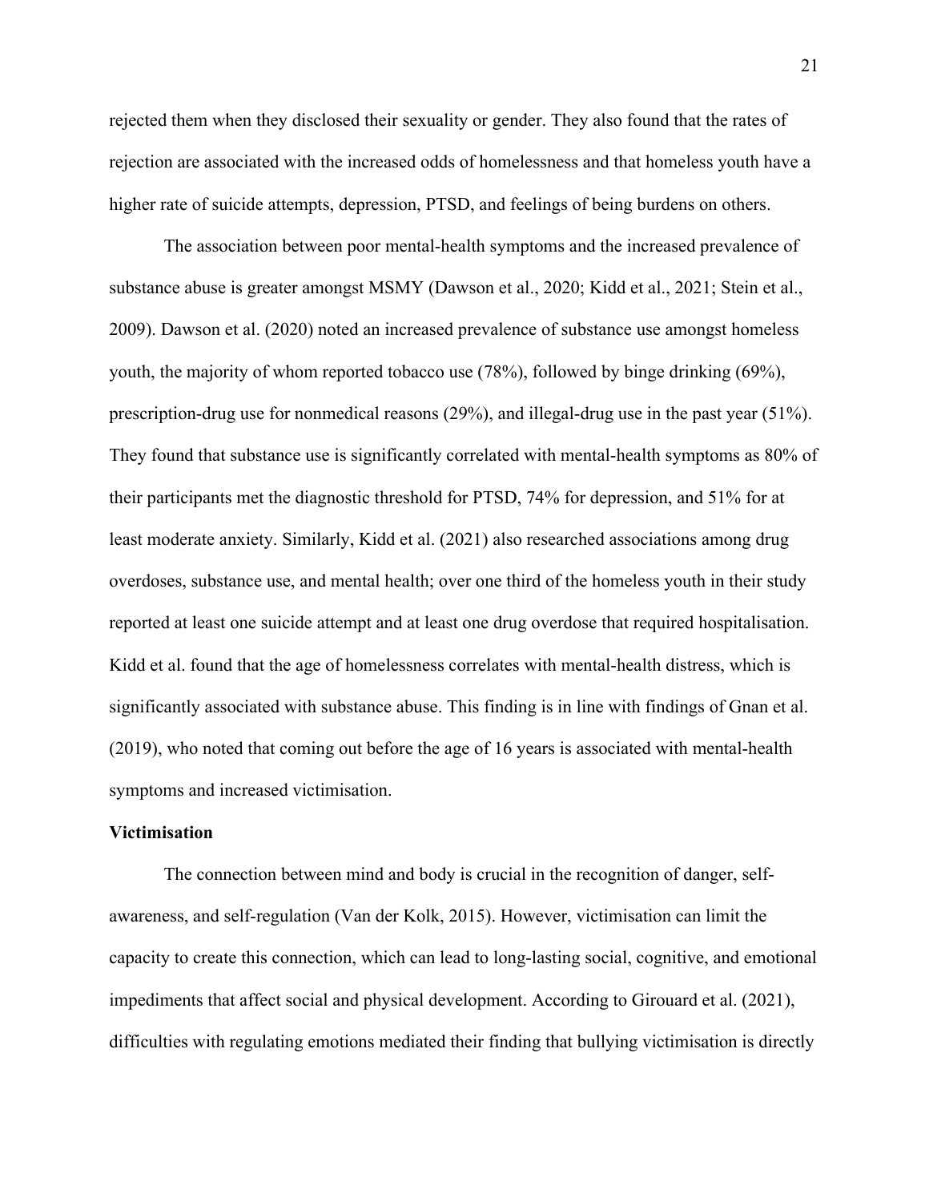rejected them when they disclosed their sexuality or gender. They also found that the rates of rejection are associated with the increased odds of homelessness and that homeless youth have a higher rate of suicide attempts, depression, PTSD, and feelings of being burdens on others.

The association between poor mental-health symptoms and the increased prevalence of substance abuse is greater amongst MSMY (Dawson et al., 2020; Kidd et al., 2021; Stein et al., 2009). Dawson et al. (2020) noted an increased prevalence of substance use amongst homeless youth, the majority of whom reported tobacco use (78%), followed by binge drinking (69%), prescription-drug use for nonmedical reasons (29%), and illegal-drug use in the past year (51%). They found that substance use is significantly correlated with mental-health symptoms as 80% of their participants met the diagnostic threshold for PTSD, 74% for depression, and 51% for at least moderate anxiety. Similarly, Kidd et al. (2021) also researched associations among drug overdoses, substance use, and mental health; over one third of the homeless youth in their study reported at least one suicide attempt and at least one drug overdose that required hospitalisation. Kidd et al. found that the age of homelessness correlates with mental-health distress, which is significantly associated with substance abuse. This finding is in line with findings of Gnan et al. (2019), who noted that coming out before the age of 16 years is associated with mental-health symptoms and increased victimisation.

**Victimisation**

The connection between mind and body is crucial in the recognition of danger, self-awareness, and self-regulation (Van der Kolk, 2015). However, victimisation can limit the capacity to create this connection, which can lead to long-lasting social, cognitive, and emotional impediments that affect social and physical development. According to Girouard et al. (2021), difficulties with regulating emotions mediated their finding that bullying victimisation is directly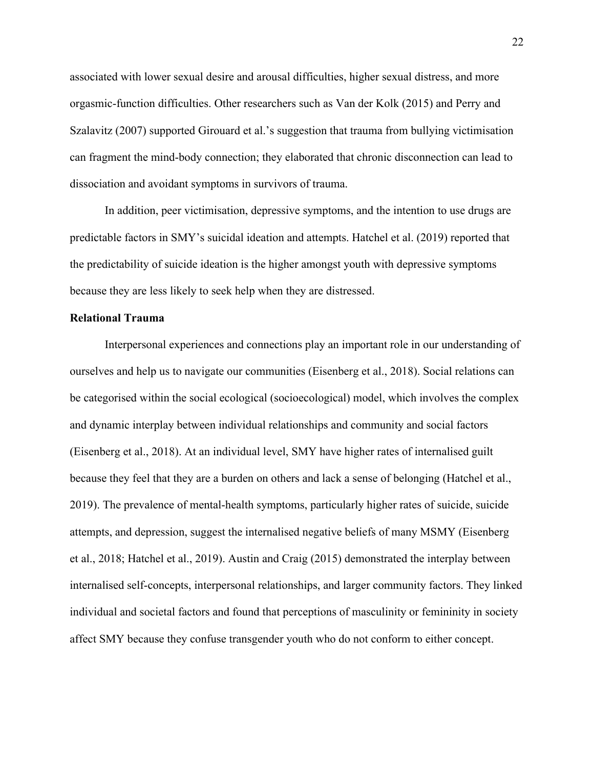associated with lower sexual desire and arousal difficulties, higher sexual distress, and more orgasmic-function difficulties. Other researchers such as Van der Kolk (2015) and Perry and Szalavitz (2007) supported Girouard et al.'s suggestion that trauma from bullying victimisation can fragment the mind-body connection; they elaborated that chronic disconnection can lead to dissociation and avoidant symptoms in survivors of trauma.

In addition, peer victimisation, depressive symptoms, and the intention to use drugs are predictable factors in SMY's suicidal ideation and attempts. Hatchel et al. (2019) reported that the predictability of suicide ideation is the higher amongst youth with depressive symptoms because they are less likely to seek help when they are distressed.

**Relational Trauma**

Interpersonal experiences and connections play an important role in our understanding of ourselves and help us to navigate our communities (Eisenberg et al., 2018). Social relations can be categorised within the social ecological (socioecological) model, which involves the complex and dynamic interplay between individual relationships and community and social factors (Eisenberg et al., 2018). At an individual level, SMY have higher rates of internalised guilt because they feel that they are a burden on others and lack a sense of belonging (Hatchel et al., 2019). The prevalence of mental-health symptoms, particularly higher rates of suicide, suicide attempts, and depression, suggest the internalised negative beliefs of many MSMY (Eisenberg et al., 2018; Hatchel et al., 2019). Austin and Craig (2015) demonstrated the interplay between internalised self-concepts, interpersonal relationships, and larger community factors. They linked individual and societal factors and found that perceptions of masculinity or femininity in society affect SMY because they confuse transgender youth who do not conform to either concept.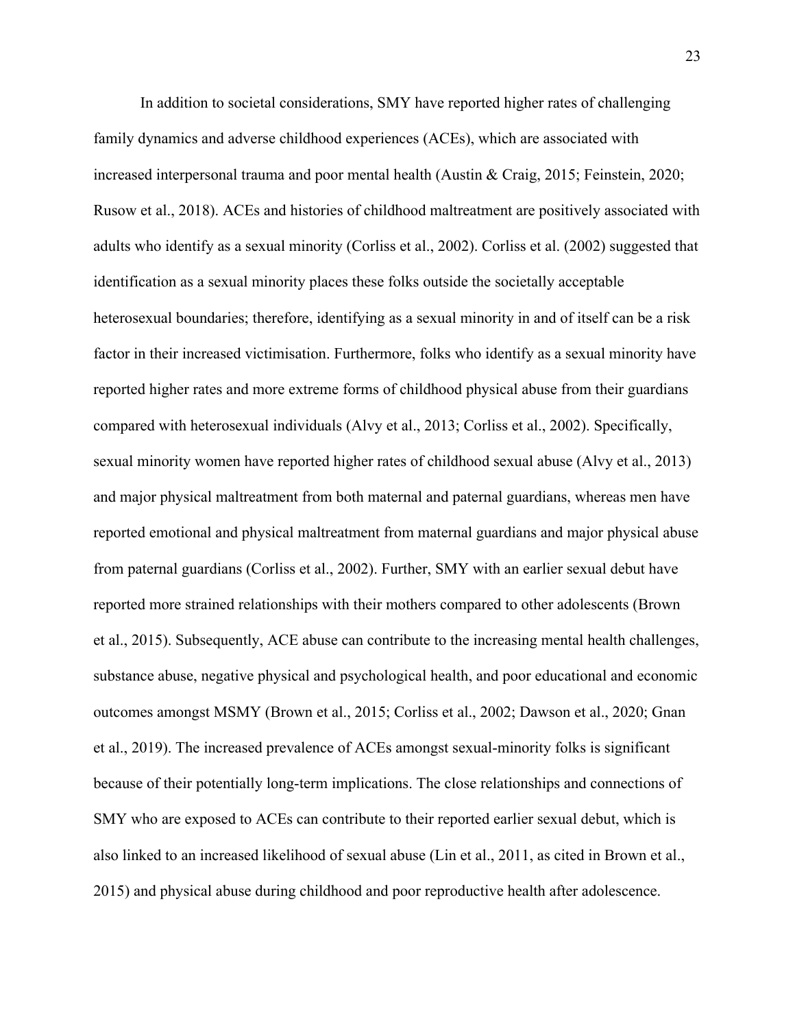In addition to societal considerations, SMY have reported higher rates of challenging family dynamics and adverse childhood experiences (ACEs), which are associated with increased interpersonal trauma and poor mental health (Austin & Craig, 2015; Feinstein, 2020; Rusow et al., 2018). ACEs and histories of childhood maltreatment are positively associated with adults who identify as a sexual minority (Corliss et al., 2002). Corliss et al. (2002) suggested that identification as a sexual minority places these folks outside the societally acceptable heterosexual boundaries; therefore, identifying as a sexual minority in and of itself can be a risk factor in their increased victimisation. Furthermore, folks who identify as a sexual minority have reported higher rates and more extreme forms of childhood physical abuse from their guardians compared with heterosexual individuals (Alvy et al., 2013; Corliss et al., 2002). Specifically, sexual minority women have reported higher rates of childhood sexual abuse (Alvy et al., 2013) and major physical maltreatment from both maternal and paternal guardians, whereas men have reported emotional and physical maltreatment from maternal guardians and major physical abuse from paternal guardians (Corliss et al., 2002). Further, SMY with an earlier sexual debut have reported more strained relationships with their mothers compared to other adolescents (Brown et al., 2015). Subsequently, ACE abuse can contribute to the increasing mental health challenges, substance abuse, negative physical and psychological health, and poor educational and economic outcomes amongst MSMY (Brown et al., 2015; Corliss et al., 2002; Dawson et al., 2020; Gnan et al., 2019). The increased prevalence of ACEs amongst sexual-minority folks is significant because of their potentially long-term implications. The close relationships and connections of SMY who are exposed to ACEs can contribute to their reported earlier sexual debut, which is also linked to an increased likelihood of sexual abuse (Lin et al., 2011, as cited in Brown et al., 2015) and physical abuse during childhood and poor reproductive health after adolescence.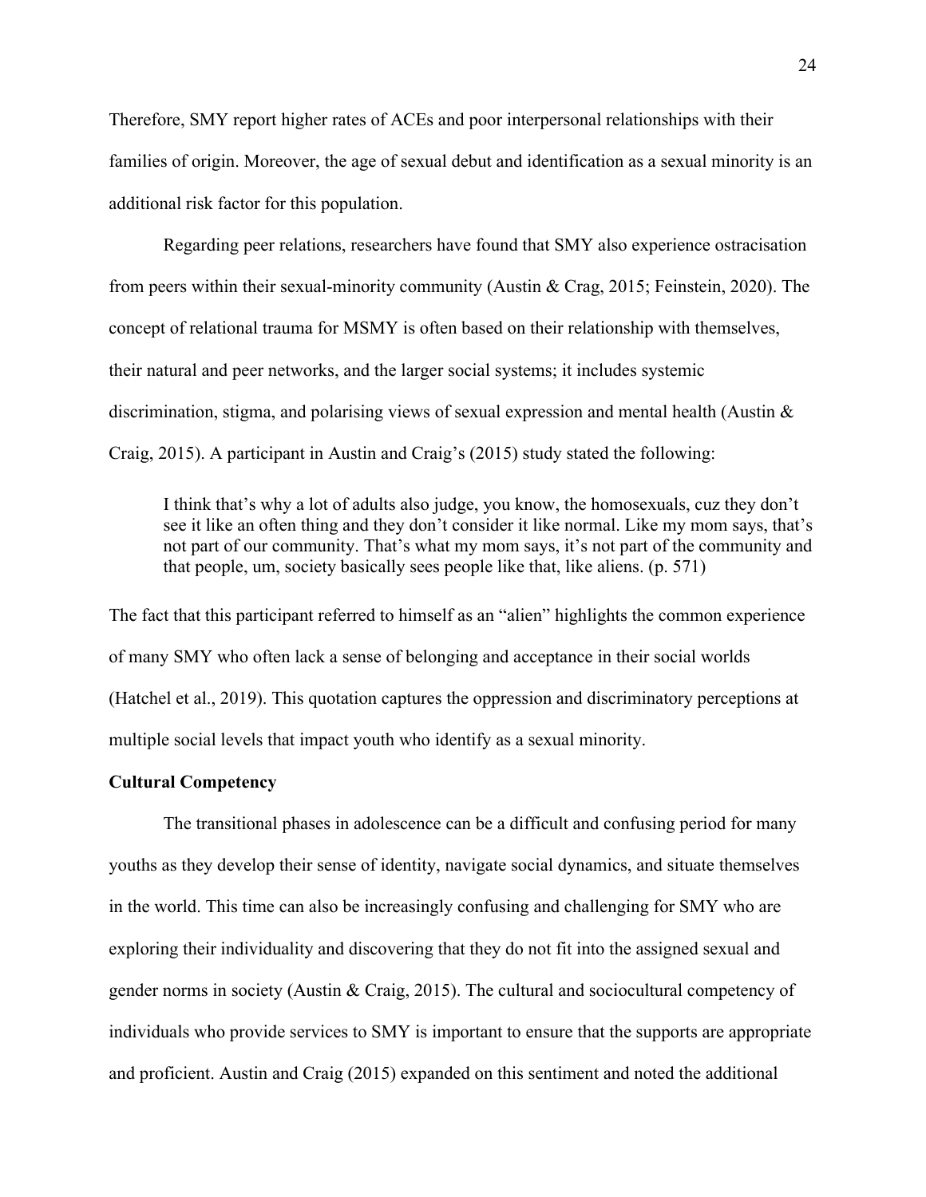Therefore, SMY report higher rates of ACEs and poor interpersonal relationships with their families of origin. Moreover, the age of sexual debut and identification as a sexual minority is an additional risk factor for this population.

Regarding peer relations, researchers have found that SMY also experience ostracisation from peers within their sexual-minority community (Austin & Crag, 2015; Feinstein, 2020). The concept of relational trauma for MSMY is often based on their relationship with themselves, their natural and peer networks, and the larger social systems; it includes systemic discrimination, stigma, and polarising views of sexual expression and mental health (Austin & Craig, 2015). A participant in Austin and Craig's (2015) study stated the following:

> I think that's why a lot of adults also judge, you know, the homosexuals, cuz they don't see it like an often thing and they don't consider it like normal. Like my mom says, that's not part of our community. That's what my mom says, it's not part of the community and that people, um, society basically sees people like that, like aliens. (p. 571)

The fact that this participant referred to himself as an "alien" highlights the common experience of many SMY who often lack a sense of belonging and acceptance in their social worlds (Hatchel et al., 2019). This quotation captures the oppression and discriminatory perceptions at multiple social levels that impact youth who identify as a sexual minority.

### Cultural Competency

The transitional phases in adolescence can be a difficult and confusing period for many youths as they develop their sense of identity, navigate social dynamics, and situate themselves in the world. This time can also be increasingly confusing and challenging for SMY who are exploring their individuality and discovering that they do not fit into the assigned sexual and gender norms in society (Austin & Craig, 2015). The cultural and sociocultural competency of individuals who provide services to SMY is important to ensure that the supports are appropriate and proficient. Austin and Craig (2015) expanded on this sentiment and noted the additional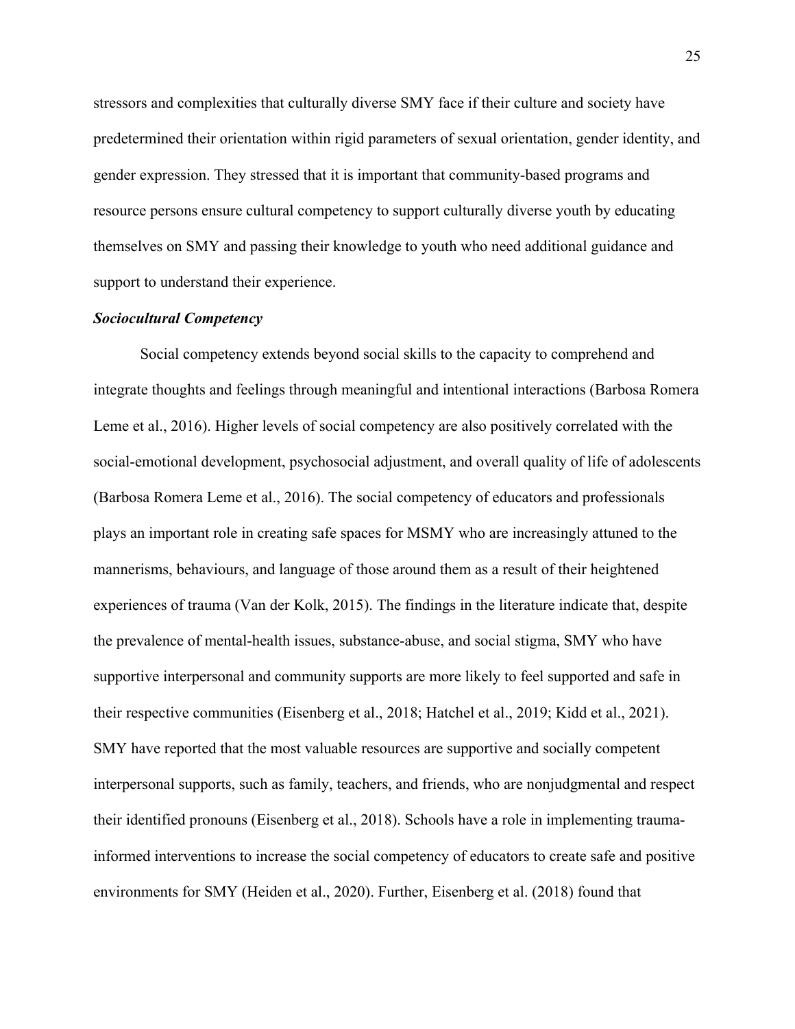stressors and complexities that culturally diverse SMY face if their culture and society have predetermined their orientation within rigid parameters of sexual orientation, gender identity, and gender expression. They stressed that it is important that community-based programs and resource persons ensure cultural competency to support culturally diverse youth by educating themselves on SMY and passing their knowledge to youth who need additional guidance and support to understand their experience.

### ***Sociocultural Competency***

Social competency extends beyond social skills to the capacity to comprehend and integrate thoughts and feelings through meaningful and intentional interactions (Barbosa Romera Leme et al., 2016). Higher levels of social competency are also positively correlated with the social-emotional development, psychosocial adjustment, and overall quality of life of adolescents (Barbosa Romera Leme et al., 2016). The social competency of educators and professionals plays an important role in creating safe spaces for MSMY who are increasingly attuned to the mannerisms, behaviours, and language of those around them as a result of their heightened experiences of trauma (Van der Kolk, 2015). The findings in the literature indicate that, despite the prevalence of mental-health issues, substance-abuse, and social stigma, SMY who have supportive interpersonal and community supports are more likely to feel supported and safe in their respective communities (Eisenberg et al., 2018; Hatchel et al., 2019; Kidd et al., 2021). SMY have reported that the most valuable resources are supportive and socially competent interpersonal supports, such as family, teachers, and friends, who are nonjudgmental and respect their identified pronouns (Eisenberg et al., 2018). Schools have a role in implementing trauma-informed interventions to increase the social competency of educators to create safe and positive environments for SMY (Heiden et al., 2020). Further, Eisenberg et al. (2018) found that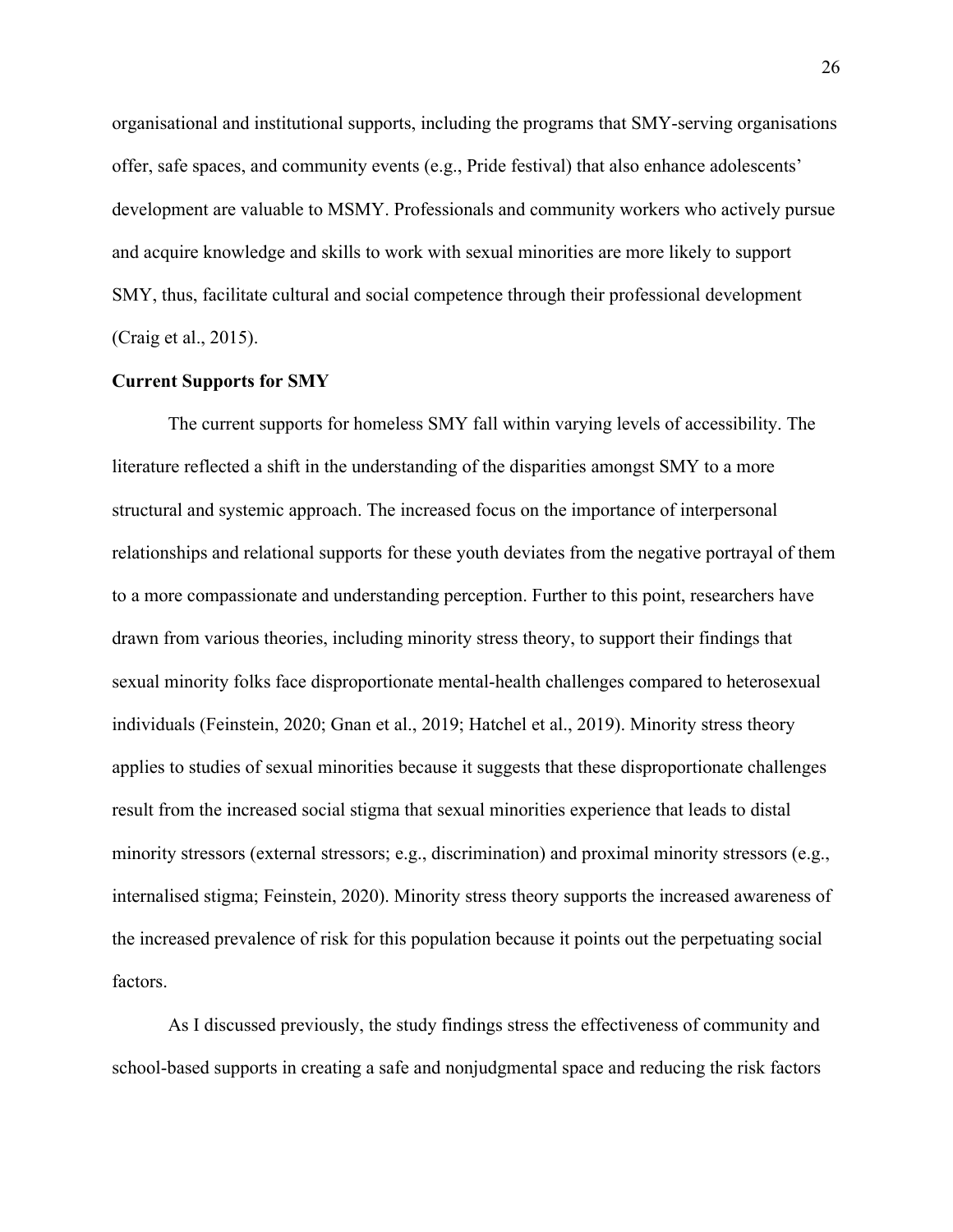organisational and institutional supports, including the programs that SMY-serving organisations offer, safe spaces, and community events (e.g., Pride festival) that also enhance adolescents' development are valuable to MSMY. Professionals and community workers who actively pursue and acquire knowledge and skills to work with sexual minorities are more likely to support SMY, thus, facilitate cultural and social competence through their professional development (Craig et al., 2015).

**Current Supports for SMY**

The current supports for homeless SMY fall within varying levels of accessibility. The literature reflected a shift in the understanding of the disparities amongst SMY to a more structural and systemic approach. The increased focus on the importance of interpersonal relationships and relational supports for these youth deviates from the negative portrayal of them to a more compassionate and understanding perception. Further to this point, researchers have drawn from various theories, including minority stress theory, to support their findings that sexual minority folks face disproportionate mental-health challenges compared to heterosexual individuals (Feinstein, 2020; Gnan et al., 2019; Hatchel et al., 2019). Minority stress theory applies to studies of sexual minorities because it suggests that these disproportionate challenges result from the increased social stigma that sexual minorities experience that leads to distal minority stressors (external stressors; e.g., discrimination) and proximal minority stressors (e.g., internalised stigma; Feinstein, 2020). Minority stress theory supports the increased awareness of the increased prevalence of risk for this population because it points out the perpetuating social factors.

As I discussed previously, the study findings stress the effectiveness of community and school-based supports in creating a safe and nonjudgmental space and reducing the risk factors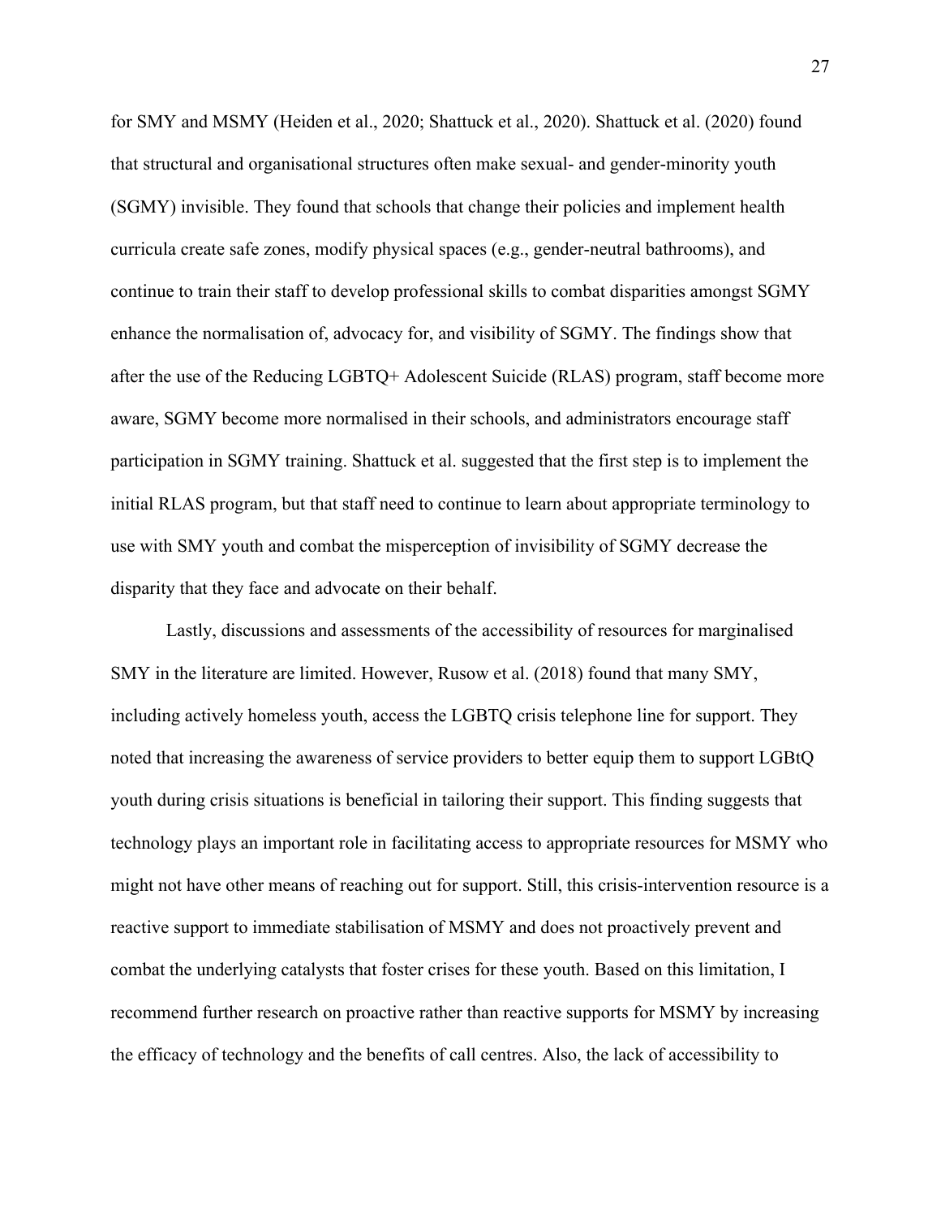for SMY and MSMY (Heiden et al., 2020; Shattuck et al., 2020). Shattuck et al. (2020) found that structural and organisational structures often make sexual- and gender-minority youth (SGMY) invisible. They found that schools that change their policies and implement health curricula create safe zones, modify physical spaces (e.g., gender-neutral bathrooms), and continue to train their staff to develop professional skills to combat disparities amongst SGMY enhance the normalisation of, advocacy for, and visibility of SGMY. The findings show that after the use of the Reducing LGBTQ+ Adolescent Suicide (RLAS) program, staff become more aware, SGMY become more normalised in their schools, and administrators encourage staff participation in SGMY training. Shattuck et al. suggested that the first step is to implement the initial RLAS program, but that staff need to continue to learn about appropriate terminology to use with SMY youth and combat the misperception of invisibility of SGMY decrease the disparity that they face and advocate on their behalf.

Lastly, discussions and assessments of the accessibility of resources for marginalised SMY in the literature are limited. However, Rusow et al. (2018) found that many SMY, including actively homeless youth, access the LGBTQ crisis telephone line for support. They noted that increasing the awareness of service providers to better equip them to support LGBtQ youth during crisis situations is beneficial in tailoring their support. This finding suggests that technology plays an important role in facilitating access to appropriate resources for MSMY who might not have other means of reaching out for support. Still, this crisis-intervention resource is a reactive support to immediate stabilisation of MSMY and does not proactively prevent and combat the underlying catalysts that foster crises for these youth. Based on this limitation, I recommend further research on proactive rather than reactive supports for MSMY by increasing the efficacy of technology and the benefits of call centres. Also, the lack of accessibility to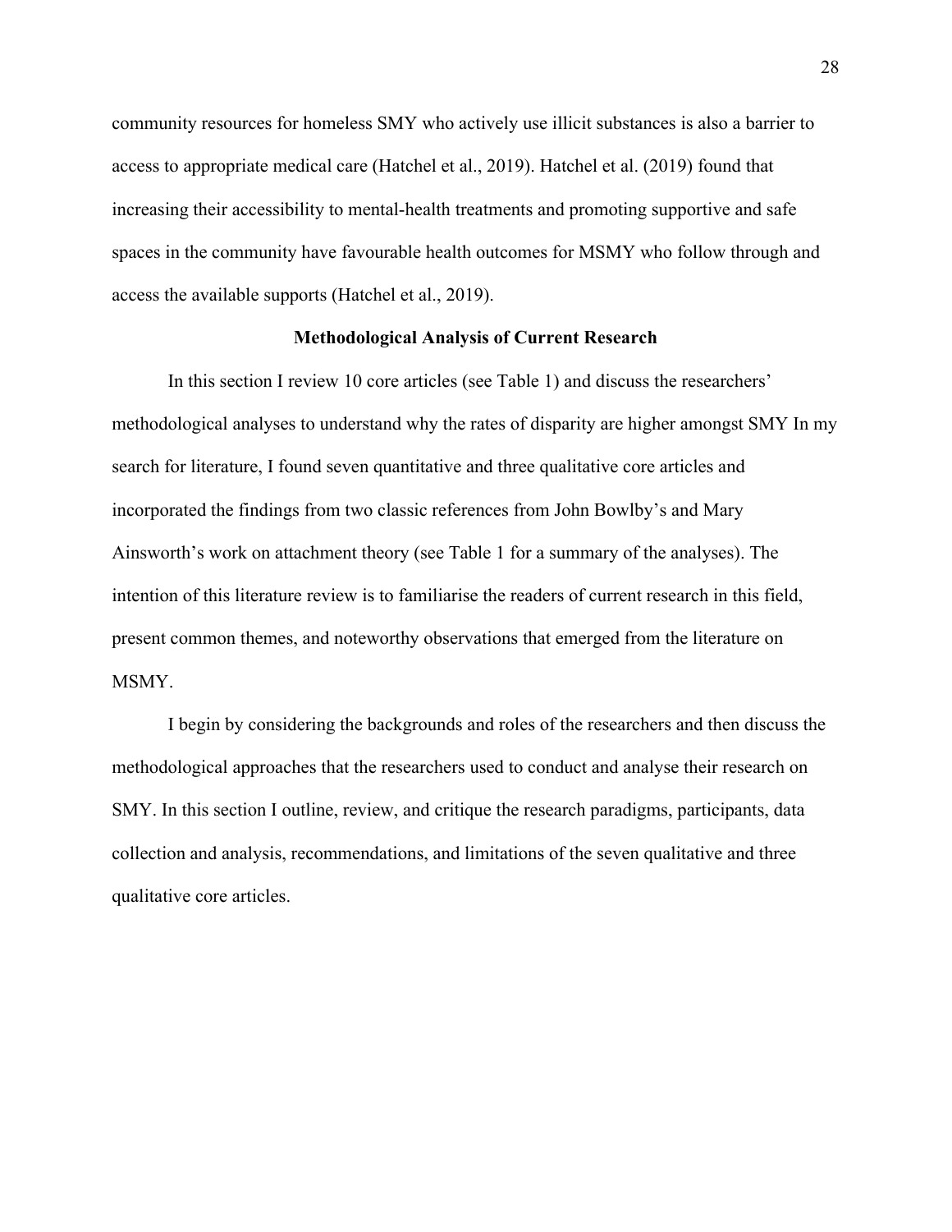community resources for homeless SMY who actively use illicit substances is also a barrier to access to appropriate medical care (Hatchel et al., 2019). Hatchel et al. (2019) found that increasing their accessibility to mental-health treatments and promoting supportive and safe spaces in the community have favourable health outcomes for MSMY who follow through and access the available supports (Hatchel et al., 2019).

## Methodological Analysis of Current Research

In this section I review 10 core articles (see Table 1) and discuss the researchers' methodological analyses to understand why the rates of disparity are higher amongst SMY In my search for literature, I found seven quantitative and three qualitative core articles and incorporated the findings from two classic references from John Bowlby's and Mary Ainsworth's work on attachment theory (see Table 1 for a summary of the analyses). The intention of this literature review is to familiarise the readers of current research in this field, present common themes, and noteworthy observations that emerged from the literature on MSMY.

I begin by considering the backgrounds and roles of the researchers and then discuss the methodological approaches that the researchers used to conduct and analyse their research on SMY. In this section I outline, review, and critique the research paradigms, participants, data collection and analysis, recommendations, and limitations of the seven qualitative and three qualitative core articles.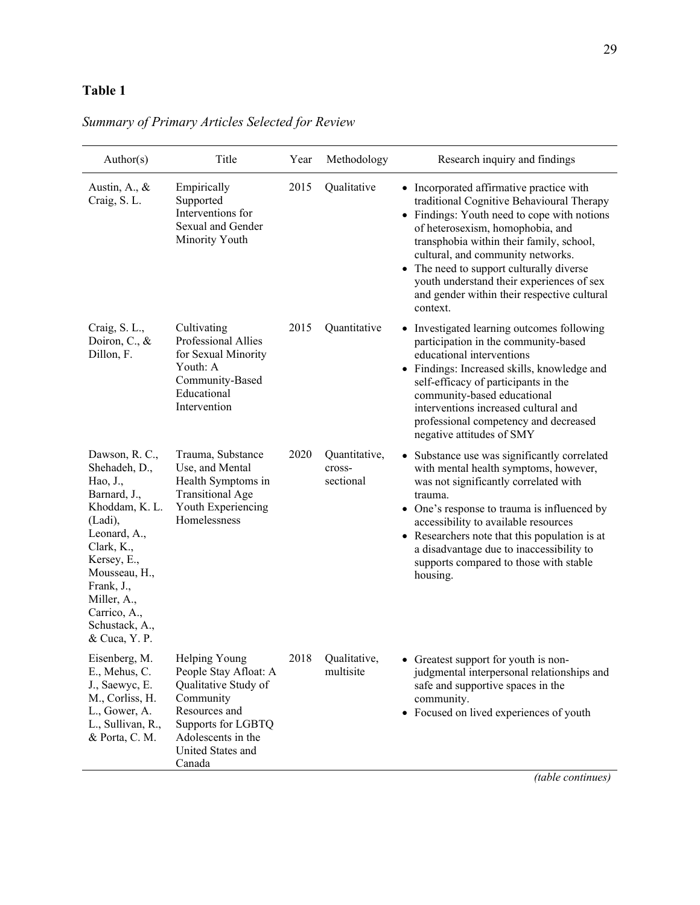**Table 1**

*Summary of Primary Articles Selected for Review*

| Author(s) | Title | Year | Methodology | Research inquiry and findings |
|---|---|---|---|---|
| Austin, A., & Craig, S. L. | Empirically Supported Interventions for Sexual and Gender Minority Youth | 2015 | Qualitative | • Incorporated affirmative practice with traditional Cognitive Behavioural Therapy <br> • Findings: Youth need to cope with notions of heterosexism, homophobia, and transphobia within their family, school, cultural, and community networks. <br> • The need to support culturally diverse youth understand their experiences of sex and gender within their respective cultural context. |
| Craig, S. L., Doiron, C., & Dillon, F. | Cultivating Professional Allies for Sexual Minority Youth: A Community-Based Educational Intervention | 2015 | Quantitative | • Investigated learning outcomes following participation in the community-based educational interventions <br> • Findings: Increased skills, knowledge and self-efficacy of participants in the community-based educational interventions increased cultural and professional competency and decreased negative attitudes of SMY |
| Dawson, R. C., Shehadeh, D., Hao, J., Barnard, J., Khoddam, K. L. (Ladi), Leonard, A., Clark, K., Kersey, E., Mousseau, H., Frank, J., Miller, A., Carrico, A., Schustack, A., & Cuca, Y. P. | Trauma, Substance Use, and Mental Health Symptoms in Transitional Age Youth Experiencing Homelessness | 2020 | Quantitative, cross-sectional | • Substance use was significantly correlated with mental health symptoms, however, was not significantly correlated with trauma. <br> • One's response to trauma is influenced by accessibility to available resources <br> • Researchers note that this population is at a disadvantage due to inaccessibility to supports compared to those with stable housing. |
| Eisenberg, M. E., Mehus, C. J., Saewyc, E. M., Corliss, H. L., Gower, A. L., Sullivan, R., & Porta, C. M. | Helping Young People Stay Afloat: A Qualitative Study of Community Resources and Supports for LGBTQ Adolescents in the United States and Canada | 2018 | Qualitative, multisite | • Greatest support for youth is non-judgmental interpersonal relationships and safe and supportive spaces in the community. <br> • Focused on lived experiences of youth |

*(table continues)*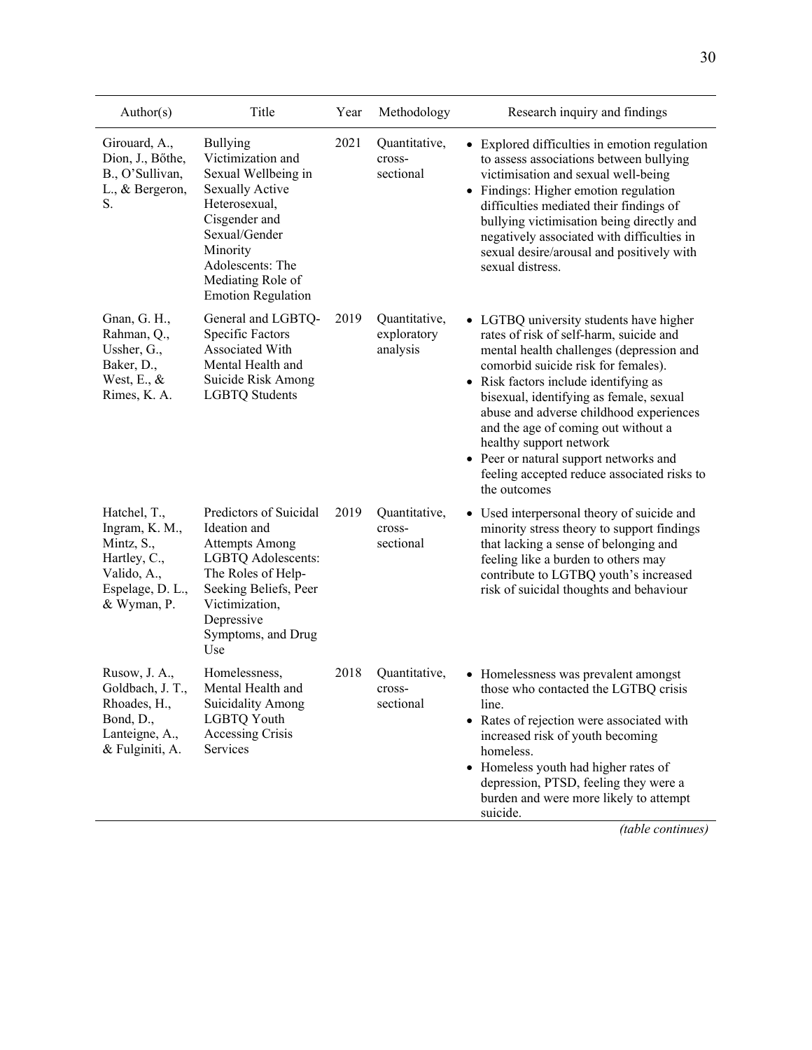| Author(s) | Title | Year | Methodology | Research inquiry and findings |
|---|---|---|---|---|
| Girouard, A., Dion, J., Bőthe, B., O'Sullivan, L., & Bergeron, S. | Bullying Victimization and Sexual Wellbeing in Sexually Active Heterosexual, Cisgender and Sexual/Gender Minority Adolescents: The Mediating Role of Emotion Regulation | 2021 | Quantitative, cross-sectional | • Explored difficulties in emotion regulation to assess associations between bullying victimisation and sexual well-being<br>• Findings: Higher emotion regulation difficulties mediated their findings of bullying victimisation being directly and negatively associated with difficulties in sexual desire/arousal and positively with sexual distress. |
| Gnan, G. H., Rahman, Q., Ussher, G., Baker, D., West, E., & Rimes, K. A. | General and LGBTQ-Specific Factors Associated With Mental Health and Suicide Risk Among LGBTQ Students | 2019 | Quantitative, exploratory analysis | • LGTBQ university students have higher rates of risk of self-harm, suicide and mental health challenges (depression and comorbid suicide risk for females).<br>• Risk factors include identifying as bisexual, identifying as female, sexual abuse and adverse childhood experiences and the age of coming out without a healthy support network<br>• Peer or natural support networks and feeling accepted reduce associated risks to the outcomes |
| Hatchel, T., Ingram, K. M., Mintz, S., Hartley, C., Valido, A., Espelage, D. L., & Wyman, P. | Predictors of Suicidal Ideation and Attempts Among LGBTQ Adolescents: The Roles of Help-Seeking Beliefs, Peer Victimization, Depressive Symptoms, and Drug Use | 2019 | Quantitative, cross-sectional | • Used interpersonal theory of suicide and minority stress theory to support findings that lacking a sense of belonging and feeling like a burden to others may contribute to LGTBQ youth's increased risk of suicidal thoughts and behaviour |
| Rusow, J. A., Goldbach, J. T., Rhoades, H., Bond, D., Lanteigne, A., & Fulginiti, A. | Homelessness, Mental Health and Suicidality Among LGBTQ Youth Accessing Crisis Services | 2018 | Quantitative, cross-sectional | • Homelessness was prevalent amongst those who contacted the LGTBQ crisis line.<br>• Rates of rejection were associated with increased risk of youth becoming homeless.<br>• Homeless youth had higher rates of depression, PTSD, feeling they were a burden and were more likely to attempt suicide. |

*(table continues)*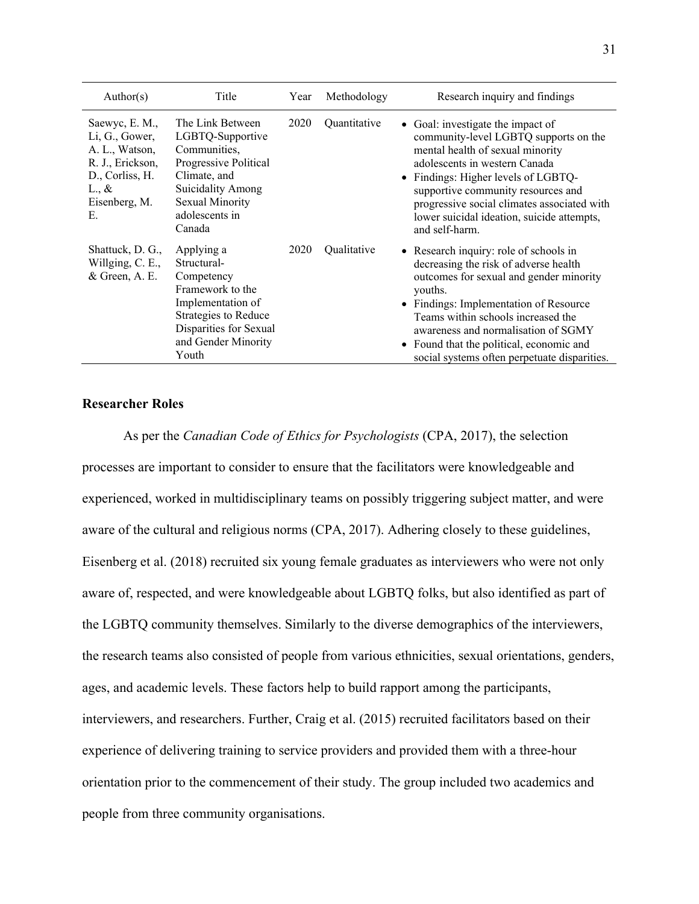| Author(s) | Title | Year | Methodology | Research inquiry and findings |
| --- | --- | --- | --- | --- |
| Saewyc, E. M., Li, G., Gower, A. L., Watson, R. J., Erickson, D., Corliss, H. L., & Eisenberg, M. E. | The Link Between LGBTQ-Supportive Communities, Progressive Political Climate, and Suicidality Among Sexual Minority adolescents in Canada | 2020 | Quantitative | • Goal: investigate the impact of community-level LGBTQ supports on the mental health of sexual minority adolescents in western Canada<br>• Findings: Higher levels of LGBTQ-supportive community resources and progressive social climates associated with lower suicidal ideation, suicide attempts, and self-harm. |
| Shattuck, D. G., Willging, C. E., & Green, A. E. | Applying a Structural-Competency Framework to the Implementation of Strategies to Reduce Disparities for Sexual and Gender Minority Youth | 2020 | Qualitative | • Research inquiry: role of schools in decreasing the risk of adverse health outcomes for sexual and gender minority youths.<br>• Findings: Implementation of Resource Teams within schools increased the awareness and normalisation of SGMY<br>• Found that the political, economic and social systems often perpetuate disparities. |

## Researcher Roles

As per the *Canadian Code of Ethics for Psychologists* (CPA, 2017), the selection processes are important to consider to ensure that the facilitators were knowledgeable and experienced, worked in multidisciplinary teams on possibly triggering subject matter, and were aware of the cultural and religious norms (CPA, 2017). Adhering closely to these guidelines, Eisenberg et al. (2018) recruited six young female graduates as interviewers who were not only aware of, respected, and were knowledgeable about LGBTQ folks, but also identified as part of the LGBTQ community themselves. Similarly to the diverse demographics of the interviewers, the research teams also consisted of people from various ethnicities, sexual orientations, genders, ages, and academic levels. These factors help to build rapport among the participants, interviewers, and researchers. Further, Craig et al. (2015) recruited facilitators based on their experience of delivering training to service providers and provided them with a three-hour orientation prior to the commencement of their study. The group included two academics and people from three community organisations.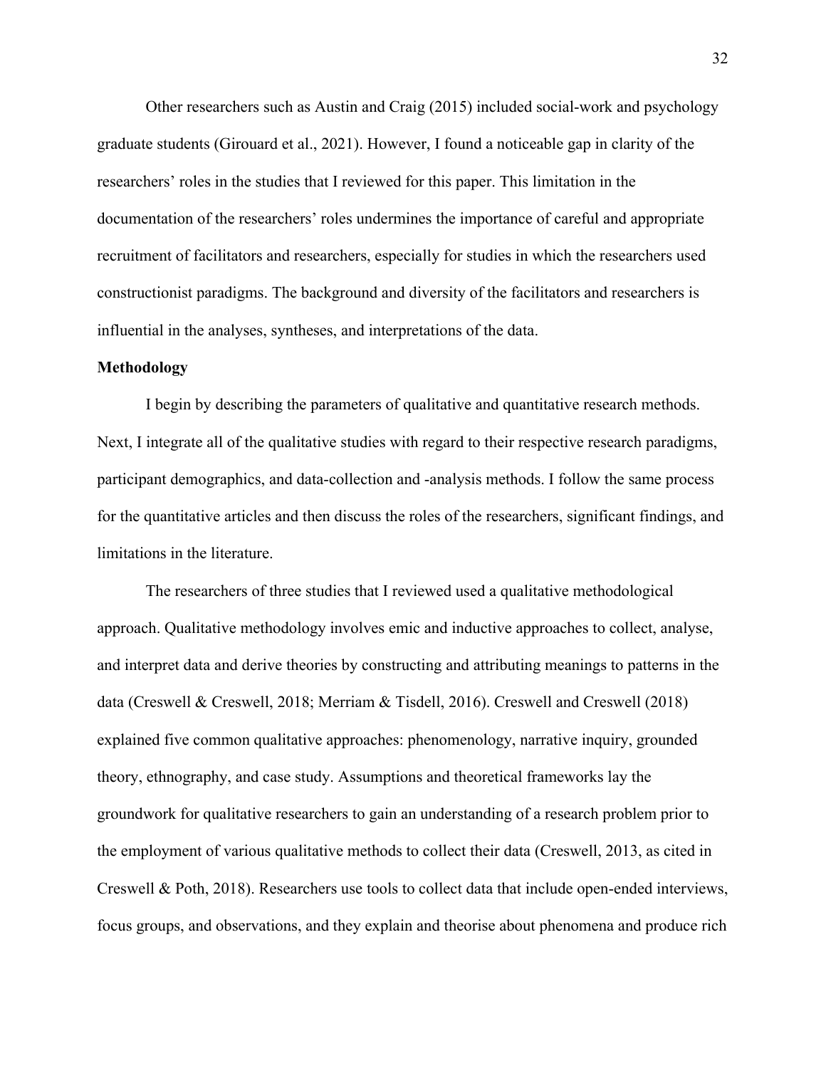Other researchers such as Austin and Craig (2015) included social-work and psychology graduate students (Girouard et al., 2021). However, I found a noticeable gap in clarity of the researchers' roles in the studies that I reviewed for this paper. This limitation in the documentation of the researchers' roles undermines the importance of careful and appropriate recruitment of facilitators and researchers, especially for studies in which the researchers used constructionist paradigms. The background and diversity of the facilitators and researchers is influential in the analyses, syntheses, and interpretations of the data.

**Methodology**

I begin by describing the parameters of qualitative and quantitative research methods. Next, I integrate all of the qualitative studies with regard to their respective research paradigms, participant demographics, and data-collection and -analysis methods. I follow the same process for the quantitative articles and then discuss the roles of the researchers, significant findings, and limitations in the literature.

The researchers of three studies that I reviewed used a qualitative methodological approach. Qualitative methodology involves emic and inductive approaches to collect, analyse, and interpret data and derive theories by constructing and attributing meanings to patterns in the data (Creswell & Creswell, 2018; Merriam & Tisdell, 2016). Creswell and Creswell (2018) explained five common qualitative approaches: phenomenology, narrative inquiry, grounded theory, ethnography, and case study. Assumptions and theoretical frameworks lay the groundwork for qualitative researchers to gain an understanding of a research problem prior to the employment of various qualitative methods to collect their data (Creswell, 2013, as cited in Creswell & Poth, 2018). Researchers use tools to collect data that include open-ended interviews, focus groups, and observations, and they explain and theorise about phenomena and produce rich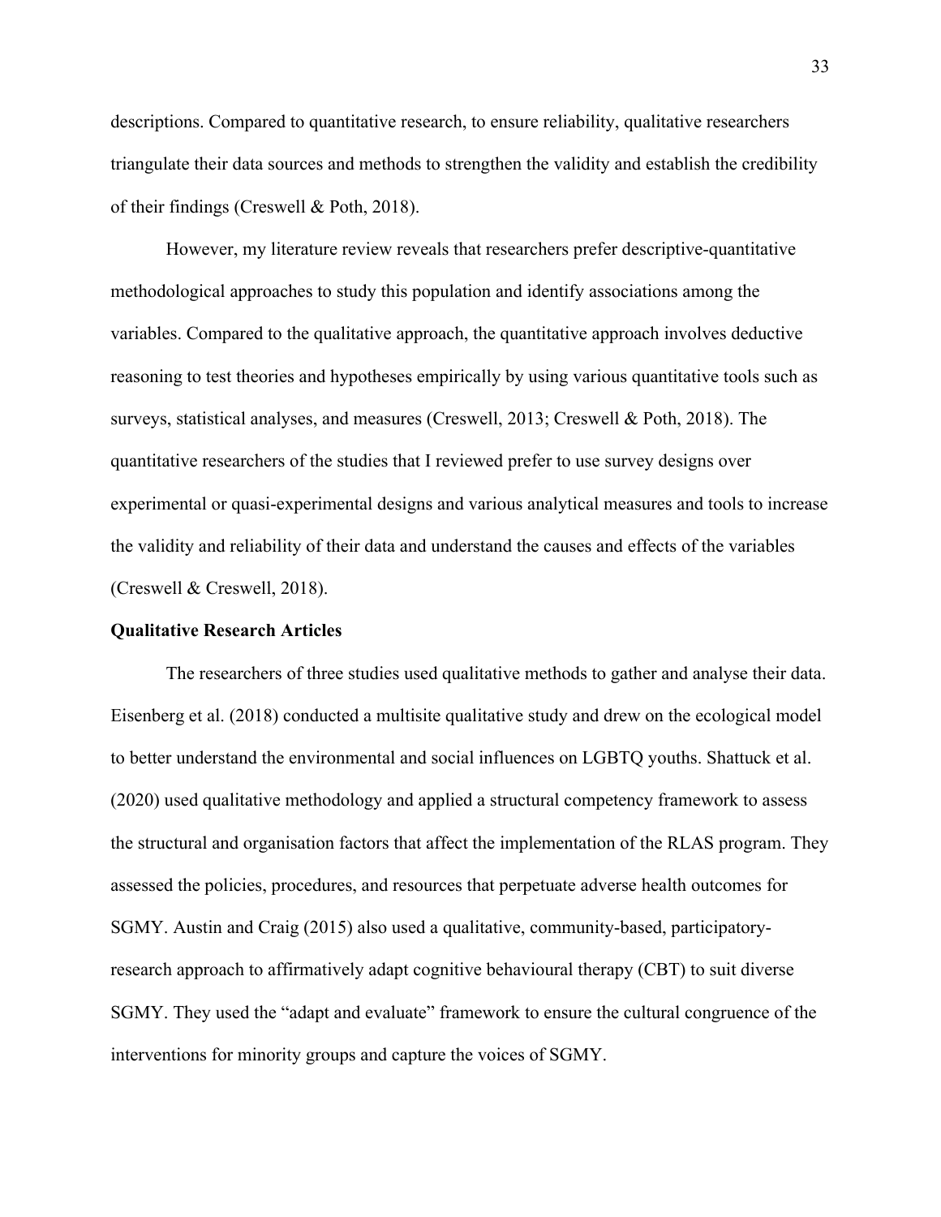descriptions. Compared to quantitative research, to ensure reliability, qualitative researchers triangulate their data sources and methods to strengthen the validity and establish the credibility of their findings (Creswell & Poth, 2018).

However, my literature review reveals that researchers prefer descriptive-quantitative methodological approaches to study this population and identify associations among the variables. Compared to the qualitative approach, the quantitative approach involves deductive reasoning to test theories and hypotheses empirically by using various quantitative tools such as surveys, statistical analyses, and measures (Creswell, 2013; Creswell & Poth, 2018). The quantitative researchers of the studies that I reviewed prefer to use survey designs over experimental or quasi-experimental designs and various analytical measures and tools to increase the validity and reliability of their data and understand the causes and effects of the variables (Creswell & Creswell, 2018).

**Qualitative Research Articles**

The researchers of three studies used qualitative methods to gather and analyse their data. Eisenberg et al. (2018) conducted a multisite qualitative study and drew on the ecological model to better understand the environmental and social influences on LGBTQ youths. Shattuck et al. (2020) used qualitative methodology and applied a structural competency framework to assess the structural and organisation factors that affect the implementation of the RLAS program. They assessed the policies, procedures, and resources that perpetuate adverse health outcomes for SGMY. Austin and Craig (2015) also used a qualitative, community-based, participatory-research approach to affirmatively adapt cognitive behavioural therapy (CBT) to suit diverse SGMY. They used the "adapt and evaluate" framework to ensure the cultural congruence of the interventions for minority groups and capture the voices of SGMY.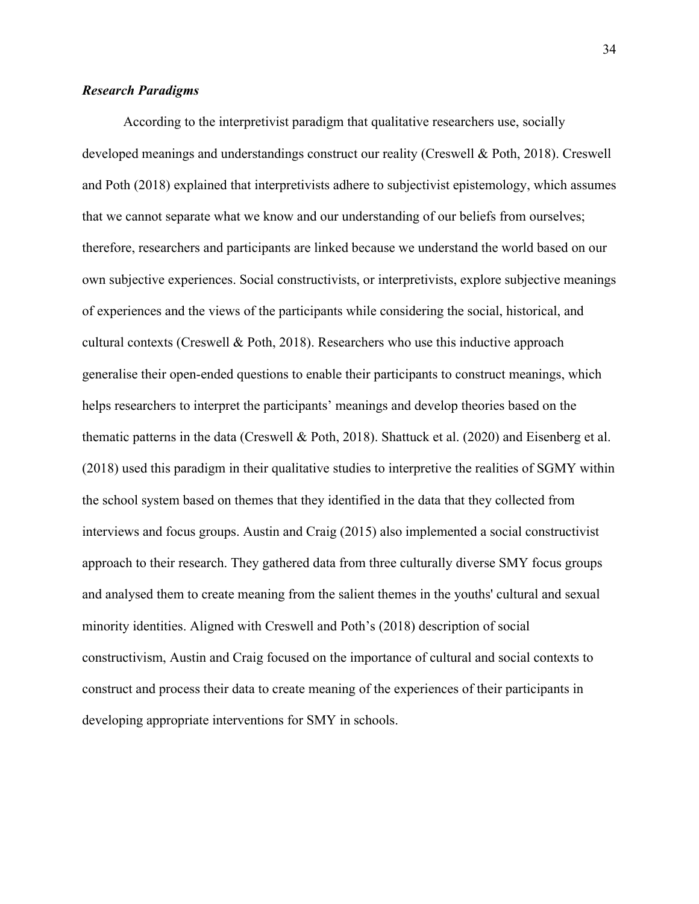### *Research Paradigms*

According to the interpretivist paradigm that qualitative researchers use, socially developed meanings and understandings construct our reality (Creswell & Poth, 2018). Creswell and Poth (2018) explained that interpretivists adhere to subjectivist epistemology, which assumes that we cannot separate what we know and our understanding of our beliefs from ourselves; therefore, researchers and participants are linked because we understand the world based on our own subjective experiences. Social constructivists, or interpretivists, explore subjective meanings of experiences and the views of the participants while considering the social, historical, and cultural contexts (Creswell & Poth, 2018). Researchers who use this inductive approach generalise their open-ended questions to enable their participants to construct meanings, which helps researchers to interpret the participants' meanings and develop theories based on the thematic patterns in the data (Creswell & Poth, 2018). Shattuck et al. (2020) and Eisenberg et al. (2018) used this paradigm in their qualitative studies to interpretive the realities of SGMY within the school system based on themes that they identified in the data that they collected from interviews and focus groups. Austin and Craig (2015) also implemented a social constructivist approach to their research. They gathered data from three culturally diverse SMY focus groups and analysed them to create meaning from the salient themes in the youths' cultural and sexual minority identities. Aligned with Creswell and Poth's (2018) description of social constructivism, Austin and Craig focused on the importance of cultural and social contexts to construct and process their data to create meaning of the experiences of their participants in developing appropriate interventions for SMY in schools.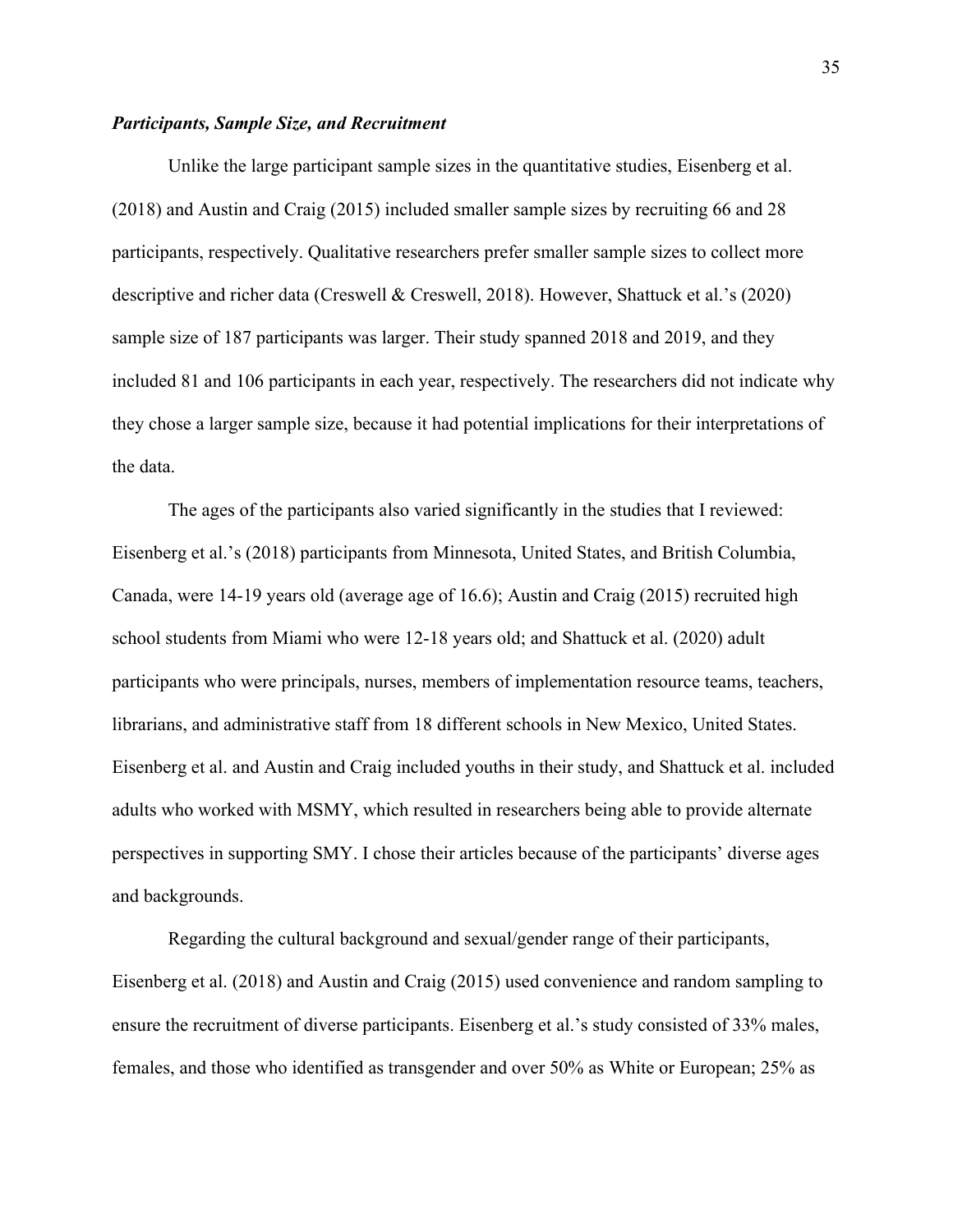### ***Participants, Sample Size, and Recruitment***

Unlike the large participant sample sizes in the quantitative studies, Eisenberg et al. (2018) and Austin and Craig (2015) included smaller sample sizes by recruiting 66 and 28 participants, respectively. Qualitative researchers prefer smaller sample sizes to collect more descriptive and richer data (Creswell & Creswell, 2018). However, Shattuck et al.'s (2020) sample size of 187 participants was larger. Their study spanned 2018 and 2019, and they included 81 and 106 participants in each year, respectively. The researchers did not indicate why they chose a larger sample size, because it had potential implications for their interpretations of the data.

The ages of the participants also varied significantly in the studies that I reviewed: Eisenberg et al.'s (2018) participants from Minnesota, United States, and British Columbia, Canada, were 14-19 years old (average age of 16.6); Austin and Craig (2015) recruited high school students from Miami who were 12-18 years old; and Shattuck et al. (2020) adult participants who were principals, nurses, members of implementation resource teams, teachers, librarians, and administrative staff from 18 different schools in New Mexico, United States. Eisenberg et al. and Austin and Craig included youths in their study, and Shattuck et al. included adults who worked with MSMY, which resulted in researchers being able to provide alternate perspectives in supporting SMY. I chose their articles because of the participants' diverse ages and backgrounds.

Regarding the cultural background and sexual/gender range of their participants, Eisenberg et al. (2018) and Austin and Craig (2015) used convenience and random sampling to ensure the recruitment of diverse participants. Eisenberg et al.'s study consisted of 33% males, females, and those who identified as transgender and over 50% as White or European; 25% as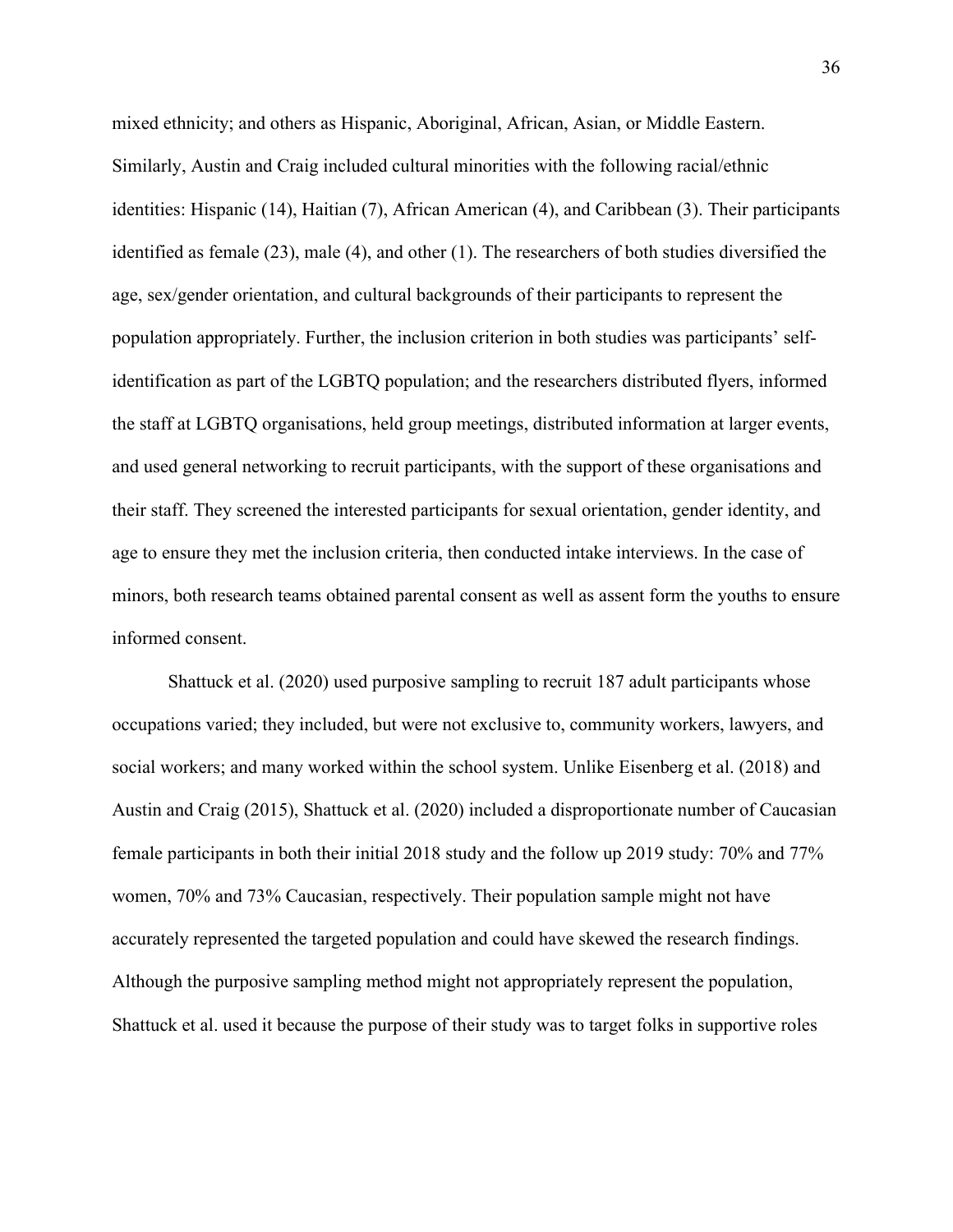mixed ethnicity; and others as Hispanic, Aboriginal, African, Asian, or Middle Eastern. Similarly, Austin and Craig included cultural minorities with the following racial/ethnic identities: Hispanic (14), Haitian (7), African American (4), and Caribbean (3). Their participants identified as female (23), male (4), and other (1). The researchers of both studies diversified the age, sex/gender orientation, and cultural backgrounds of their participants to represent the population appropriately. Further, the inclusion criterion in both studies was participants' self-identification as part of the LGBTQ population; and the researchers distributed flyers, informed the staff at LGBTQ organisations, held group meetings, distributed information at larger events, and used general networking to recruit participants, with the support of these organisations and their staff. They screened the interested participants for sexual orientation, gender identity, and age to ensure they met the inclusion criteria, then conducted intake interviews. In the case of minors, both research teams obtained parental consent as well as assent form the youths to ensure informed consent.

Shattuck et al. (2020) used purposive sampling to recruit 187 adult participants whose occupations varied; they included, but were not exclusive to, community workers, lawyers, and social workers; and many worked within the school system. Unlike Eisenberg et al. (2018) and Austin and Craig (2015), Shattuck et al. (2020) included a disproportionate number of Caucasian female participants in both their initial 2018 study and the follow up 2019 study: 70% and 77% women, 70% and 73% Caucasian, respectively. Their population sample might not have accurately represented the targeted population and could have skewed the research findings. Although the purposive sampling method might not appropriately represent the population, Shattuck et al. used it because the purpose of their study was to target folks in supportive roles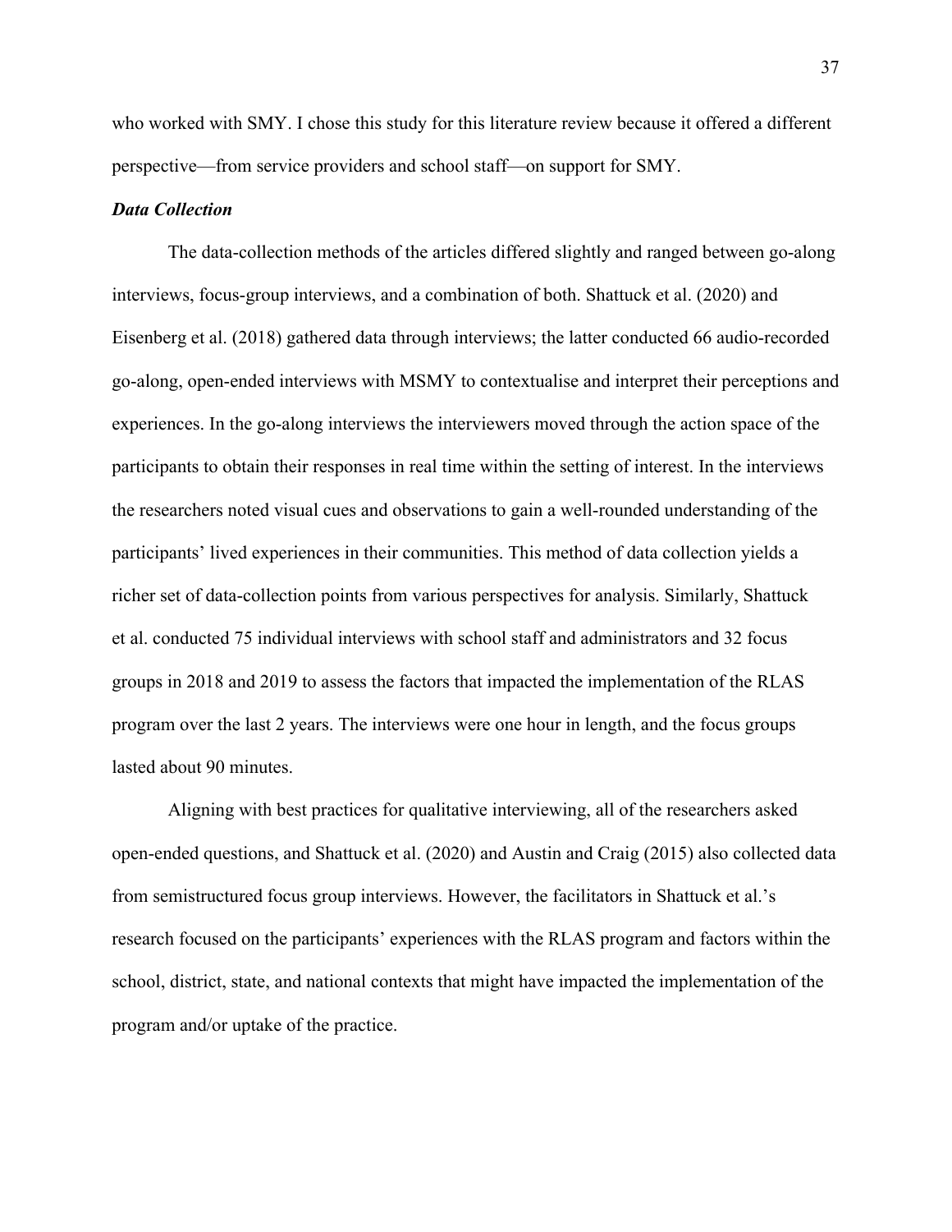who worked with SMY. I chose this study for this literature review because it offered a different perspective—from service providers and school staff—on support for SMY.

### *Data Collection*

The data-collection methods of the articles differed slightly and ranged between go-along interviews, focus-group interviews, and a combination of both. Shattuck et al. (2020) and Eisenberg et al. (2018) gathered data through interviews; the latter conducted 66 audio-recorded go-along, open-ended interviews with MSMY to contextualise and interpret their perceptions and experiences. In the go-along interviews the interviewers moved through the action space of the participants to obtain their responses in real time within the setting of interest. In the interviews the researchers noted visual cues and observations to gain a well-rounded understanding of the participants' lived experiences in their communities. This method of data collection yields a richer set of data-collection points from various perspectives for analysis. Similarly, Shattuck et al. conducted 75 individual interviews with school staff and administrators and 32 focus groups in 2018 and 2019 to assess the factors that impacted the implementation of the RLAS program over the last 2 years. The interviews were one hour in length, and the focus groups lasted about 90 minutes.

Aligning with best practices for qualitative interviewing, all of the researchers asked open-ended questions, and Shattuck et al. (2020) and Austin and Craig (2015) also collected data from semistructured focus group interviews. However, the facilitators in Shattuck et al.'s research focused on the participants' experiences with the RLAS program and factors within the school, district, state, and national contexts that might have impacted the implementation of the program and/or uptake of the practice.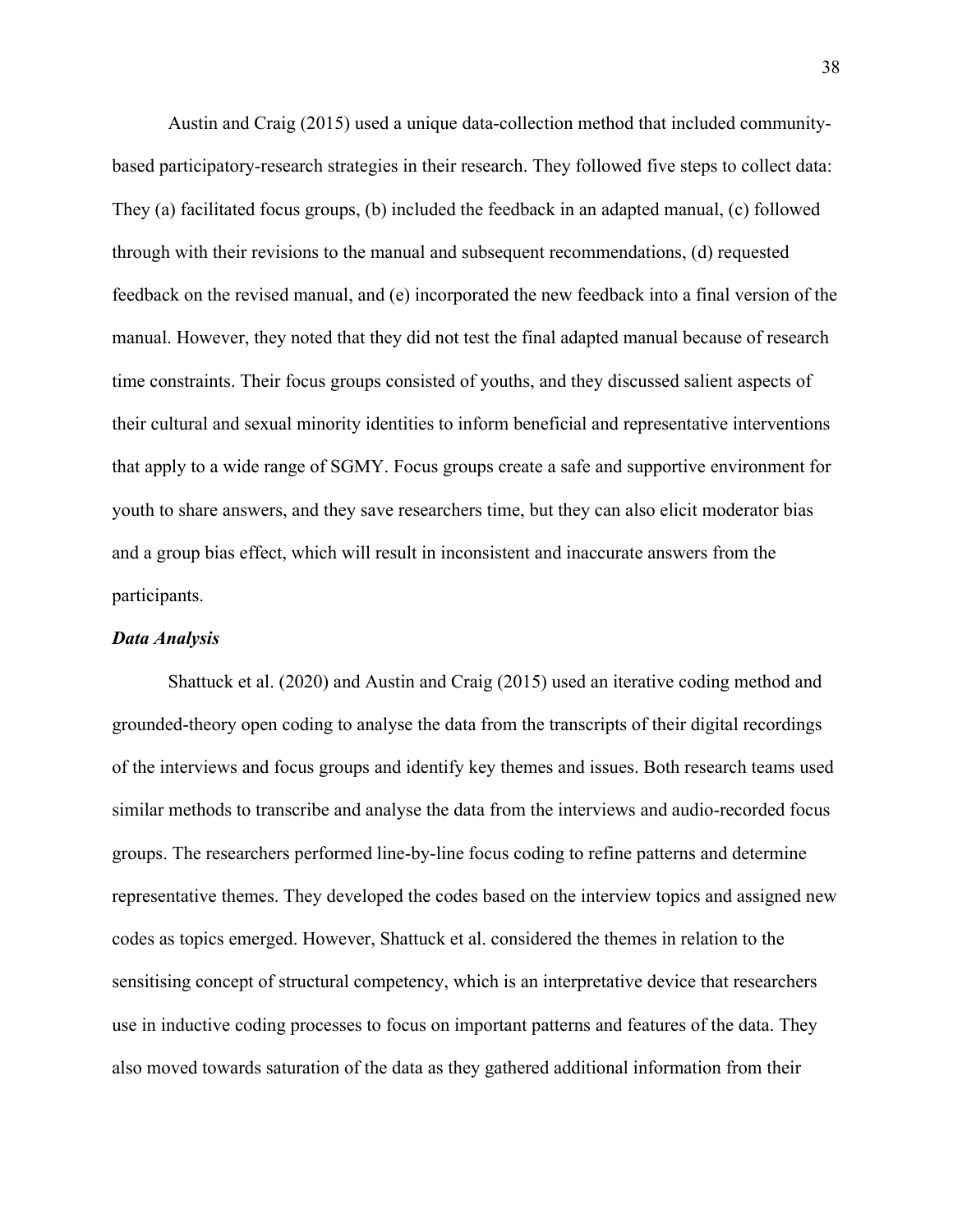Austin and Craig (2015) used a unique data-collection method that included community-based participatory-research strategies in their research. They followed five steps to collect data: They (a) facilitated focus groups, (b) included the feedback in an adapted manual, (c) followed through with their revisions to the manual and subsequent recommendations, (d) requested feedback on the revised manual, and (e) incorporated the new feedback into a final version of the manual. However, they noted that they did not test the final adapted manual because of research time constraints. Their focus groups consisted of youths, and they discussed salient aspects of their cultural and sexual minority identities to inform beneficial and representative interventions that apply to a wide range of SGMY. Focus groups create a safe and supportive environment for youth to share answers, and they save researchers time, but they can also elicit moderator bias and a group bias effect, which will result in inconsistent and inaccurate answers from the participants.

### *Data Analysis*

Shattuck et al. (2020) and Austin and Craig (2015) used an iterative coding method and grounded-theory open coding to analyse the data from the transcripts of their digital recordings of the interviews and focus groups and identify key themes and issues. Both research teams used similar methods to transcribe and analyse the data from the interviews and audio-recorded focus groups. The researchers performed line-by-line focus coding to refine patterns and determine representative themes. They developed the codes based on the interview topics and assigned new codes as topics emerged. However, Shattuck et al. considered the themes in relation to the sensitising concept of structural competency, which is an interpretative device that researchers use in inductive coding processes to focus on important patterns and features of the data. They also moved towards saturation of the data as they gathered additional information from their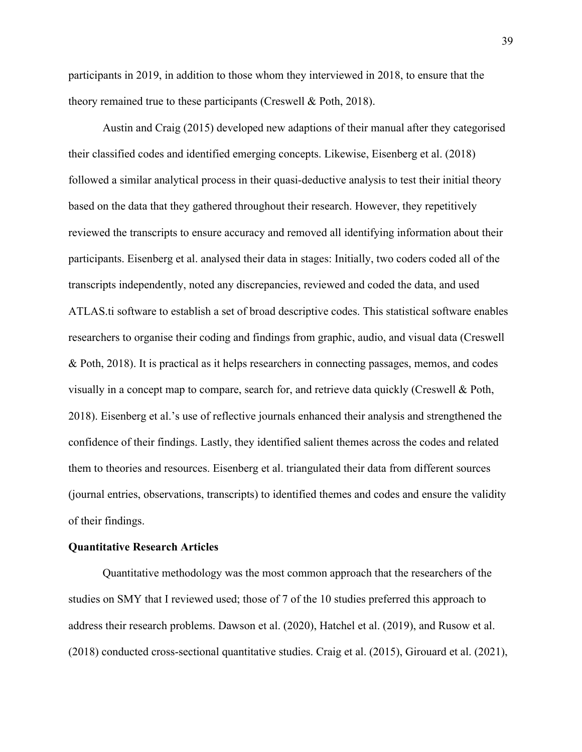participants in 2019, in addition to those whom they interviewed in 2018, to ensure that the theory remained true to these participants (Creswell & Poth, 2018).

Austin and Craig (2015) developed new adaptions of their manual after they categorised their classified codes and identified emerging concepts. Likewise, Eisenberg et al. (2018) followed a similar analytical process in their quasi-deductive analysis to test their initial theory based on the data that they gathered throughout their research. However, they repetitively reviewed the transcripts to ensure accuracy and removed all identifying information about their participants. Eisenberg et al. analysed their data in stages: Initially, two coders coded all of the transcripts independently, noted any discrepancies, reviewed and coded the data, and used ATLAS.ti software to establish a set of broad descriptive codes. This statistical software enables researchers to organise their coding and findings from graphic, audio, and visual data (Creswell & Poth, 2018). It is practical as it helps researchers in connecting passages, memos, and codes visually in a concept map to compare, search for, and retrieve data quickly (Creswell & Poth, 2018). Eisenberg et al.'s use of reflective journals enhanced their analysis and strengthened the confidence of their findings. Lastly, they identified salient themes across the codes and related them to theories and resources. Eisenberg et al. triangulated their data from different sources (journal entries, observations, transcripts) to identified themes and codes and ensure the validity of their findings.

**Quantitative Research Articles**

Quantitative methodology was the most common approach that the researchers of the studies on SMY that I reviewed used; those of 7 of the 10 studies preferred this approach to address their research problems. Dawson et al. (2020), Hatchel et al. (2019), and Rusow et al. (2018) conducted cross-sectional quantitative studies. Craig et al. (2015), Girouard et al. (2021),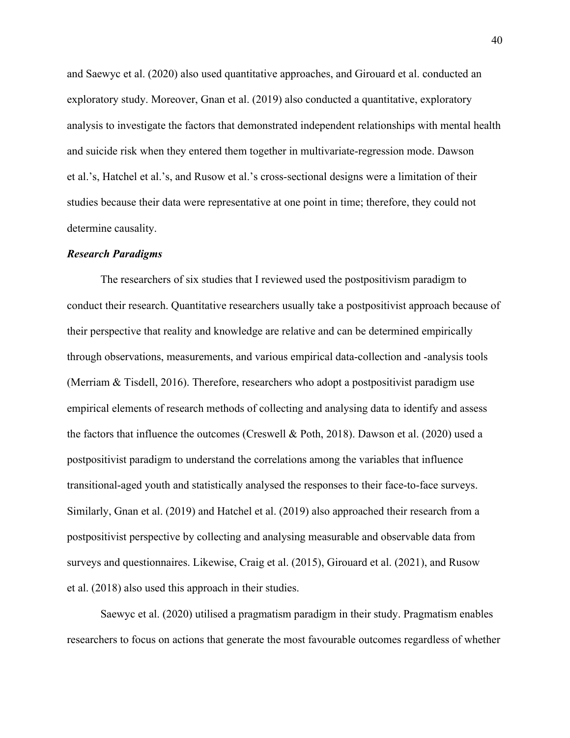and Saewyc et al. (2020) also used quantitative approaches, and Girouard et al. conducted an exploratory study. Moreover, Gnan et al. (2019) also conducted a quantitative, exploratory analysis to investigate the factors that demonstrated independent relationships with mental health and suicide risk when they entered them together in multivariate-regression mode. Dawson et al.'s, Hatchel et al.'s, and Rusow et al.'s cross-sectional designs were a limitation of their studies because their data were representative at one point in time; therefore, they could not determine causality.

### *Research Paradigms*

The researchers of six studies that I reviewed used the postpositivism paradigm to conduct their research. Quantitative researchers usually take a postpositivist approach because of their perspective that reality and knowledge are relative and can be determined empirically through observations, measurements, and various empirical data-collection and -analysis tools (Merriam & Tisdell, 2016). Therefore, researchers who adopt a postpositivist paradigm use empirical elements of research methods of collecting and analysing data to identify and assess the factors that influence the outcomes (Creswell & Poth, 2018). Dawson et al. (2020) used a postpositivist paradigm to understand the correlations among the variables that influence transitional-aged youth and statistically analysed the responses to their face-to-face surveys. Similarly, Gnan et al. (2019) and Hatchel et al. (2019) also approached their research from a postpositivist perspective by collecting and analysing measurable and observable data from surveys and questionnaires. Likewise, Craig et al. (2015), Girouard et al. (2021), and Rusow et al. (2018) also used this approach in their studies.

Saewyc et al. (2020) utilised a pragmatism paradigm in their study. Pragmatism enables researchers to focus on actions that generate the most favourable outcomes regardless of whether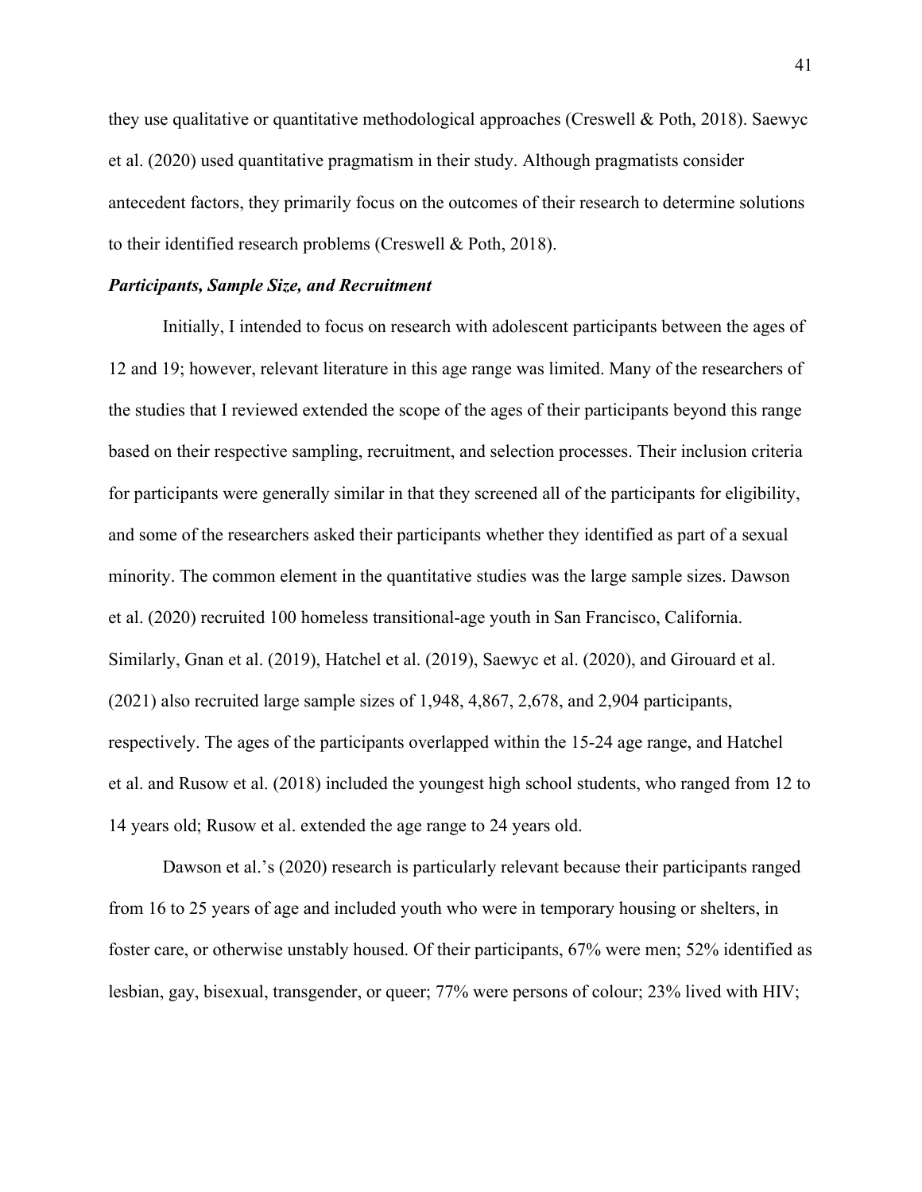they use qualitative or quantitative methodological approaches (Creswell & Poth, 2018). Saewyc et al. (2020) used quantitative pragmatism in their study. Although pragmatists consider antecedent factors, they primarily focus on the outcomes of their research to determine solutions to their identified research problems (Creswell & Poth, 2018).

### *Participants, Sample Size, and Recruitment*

Initially, I intended to focus on research with adolescent participants between the ages of 12 and 19; however, relevant literature in this age range was limited. Many of the researchers of the studies that I reviewed extended the scope of the ages of their participants beyond this range based on their respective sampling, recruitment, and selection processes. Their inclusion criteria for participants were generally similar in that they screened all of the participants for eligibility, and some of the researchers asked their participants whether they identified as part of a sexual minority. The common element in the quantitative studies was the large sample sizes. Dawson et al. (2020) recruited 100 homeless transitional-age youth in San Francisco, California. Similarly, Gnan et al. (2019), Hatchel et al. (2019), Saewyc et al. (2020), and Girouard et al. (2021) also recruited large sample sizes of 1,948, 4,867, 2,678, and 2,904 participants, respectively. The ages of the participants overlapped within the 15-24 age range, and Hatchel et al. and Rusow et al. (2018) included the youngest high school students, who ranged from 12 to 14 years old; Rusow et al. extended the age range to 24 years old.

Dawson et al.'s (2020) research is particularly relevant because their participants ranged from 16 to 25 years of age and included youth who were in temporary housing or shelters, in foster care, or otherwise unstably housed. Of their participants, 67% were men; 52% identified as lesbian, gay, bisexual, transgender, or queer; 77% were persons of colour; 23% lived with HIV;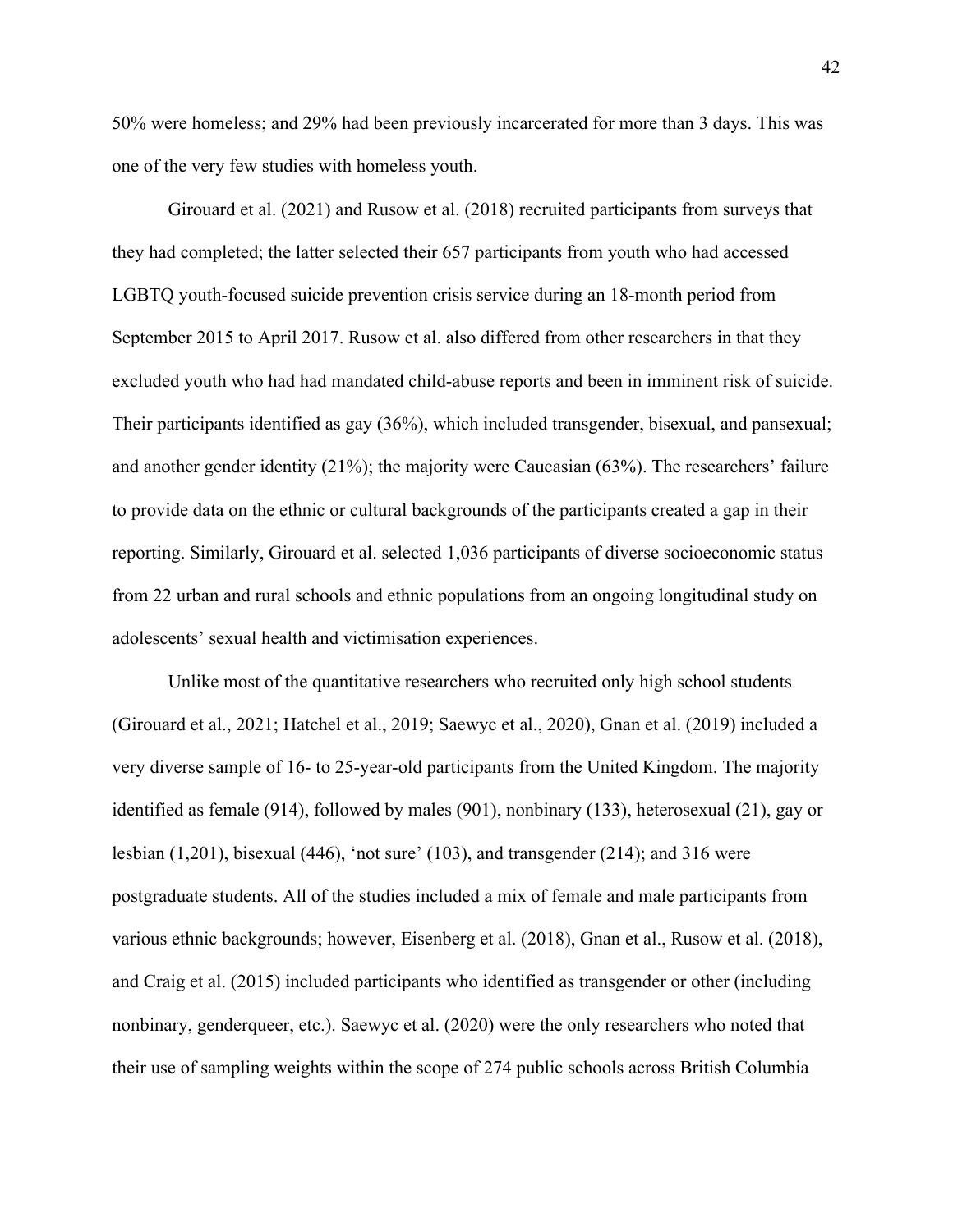50% were homeless; and 29% had been previously incarcerated for more than 3 days. This was one of the very few studies with homeless youth.

Girouard et al. (2021) and Rusow et al. (2018) recruited participants from surveys that they had completed; the latter selected their 657 participants from youth who had accessed LGBTQ youth-focused suicide prevention crisis service during an 18-month period from September 2015 to April 2017. Rusow et al. also differed from other researchers in that they excluded youth who had had mandated child-abuse reports and been in imminent risk of suicide. Their participants identified as gay (36%), which included transgender, bisexual, and pansexual; and another gender identity (21%); the majority were Caucasian (63%). The researchers' failure to provide data on the ethnic or cultural backgrounds of the participants created a gap in their reporting. Similarly, Girouard et al. selected 1,036 participants of diverse socioeconomic status from 22 urban and rural schools and ethnic populations from an ongoing longitudinal study on adolescents' sexual health and victimisation experiences.

Unlike most of the quantitative researchers who recruited only high school students (Girouard et al., 2021; Hatchel et al., 2019; Saewyc et al., 2020), Gnan et al. (2019) included a very diverse sample of 16- to 25-year-old participants from the United Kingdom. The majority identified as female (914), followed by males (901), nonbinary (133), heterosexual (21), gay or lesbian (1,201), bisexual (446), 'not sure' (103), and transgender (214); and 316 were postgraduate students. All of the studies included a mix of female and male participants from various ethnic backgrounds; however, Eisenberg et al. (2018), Gnan et al., Rusow et al. (2018), and Craig et al. (2015) included participants who identified as transgender or other (including nonbinary, genderqueer, etc.). Saewyc et al. (2020) were the only researchers who noted that their use of sampling weights within the scope of 274 public schools across British Columbia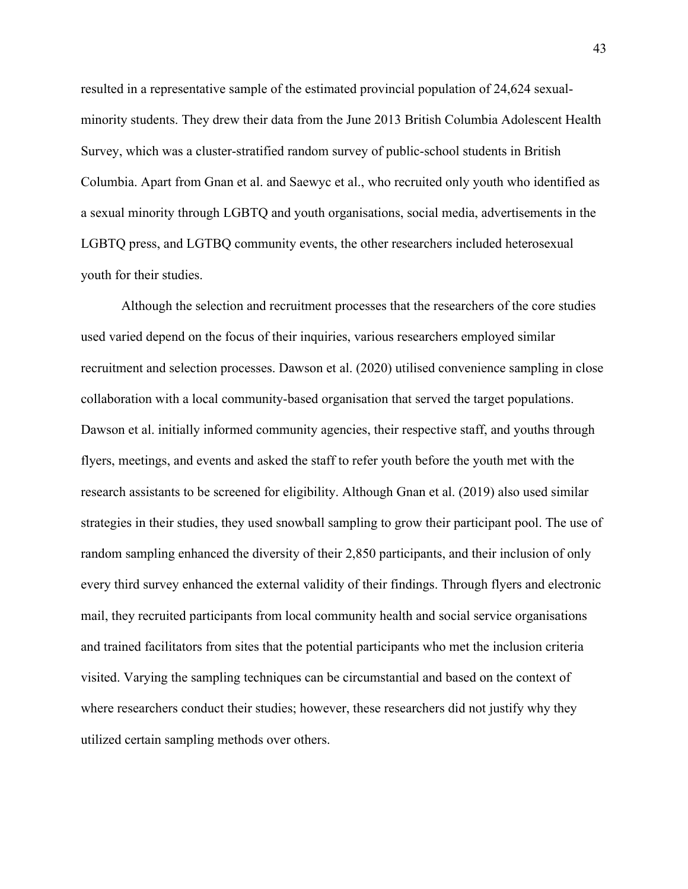resulted in a representative sample of the estimated provincial population of 24,624 sexual-minority students. They drew their data from the June 2013 British Columbia Adolescent Health Survey, which was a cluster-stratified random survey of public-school students in British Columbia. Apart from Gnan et al. and Saewyc et al., who recruited only youth who identified as a sexual minority through LGBTQ and youth organisations, social media, advertisements in the LGBTQ press, and LGTBQ community events, the other researchers included heterosexual youth for their studies.

Although the selection and recruitment processes that the researchers of the core studies used varied depend on the focus of their inquiries, various researchers employed similar recruitment and selection processes. Dawson et al. (2020) utilised convenience sampling in close collaboration with a local community-based organisation that served the target populations. Dawson et al. initially informed community agencies, their respective staff, and youths through flyers, meetings, and events and asked the staff to refer youth before the youth met with the research assistants to be screened for eligibility. Although Gnan et al. (2019) also used similar strategies in their studies, they used snowball sampling to grow their participant pool. The use of random sampling enhanced the diversity of their 2,850 participants, and their inclusion of only every third survey enhanced the external validity of their findings. Through flyers and electronic mail, they recruited participants from local community health and social service organisations and trained facilitators from sites that the potential participants who met the inclusion criteria visited. Varying the sampling techniques can be circumstantial and based on the context of where researchers conduct their studies; however, these researchers did not justify why they utilized certain sampling methods over others.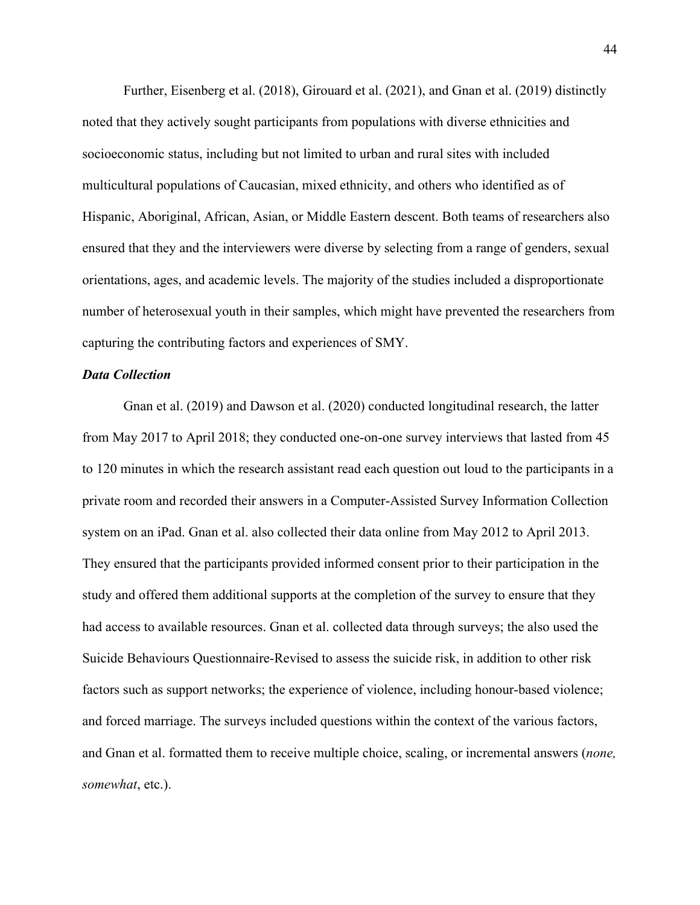Further, Eisenberg et al. (2018), Girouard et al. (2021), and Gnan et al. (2019) distinctly noted that they actively sought participants from populations with diverse ethnicities and socioeconomic status, including but not limited to urban and rural sites with included multicultural populations of Caucasian, mixed ethnicity, and others who identified as of Hispanic, Aboriginal, African, Asian, or Middle Eastern descent. Both teams of researchers also ensured that they and the interviewers were diverse by selecting from a range of genders, sexual orientations, ages, and academic levels. The majority of the studies included a disproportionate number of heterosexual youth in their samples, which might have prevented the researchers from capturing the contributing factors and experiences of SMY.

### *Data Collection*

Gnan et al. (2019) and Dawson et al. (2020) conducted longitudinal research, the latter from May 2017 to April 2018; they conducted one-on-one survey interviews that lasted from 45 to 120 minutes in which the research assistant read each question out loud to the participants in a private room and recorded their answers in a Computer-Assisted Survey Information Collection system on an iPad. Gnan et al. also collected their data online from May 2012 to April 2013. They ensured that the participants provided informed consent prior to their participation in the study and offered them additional supports at the completion of the survey to ensure that they had access to available resources. Gnan et al. collected data through surveys; the also used the Suicide Behaviours Questionnaire-Revised to assess the suicide risk, in addition to other risk factors such as support networks; the experience of violence, including honour-based violence; and forced marriage. The surveys included questions within the context of the various factors, and Gnan et al. formatted them to receive multiple choice, scaling, or incremental answers (*none, somewhat*, etc.).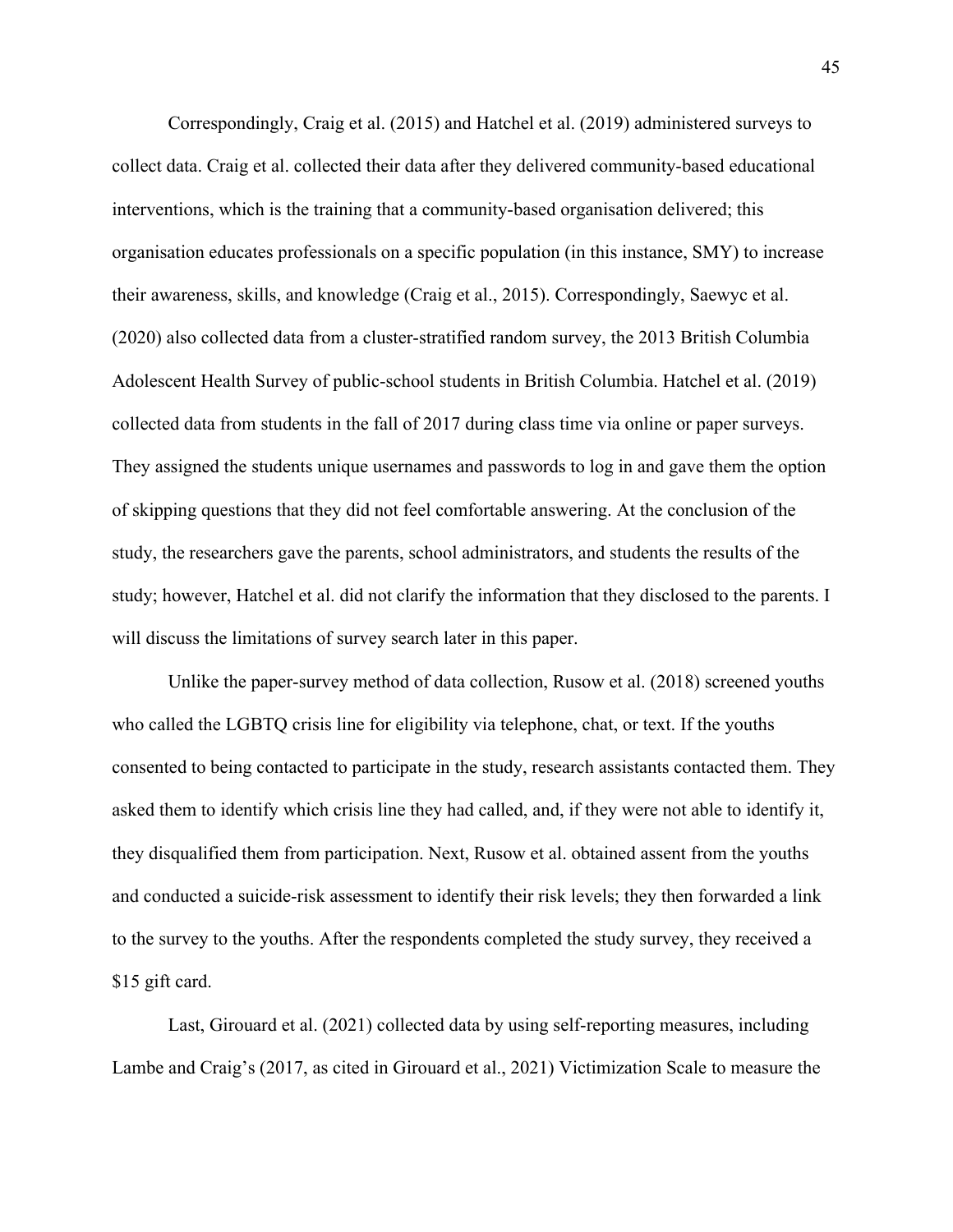Correspondingly, Craig et al. (2015) and Hatchel et al. (2019) administered surveys to collect data. Craig et al. collected their data after they delivered community-based educational interventions, which is the training that a community-based organisation delivered; this organisation educates professionals on a specific population (in this instance, SMY) to increase their awareness, skills, and knowledge (Craig et al., 2015). Correspondingly, Saewyc et al. (2020) also collected data from a cluster-stratified random survey, the 2013 British Columbia Adolescent Health Survey of public-school students in British Columbia. Hatchel et al. (2019) collected data from students in the fall of 2017 during class time via online or paper surveys. They assigned the students unique usernames and passwords to log in and gave them the option of skipping questions that they did not feel comfortable answering. At the conclusion of the study, the researchers gave the parents, school administrators, and students the results of the study; however, Hatchel et al. did not clarify the information that they disclosed to the parents. I will discuss the limitations of survey search later in this paper.

Unlike the paper-survey method of data collection, Rusow et al. (2018) screened youths who called the LGBTQ crisis line for eligibility via telephone, chat, or text. If the youths consented to being contacted to participate in the study, research assistants contacted them. They asked them to identify which crisis line they had called, and, if they were not able to identify it, they disqualified them from participation. Next, Rusow et al. obtained assent from the youths and conducted a suicide-risk assessment to identify their risk levels; they then forwarded a link to the survey to the youths. After the respondents completed the study survey, they received a $15 gift card.

Last, Girouard et al. (2021) collected data by using self-reporting measures, including Lambe and Craig's (2017, as cited in Girouard et al., 2021) Victimization Scale to measure the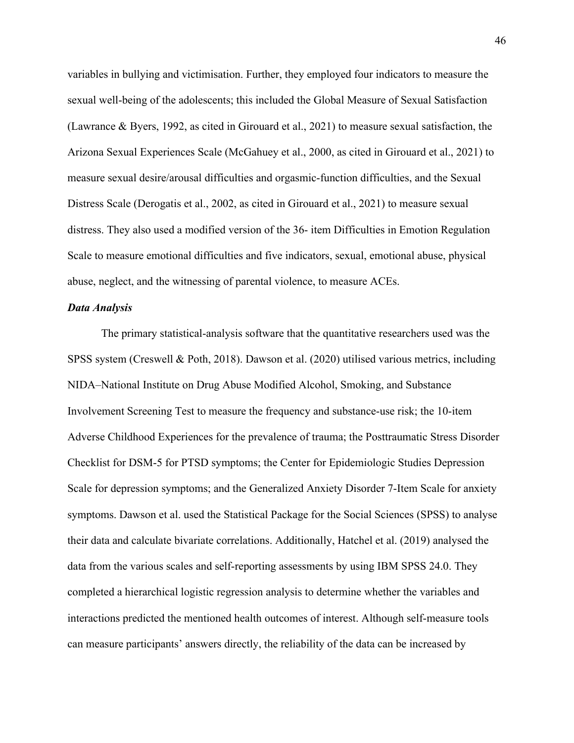variables in bullying and victimisation. Further, they employed four indicators to measure the sexual well-being of the adolescents; this included the Global Measure of Sexual Satisfaction (Lawrance & Byers, 1992, as cited in Girouard et al., 2021) to measure sexual satisfaction, the Arizona Sexual Experiences Scale (McGahuey et al., 2000, as cited in Girouard et al., 2021) to measure sexual desire/arousal difficulties and orgasmic-function difficulties, and the Sexual Distress Scale (Derogatis et al., 2002, as cited in Girouard et al., 2021) to measure sexual distress. They also used a modified version of the 36- item Difficulties in Emotion Regulation Scale to measure emotional difficulties and five indicators, sexual, emotional abuse, physical abuse, neglect, and the witnessing of parental violence, to measure ACEs.

### *Data Analysis*

The primary statistical-analysis software that the quantitative researchers used was the SPSS system (Creswell & Poth, 2018). Dawson et al. (2020) utilised various metrics, including NIDA–National Institute on Drug Abuse Modified Alcohol, Smoking, and Substance Involvement Screening Test to measure the frequency and substance-use risk; the 10-item Adverse Childhood Experiences for the prevalence of trauma; the Posttraumatic Stress Disorder Checklist for DSM-5 for PTSD symptoms; the Center for Epidemiologic Studies Depression Scale for depression symptoms; and the Generalized Anxiety Disorder 7-Item Scale for anxiety symptoms. Dawson et al. used the Statistical Package for the Social Sciences (SPSS) to analyse their data and calculate bivariate correlations. Additionally, Hatchel et al. (2019) analysed the data from the various scales and self-reporting assessments by using IBM SPSS 24.0. They completed a hierarchical logistic regression analysis to determine whether the variables and interactions predicted the mentioned health outcomes of interest. Although self-measure tools can measure participants' answers directly, the reliability of the data can be increased by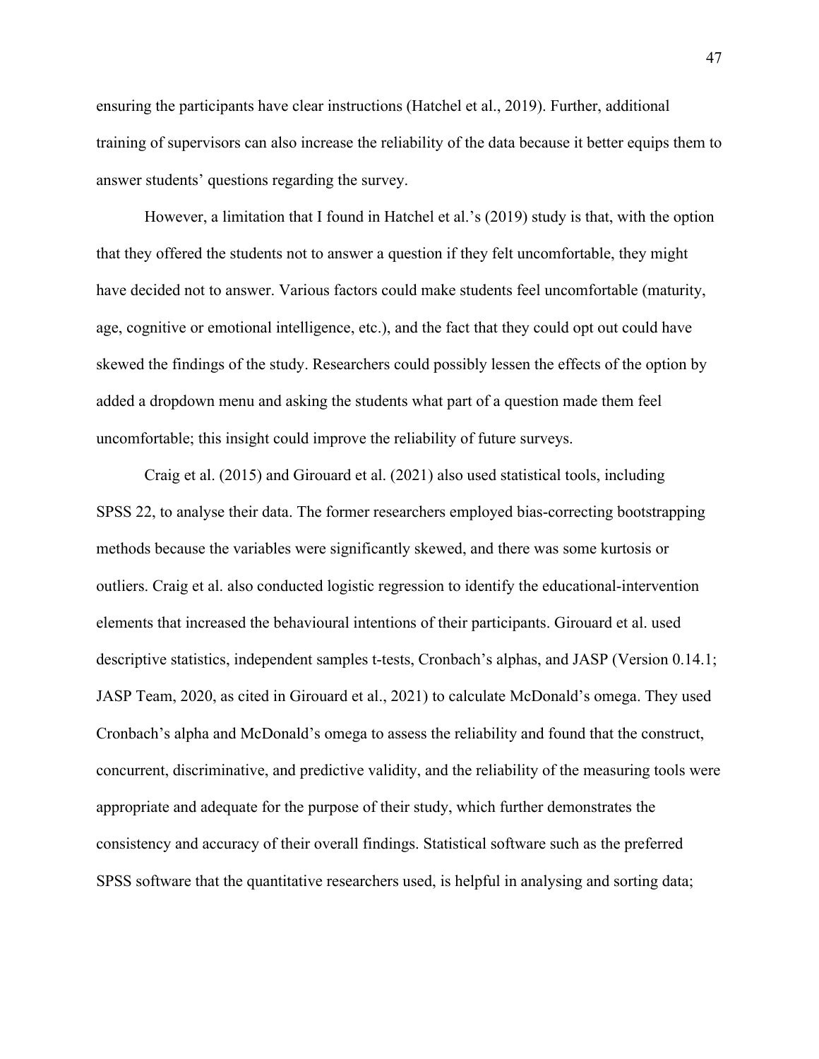ensuring the participants have clear instructions (Hatchel et al., 2019). Further, additional training of supervisors can also increase the reliability of the data because it better equips them to answer students' questions regarding the survey.

However, a limitation that I found in Hatchel et al.'s (2019) study is that, with the option that they offered the students not to answer a question if they felt uncomfortable, they might have decided not to answer. Various factors could make students feel uncomfortable (maturity, age, cognitive or emotional intelligence, etc.), and the fact that they could opt out could have skewed the findings of the study. Researchers could possibly lessen the effects of the option by added a dropdown menu and asking the students what part of a question made them feel uncomfortable; this insight could improve the reliability of future surveys.

Craig et al. (2015) and Girouard et al. (2021) also used statistical tools, including SPSS 22, to analyse their data. The former researchers employed bias-correcting bootstrapping methods because the variables were significantly skewed, and there was some kurtosis or outliers. Craig et al. also conducted logistic regression to identify the educational-intervention elements that increased the behavioural intentions of their participants. Girouard et al. used descriptive statistics, independent samples t-tests, Cronbach's alphas, and JASP (Version 0.14.1; JASP Team, 2020, as cited in Girouard et al., 2021) to calculate McDonald's omega. They used Cronbach's alpha and McDonald's omega to assess the reliability and found that the construct, concurrent, discriminative, and predictive validity, and the reliability of the measuring tools were appropriate and adequate for the purpose of their study, which further demonstrates the consistency and accuracy of their overall findings. Statistical software such as the preferred SPSS software that the quantitative researchers used, is helpful in analysing and sorting data;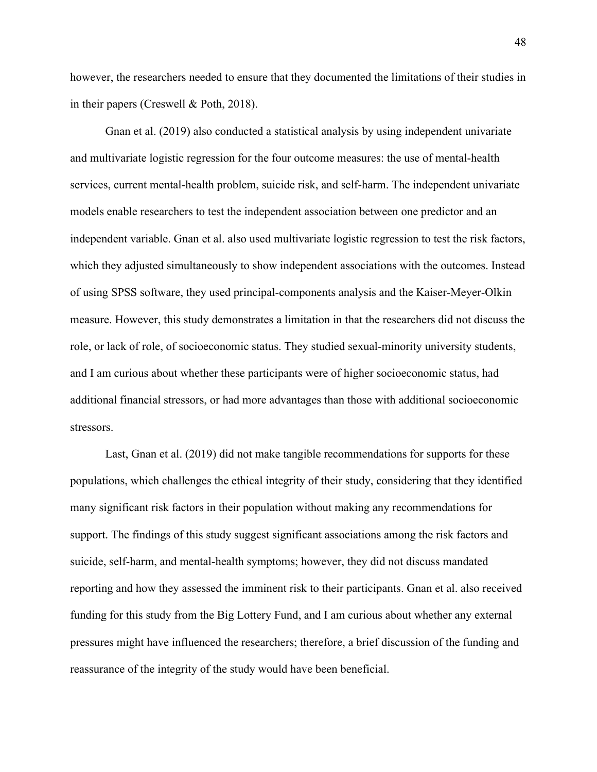however, the researchers needed to ensure that they documented the limitations of their studies in in their papers (Creswell & Poth, 2018).

Gnan et al. (2019) also conducted a statistical analysis by using independent univariate and multivariate logistic regression for the four outcome measures: the use of mental-health services, current mental-health problem, suicide risk, and self-harm. The independent univariate models enable researchers to test the independent association between one predictor and an independent variable. Gnan et al. also used multivariate logistic regression to test the risk factors, which they adjusted simultaneously to show independent associations with the outcomes. Instead of using SPSS software, they used principal-components analysis and the Kaiser-Meyer-Olkin measure. However, this study demonstrates a limitation in that the researchers did not discuss the role, or lack of role, of socioeconomic status. They studied sexual-minority university students, and I am curious about whether these participants were of higher socioeconomic status, had additional financial stressors, or had more advantages than those with additional socioeconomic stressors.

Last, Gnan et al. (2019) did not make tangible recommendations for supports for these populations, which challenges the ethical integrity of their study, considering that they identified many significant risk factors in their population without making any recommendations for support. The findings of this study suggest significant associations among the risk factors and suicide, self-harm, and mental-health symptoms; however, they did not discuss mandated reporting and how they assessed the imminent risk to their participants. Gnan et al. also received funding for this study from the Big Lottery Fund, and I am curious about whether any external pressures might have influenced the researchers; therefore, a brief discussion of the funding and reassurance of the integrity of the study would have been beneficial.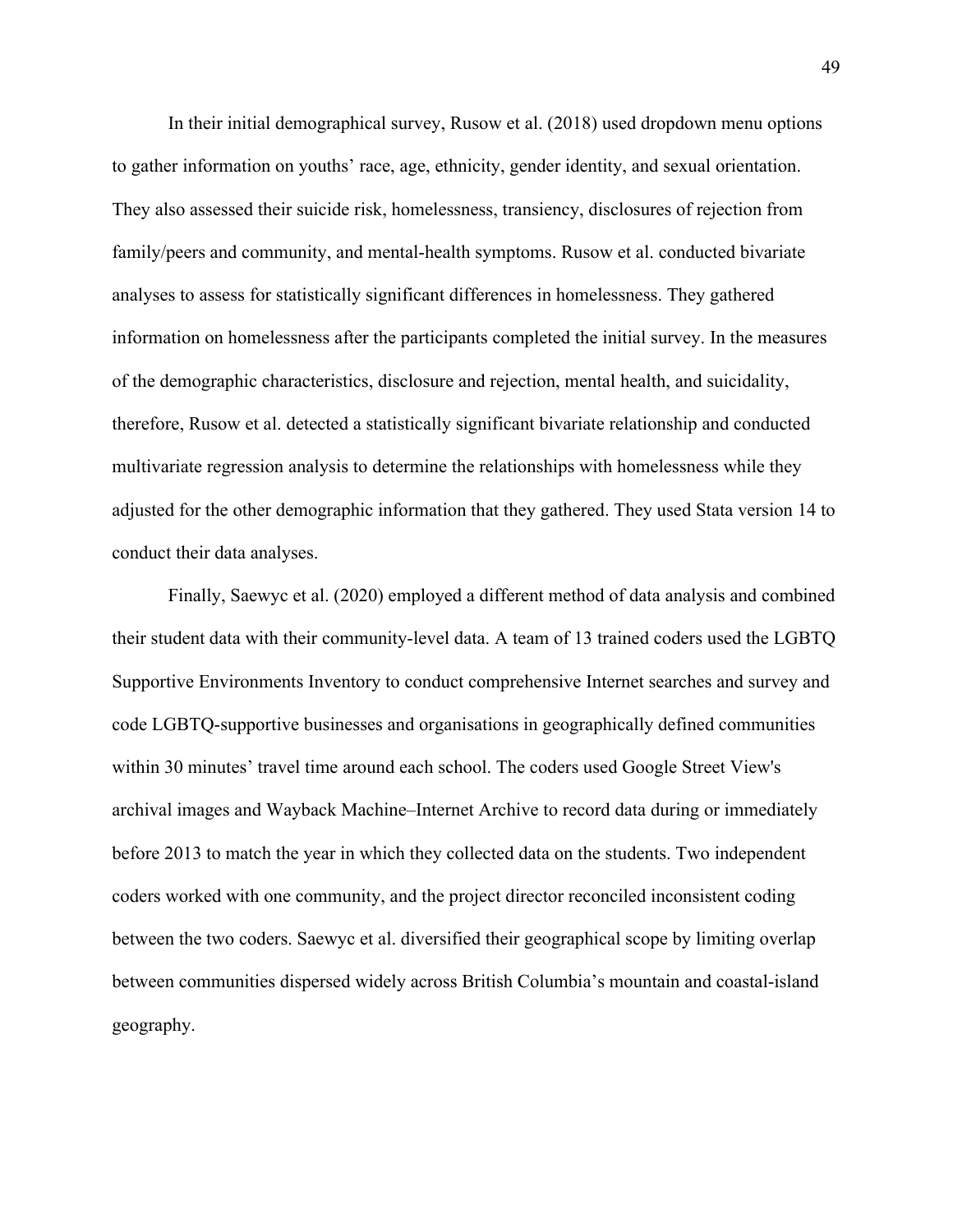In their initial demographical survey, Rusow et al. (2018) used dropdown menu options to gather information on youths' race, age, ethnicity, gender identity, and sexual orientation. They also assessed their suicide risk, homelessness, transiency, disclosures of rejection from family/peers and community, and mental-health symptoms. Rusow et al. conducted bivariate analyses to assess for statistically significant differences in homelessness. They gathered information on homelessness after the participants completed the initial survey. In the measures of the demographic characteristics, disclosure and rejection, mental health, and suicidality, therefore, Rusow et al. detected a statistically significant bivariate relationship and conducted multivariate regression analysis to determine the relationships with homelessness while they adjusted for the other demographic information that they gathered. They used Stata version 14 to conduct their data analyses.

Finally, Saewyc et al. (2020) employed a different method of data analysis and combined their student data with their community-level data. A team of 13 trained coders used the LGBTQ Supportive Environments Inventory to conduct comprehensive Internet searches and survey and code LGBTQ-supportive businesses and organisations in geographically defined communities within 30 minutes' travel time around each school. The coders used Google Street View's archival images and Wayback Machine–Internet Archive to record data during or immediately before 2013 to match the year in which they collected data on the students. Two independent coders worked with one community, and the project director reconciled inconsistent coding between the two coders. Saewyc et al. diversified their geographical scope by limiting overlap between communities dispersed widely across British Columbia's mountain and coastal-island geography.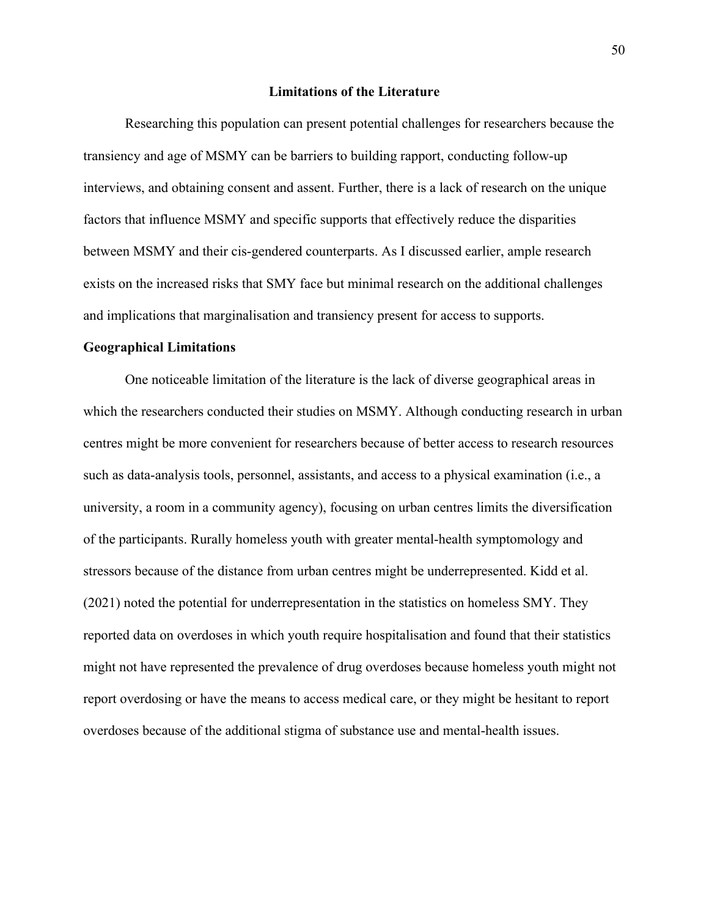## Limitations of the Literature

Researching this population can present potential challenges for researchers because the transiency and age of MSMY can be barriers to building rapport, conducting follow-up interviews, and obtaining consent and assent. Further, there is a lack of research on the unique factors that influence MSMY and specific supports that effectively reduce the disparities between MSMY and their cis-gendered counterparts. As I discussed earlier, ample research exists on the increased risks that SMY face but minimal research on the additional challenges and implications that marginalisation and transiency present for access to supports.

### Geographical Limitations

One noticeable limitation of the literature is the lack of diverse geographical areas in which the researchers conducted their studies on MSMY. Although conducting research in urban centres might be more convenient for researchers because of better access to research resources such as data-analysis tools, personnel, assistants, and access to a physical examination (i.e., a university, a room in a community agency), focusing on urban centres limits the diversification of the participants. Rurally homeless youth with greater mental-health symptomology and stressors because of the distance from urban centres might be underrepresented. Kidd et al. (2021) noted the potential for underrepresentation in the statistics on homeless SMY. They reported data on overdoses in which youth require hospitalisation and found that their statistics might not have represented the prevalence of drug overdoses because homeless youth might not report overdosing or have the means to access medical care, or they might be hesitant to report overdoses because of the additional stigma of substance use and mental-health issues.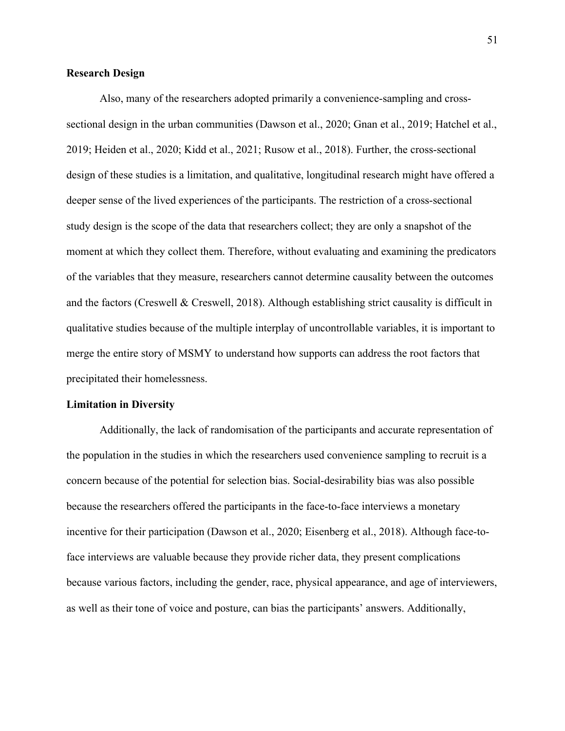**Research Design**

Also, many of the researchers adopted primarily a convenience-sampling and cross-sectional design in the urban communities (Dawson et al., 2020; Gnan et al., 2019; Hatchel et al., 2019; Heiden et al., 2020; Kidd et al., 2021; Rusow et al., 2018). Further, the cross-sectional design of these studies is a limitation, and qualitative, longitudinal research might have offered a deeper sense of the lived experiences of the participants. The restriction of a cross-sectional study design is the scope of the data that researchers collect; they are only a snapshot of the moment at which they collect them. Therefore, without evaluating and examining the predicators of the variables that they measure, researchers cannot determine causality between the outcomes and the factors (Creswell & Creswell, 2018). Although establishing strict causality is difficult in qualitative studies because of the multiple interplay of uncontrollable variables, it is important to merge the entire story of MSMY to understand how supports can address the root factors that precipitated their homelessness.

**Limitation in Diversity**

Additionally, the lack of randomisation of the participants and accurate representation of the population in the studies in which the researchers used convenience sampling to recruit is a concern because of the potential for selection bias. Social-desirability bias was also possible because the researchers offered the participants in the face-to-face interviews a monetary incentive for their participation (Dawson et al., 2020; Eisenberg et al., 2018). Although face-to-face interviews are valuable because they provide richer data, they present complications because various factors, including the gender, race, physical appearance, and age of interviewers, as well as their tone of voice and posture, can bias the participants' answers. Additionally,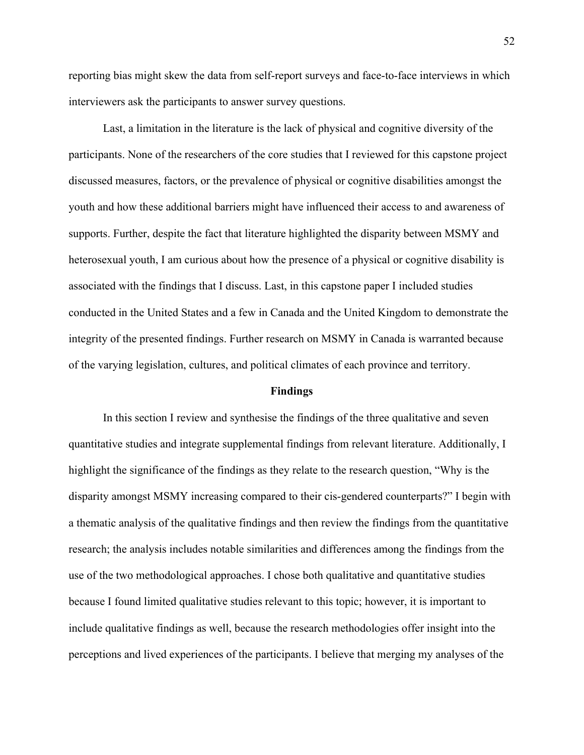reporting bias might skew the data from self-report surveys and face-to-face interviews in which interviewers ask the participants to answer survey questions.

Last, a limitation in the literature is the lack of physical and cognitive diversity of the participants. None of the researchers of the core studies that I reviewed for this capstone project discussed measures, factors, or the prevalence of physical or cognitive disabilities amongst the youth and how these additional barriers might have influenced their access to and awareness of supports. Further, despite the fact that literature highlighted the disparity between MSMY and heterosexual youth, I am curious about how the presence of a physical or cognitive disability is associated with the findings that I discuss. Last, in this capstone paper I included studies conducted in the United States and a few in Canada and the United Kingdom to demonstrate the integrity of the presented findings. Further research on MSMY in Canada is warranted because of the varying legislation, cultures, and political climates of each province and territory.

## Findings

In this section I review and synthesise the findings of the three qualitative and seven quantitative studies and integrate supplemental findings from relevant literature. Additionally, I highlight the significance of the findings as they relate to the research question, "Why is the disparity amongst MSMY increasing compared to their cis-gendered counterparts?" I begin with a thematic analysis of the qualitative findings and then review the findings from the quantitative research; the analysis includes notable similarities and differences among the findings from the use of the two methodological approaches. I chose both qualitative and quantitative studies because I found limited qualitative studies relevant to this topic; however, it is important to include qualitative findings as well, because the research methodologies offer insight into the perceptions and lived experiences of the participants. I believe that merging my analyses of the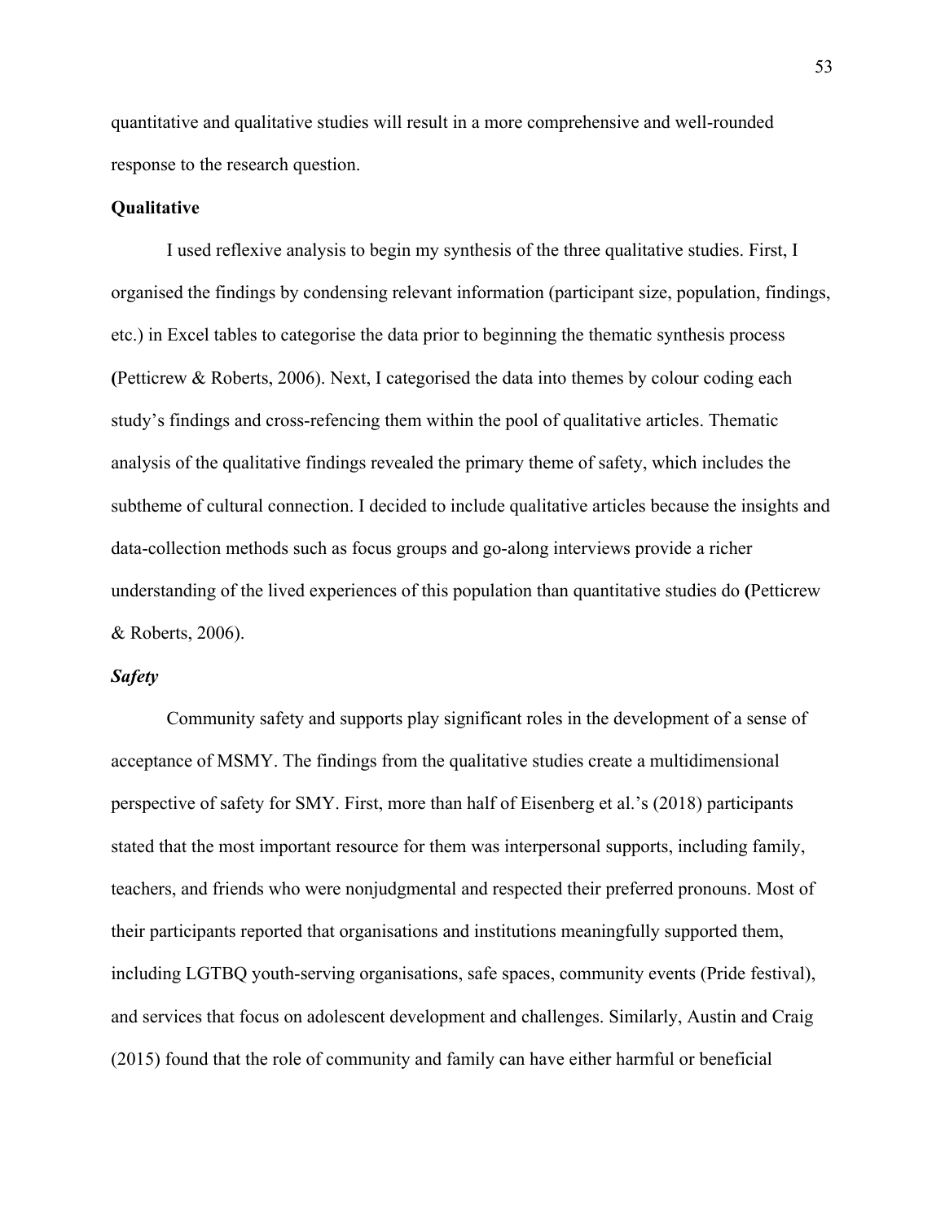quantitative and qualitative studies will result in a more comprehensive and well-rounded response to the research question.

### Qualitative

I used reflexive analysis to begin my synthesis of the three qualitative studies. First, I organised the findings by condensing relevant information (participant size, population, findings, etc.) in Excel tables to categorise the data prior to beginning the thematic synthesis process (Petticrew & Roberts, 2006). Next, I categorised the data into themes by colour coding each study's findings and cross-refencing them within the pool of qualitative articles. Thematic analysis of the qualitative findings revealed the primary theme of safety, which includes the subtheme of cultural connection. I decided to include qualitative articles because the insights and data-collection methods such as focus groups and go-along interviews provide a richer understanding of the lived experiences of this population than quantitative studies do (Petticrew & Roberts, 2006).

#### *Safety*

Community safety and supports play significant roles in the development of a sense of acceptance of MSMY. The findings from the qualitative studies create a multidimensional perspective of safety for SMY. First, more than half of Eisenberg et al.'s (2018) participants stated that the most important resource for them was interpersonal supports, including family, teachers, and friends who were nonjudgmental and respected their preferred pronouns. Most of their participants reported that organisations and institutions meaningfully supported them, including LGTBQ youth-serving organisations, safe spaces, community events (Pride festival), and services that focus on adolescent development and challenges. Similarly, Austin and Craig (2015) found that the role of community and family can have either harmful or beneficial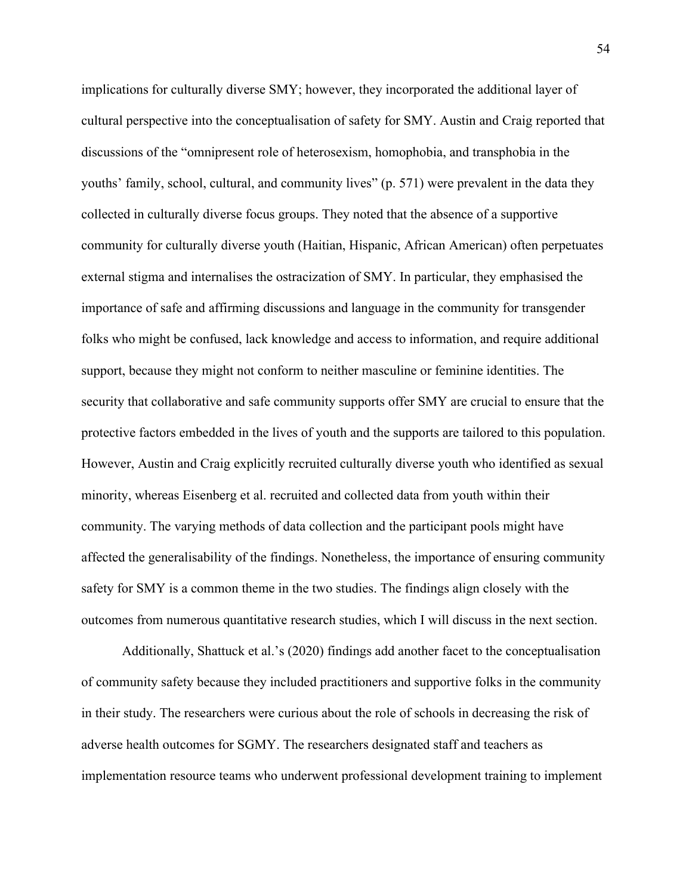implications for culturally diverse SMY; however, they incorporated the additional layer of cultural perspective into the conceptualisation of safety for SMY. Austin and Craig reported that discussions of the "omnipresent role of heterosexism, homophobia, and transphobia in the youths' family, school, cultural, and community lives" (p. 571) were prevalent in the data they collected in culturally diverse focus groups. They noted that the absence of a supportive community for culturally diverse youth (Haitian, Hispanic, African American) often perpetuates external stigma and internalises the ostracization of SMY. In particular, they emphasised the importance of safe and affirming discussions and language in the community for transgender folks who might be confused, lack knowledge and access to information, and require additional support, because they might not conform to neither masculine or feminine identities. The security that collaborative and safe community supports offer SMY are crucial to ensure that the protective factors embedded in the lives of youth and the supports are tailored to this population. However, Austin and Craig explicitly recruited culturally diverse youth who identified as sexual minority, whereas Eisenberg et al. recruited and collected data from youth within their community. The varying methods of data collection and the participant pools might have affected the generalisability of the findings. Nonetheless, the importance of ensuring community safety for SMY is a common theme in the two studies. The findings align closely with the outcomes from numerous quantitative research studies, which I will discuss in the next section.

Additionally, Shattuck et al.'s (2020) findings add another facet to the conceptualisation of community safety because they included practitioners and supportive folks in the community in their study. The researchers were curious about the role of schools in decreasing the risk of adverse health outcomes for SGMY. The researchers designated staff and teachers as implementation resource teams who underwent professional development training to implement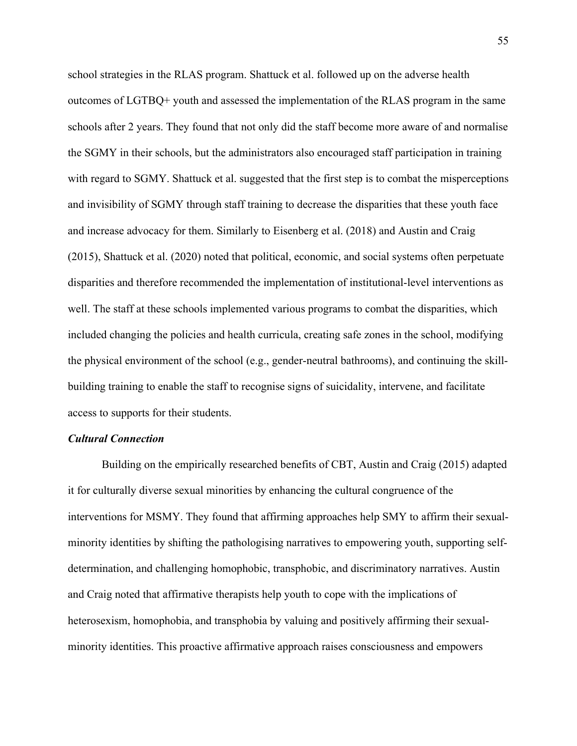school strategies in the RLAS program. Shattuck et al. followed up on the adverse health outcomes of LGTBQ+ youth and assessed the implementation of the RLAS program in the same schools after 2 years. They found that not only did the staff become more aware of and normalise the SGMY in their schools, but the administrators also encouraged staff participation in training with regard to SGMY. Shattuck et al. suggested that the first step is to combat the misperceptions and invisibility of SGMY through staff training to decrease the disparities that these youth face and increase advocacy for them. Similarly to Eisenberg et al. (2018) and Austin and Craig (2015), Shattuck et al. (2020) noted that political, economic, and social systems often perpetuate disparities and therefore recommended the implementation of institutional-level interventions as well. The staff at these schools implemented various programs to combat the disparities, which included changing the policies and health curricula, creating safe zones in the school, modifying the physical environment of the school (e.g., gender-neutral bathrooms), and continuing the skill-building training to enable the staff to recognise signs of suicidality, intervene, and facilitate access to supports for their students.

### *Cultural Connection*

Building on the empirically researched benefits of CBT, Austin and Craig (2015) adapted it for culturally diverse sexual minorities by enhancing the cultural congruence of the interventions for MSMY. They found that affirming approaches help SMY to affirm their sexual-minority identities by shifting the pathologising narratives to empowering youth, supporting self-determination, and challenging homophobic, transphobic, and discriminatory narratives. Austin and Craig noted that affirmative therapists help youth to cope with the implications of heterosexism, homophobia, and transphobia by valuing and positively affirming their sexual-minority identities. This proactive affirmative approach raises consciousness and empowers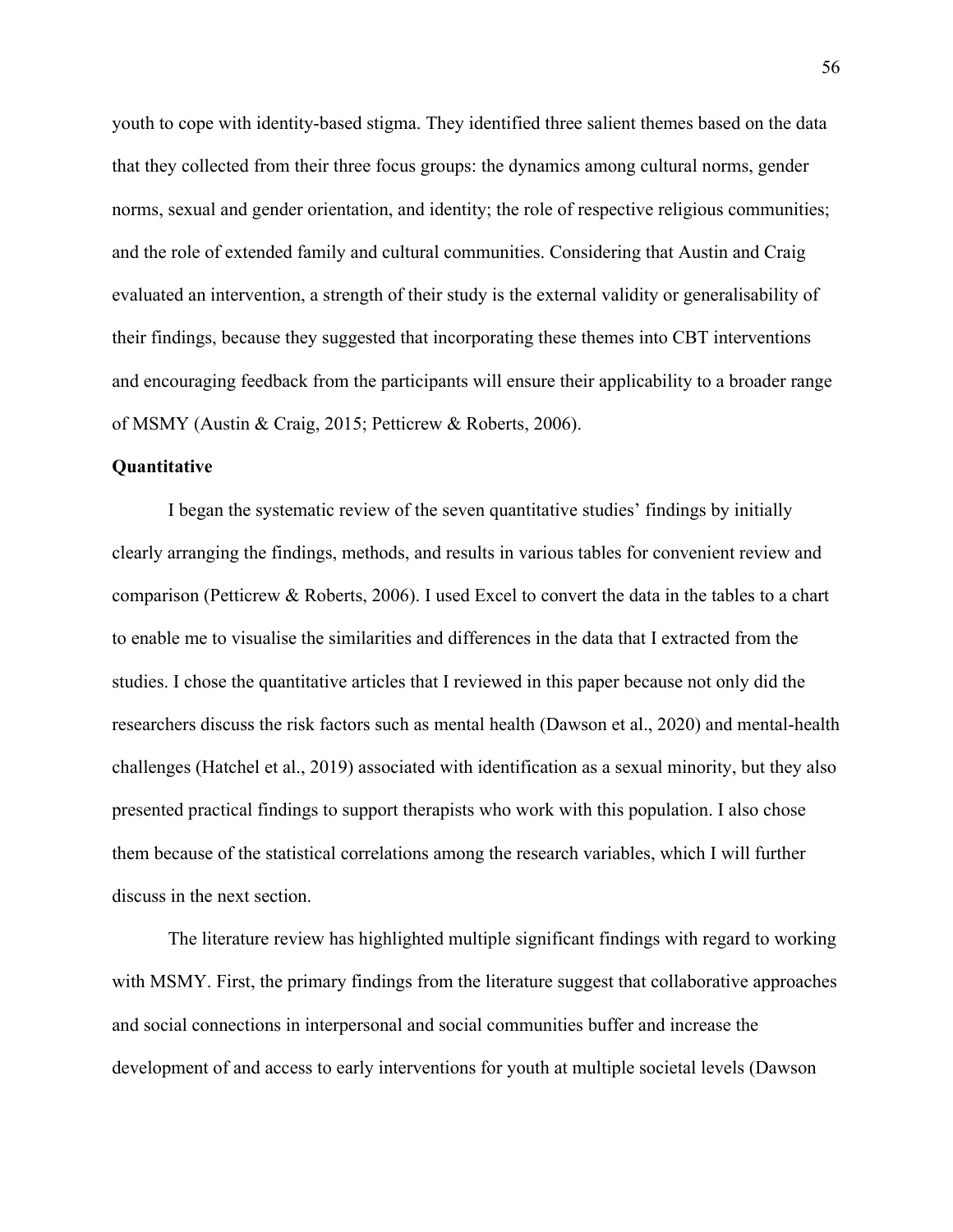youth to cope with identity-based stigma. They identified three salient themes based on the data that they collected from their three focus groups: the dynamics among cultural norms, gender norms, sexual and gender orientation, and identity; the role of respective religious communities; and the role of extended family and cultural communities. Considering that Austin and Craig evaluated an intervention, a strength of their study is the external validity or generalisability of their findings, because they suggested that incorporating these themes into CBT interventions and encouraging feedback from the participants will ensure their applicability to a broader range of MSMY (Austin & Craig, 2015; Petticrew & Roberts, 2006).

**Quantitative**

I began the systematic review of the seven quantitative studies' findings by initially clearly arranging the findings, methods, and results in various tables for convenient review and comparison (Petticrew & Roberts, 2006). I used Excel to convert the data in the tables to a chart to enable me to visualise the similarities and differences in the data that I extracted from the studies. I chose the quantitative articles that I reviewed in this paper because not only did the researchers discuss the risk factors such as mental health (Dawson et al., 2020) and mental-health challenges (Hatchel et al., 2019) associated with identification as a sexual minority, but they also presented practical findings to support therapists who work with this population. I also chose them because of the statistical correlations among the research variables, which I will further discuss in the next section.

The literature review has highlighted multiple significant findings with regard to working with MSMY. First, the primary findings from the literature suggest that collaborative approaches and social connections in interpersonal and social communities buffer and increase the development of and access to early interventions for youth at multiple societal levels (Dawson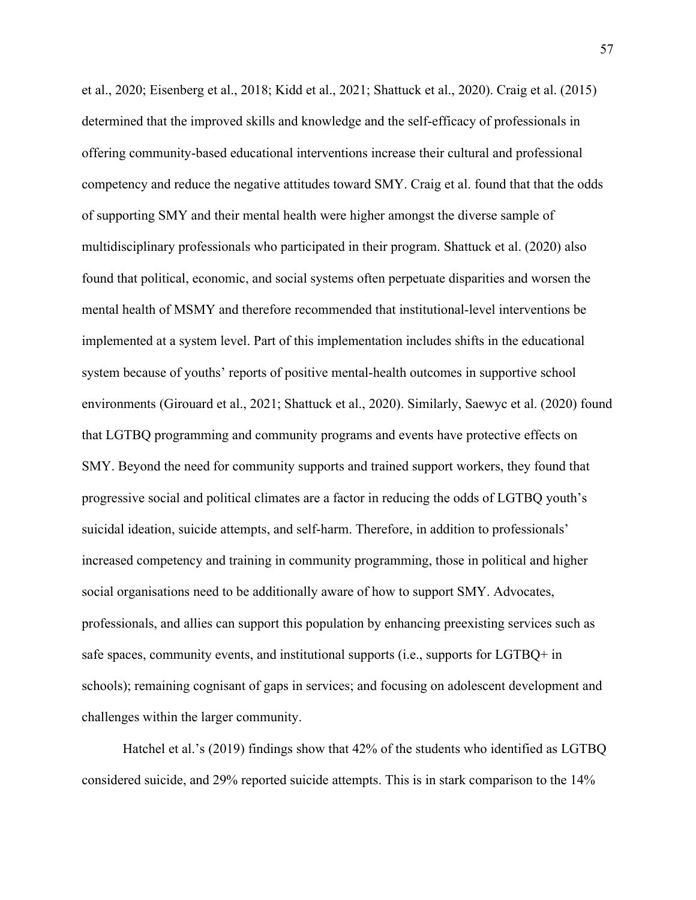et al., 2020; Eisenberg et al., 2018; Kidd et al., 2021; Shattuck et al., 2020). Craig et al. (2015) determined that the improved skills and knowledge and the self-efficacy of professionals in offering community-based educational interventions increase their cultural and professional competency and reduce the negative attitudes toward SMY. Craig et al. found that that the odds of supporting SMY and their mental health were higher amongst the diverse sample of multidisciplinary professionals who participated in their program. Shattuck et al. (2020) also found that political, economic, and social systems often perpetuate disparities and worsen the mental health of MSMY and therefore recommended that institutional-level interventions be implemented at a system level. Part of this implementation includes shifts in the educational system because of youths' reports of positive mental-health outcomes in supportive school environments (Girouard et al., 2021; Shattuck et al., 2020). Similarly, Saewyc et al. (2020) found that LGTBQ programming and community programs and events have protective effects on SMY. Beyond the need for community supports and trained support workers, they found that progressive social and political climates are a factor in reducing the odds of LGTBQ youth's suicidal ideation, suicide attempts, and self-harm. Therefore, in addition to professionals' increased competency and training in community programming, those in political and higher social organisations need to be additionally aware of how to support SMY. Advocates, professionals, and allies can support this population by enhancing preexisting services such as safe spaces, community events, and institutional supports (i.e., supports for LGTBQ+ in schools); remaining cognisant of gaps in services; and focusing on adolescent development and challenges within the larger community.

Hatchel et al.'s (2019) findings show that 42% of the students who identified as LGTBQ considered suicide, and 29% reported suicide attempts. This is in stark comparison to the 14%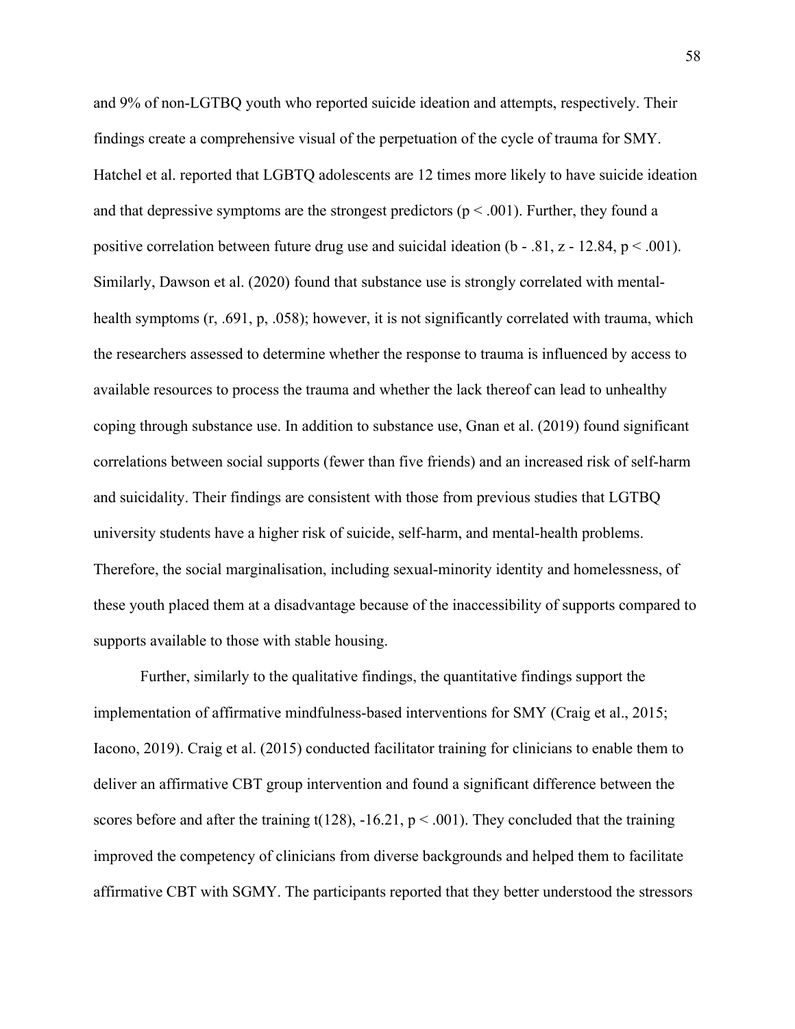and 9% of non-LGTBQ youth who reported suicide ideation and attempts, respectively. Their findings create a comprehensive visual of the perpetuation of the cycle of trauma for SMY. Hatchel et al. reported that LGBTQ adolescents are 12 times more likely to have suicide ideation and that depressive symptoms are the strongest predictors ($p < .001$). Further, they found a positive correlation between future drug use and suicidal ideation (b - .81, z - 12.84, $p < .001$). Similarly, Dawson et al. (2020) found that substance use is strongly correlated with mental-health symptoms (r, .691, p, .058); however, it is not significantly correlated with trauma, which the researchers assessed to determine whether the response to trauma is influenced by access to available resources to process the trauma and whether the lack thereof can lead to unhealthy coping through substance use. In addition to substance use, Gnan et al. (2019) found significant correlations between social supports (fewer than five friends) and an increased risk of self-harm and suicidality. Their findings are consistent with those from previous studies that LGTBQ university students have a higher risk of suicide, self-harm, and mental-health problems. Therefore, the social marginalisation, including sexual-minority identity and homelessness, of these youth placed them at a disadvantage because of the inaccessibility of supports compared to supports available to those with stable housing.

Further, similarly to the qualitative findings, the quantitative findings support the implementation of affirmative mindfulness-based interventions for SMY (Craig et al., 2015; Iacono, 2019). Craig et al. (2015) conducted facilitator training for clinicians to enable them to deliver an affirmative CBT group intervention and found a significant difference between the scores before and after the training t(128), -16.21, $p < .001$). They concluded that the training improved the competency of clinicians from diverse backgrounds and helped them to facilitate affirmative CBT with SGMY. The participants reported that they better understood the stressors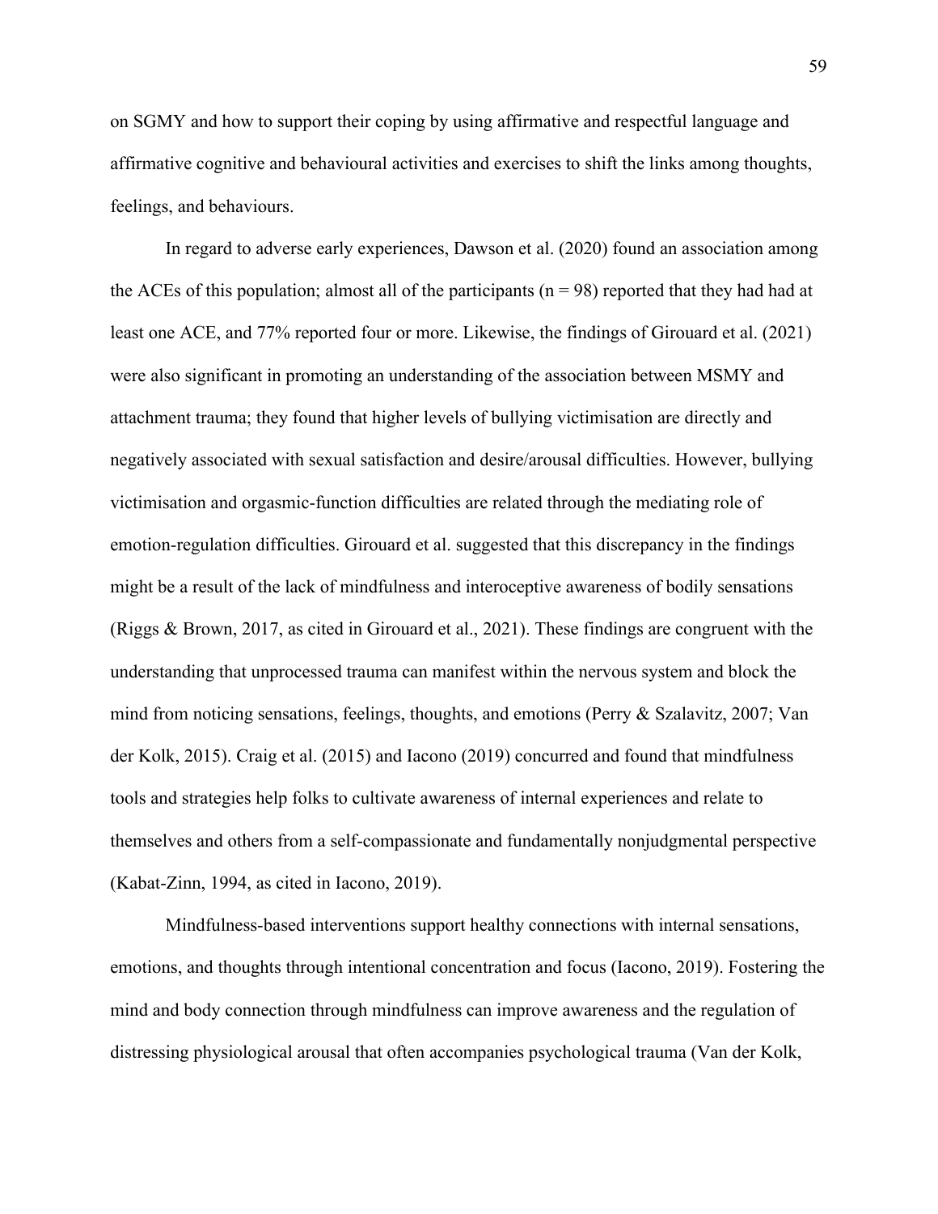on SGMY and how to support their coping by using affirmative and respectful language and affirmative cognitive and behavioural activities and exercises to shift the links among thoughts, feelings, and behaviours.

In regard to adverse early experiences, Dawson et al. (2020) found an association among the ACEs of this population; almost all of the participants (n = 98) reported that they had had at least one ACE, and 77% reported four or more. Likewise, the findings of Girouard et al. (2021) were also significant in promoting an understanding of the association between MSMY and attachment trauma; they found that higher levels of bullying victimisation are directly and negatively associated with sexual satisfaction and desire/arousal difficulties. However, bullying victimisation and orgasmic-function difficulties are related through the mediating role of emotion-regulation difficulties. Girouard et al. suggested that this discrepancy in the findings might be a result of the lack of mindfulness and interoceptive awareness of bodily sensations (Riggs & Brown, 2017, as cited in Girouard et al., 2021). These findings are congruent with the understanding that unprocessed trauma can manifest within the nervous system and block the mind from noticing sensations, feelings, thoughts, and emotions (Perry & Szalavitz, 2007; Van der Kolk, 2015). Craig et al. (2015) and Iacono (2019) concurred and found that mindfulness tools and strategies help folks to cultivate awareness of internal experiences and relate to themselves and others from a self-compassionate and fundamentally nonjudgmental perspective (Kabat-Zinn, 1994, as cited in Iacono, 2019).

Mindfulness-based interventions support healthy connections with internal sensations, emotions, and thoughts through intentional concentration and focus (Iacono, 2019). Fostering the mind and body connection through mindfulness can improve awareness and the regulation of distressing physiological arousal that often accompanies psychological trauma (Van der Kolk,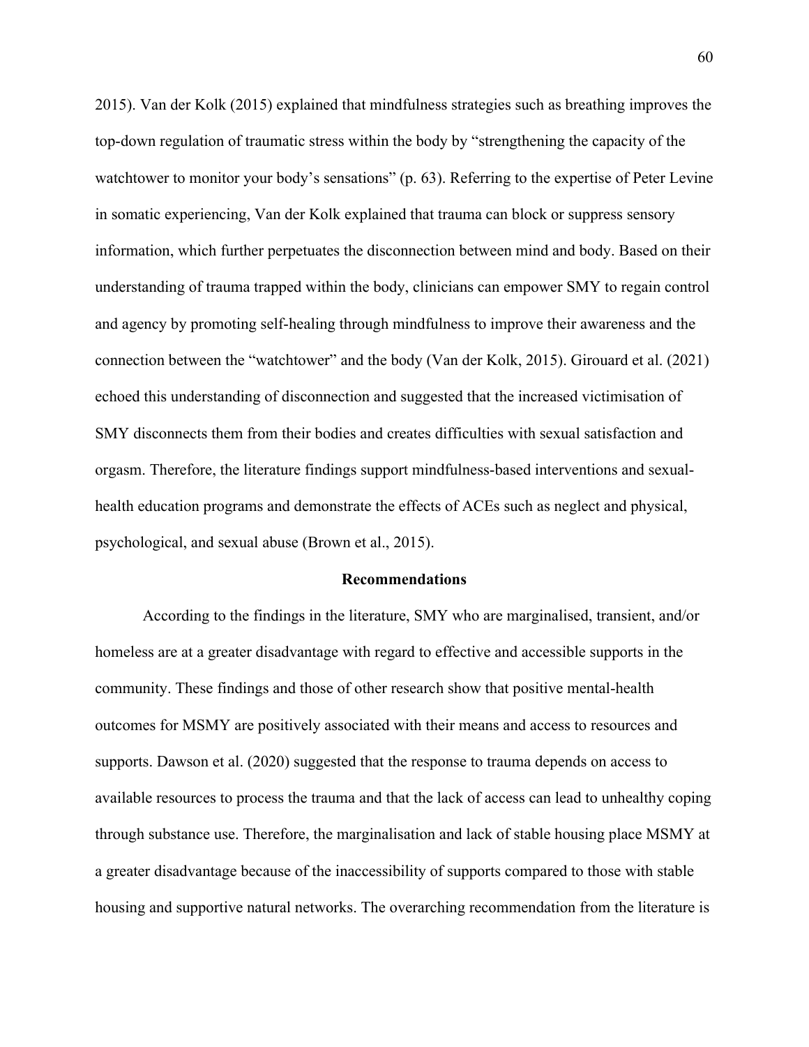2015). Van der Kolk (2015) explained that mindfulness strategies such as breathing improves the top-down regulation of traumatic stress within the body by "strengthening the capacity of the watchtower to monitor your body's sensations" (p. 63). Referring to the expertise of Peter Levine in somatic experiencing, Van der Kolk explained that trauma can block or suppress sensory information, which further perpetuates the disconnection between mind and body. Based on their understanding of trauma trapped within the body, clinicians can empower SMY to regain control and agency by promoting self-healing through mindfulness to improve their awareness and the connection between the "watchtower" and the body (Van der Kolk, 2015). Girouard et al. (2021) echoed this understanding of disconnection and suggested that the increased victimisation of SMY disconnects them from their bodies and creates difficulties with sexual satisfaction and orgasm. Therefore, the literature findings support mindfulness-based interventions and sexual-health education programs and demonstrate the effects of ACEs such as neglect and physical, psychological, and sexual abuse (Brown et al., 2015).

## Recommendations

According to the findings in the literature, SMY who are marginalised, transient, and/or homeless are at a greater disadvantage with regard to effective and accessible supports in the community. These findings and those of other research show that positive mental-health outcomes for MSMY are positively associated with their means and access to resources and supports. Dawson et al. (2020) suggested that the response to trauma depends on access to available resources to process the trauma and that the lack of access can lead to unhealthy coping through substance use. Therefore, the marginalisation and lack of stable housing place MSMY at a greater disadvantage because of the inaccessibility of supports compared to those with stable housing and supportive natural networks. The overarching recommendation from the literature is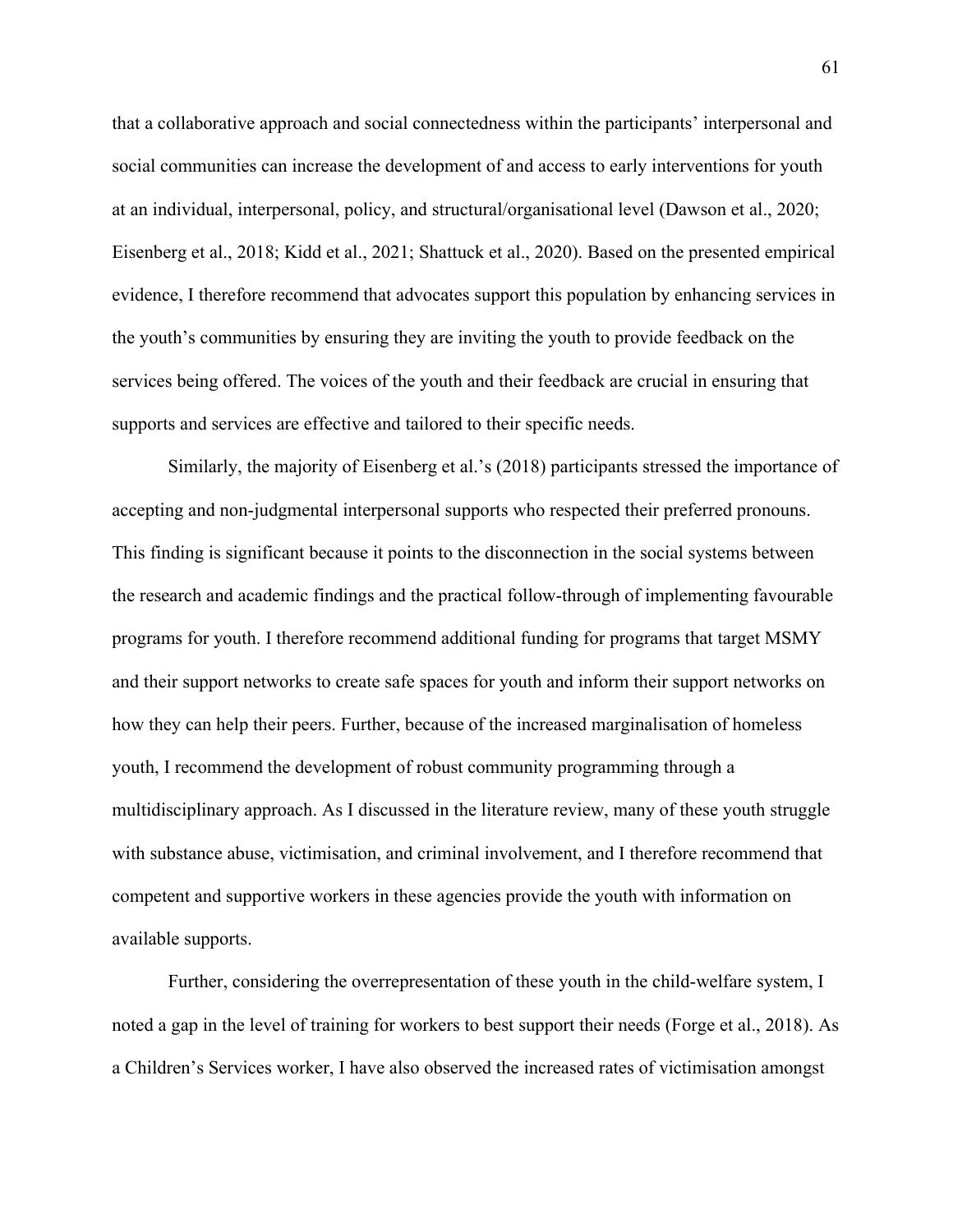that a collaborative approach and social connectedness within the participants' interpersonal and social communities can increase the development of and access to early interventions for youth at an individual, interpersonal, policy, and structural/organisational level (Dawson et al., 2020; Eisenberg et al., 2018; Kidd et al., 2021; Shattuck et al., 2020). Based on the presented empirical evidence, I therefore recommend that advocates support this population by enhancing services in the youth's communities by ensuring they are inviting the youth to provide feedback on the services being offered. The voices of the youth and their feedback are crucial in ensuring that supports and services are effective and tailored to their specific needs.

Similarly, the majority of Eisenberg et al.'s (2018) participants stressed the importance of accepting and non-judgmental interpersonal supports who respected their preferred pronouns. This finding is significant because it points to the disconnection in the social systems between the research and academic findings and the practical follow-through of implementing favourable programs for youth. I therefore recommend additional funding for programs that target MSMY and their support networks to create safe spaces for youth and inform their support networks on how they can help their peers. Further, because of the increased marginalisation of homeless youth, I recommend the development of robust community programming through a multidisciplinary approach. As I discussed in the literature review, many of these youth struggle with substance abuse, victimisation, and criminal involvement, and I therefore recommend that competent and supportive workers in these agencies provide the youth with information on available supports.

Further, considering the overrepresentation of these youth in the child-welfare system, I noted a gap in the level of training for workers to best support their needs (Forge et al., 2018). As a Children's Services worker, I have also observed the increased rates of victimisation amongst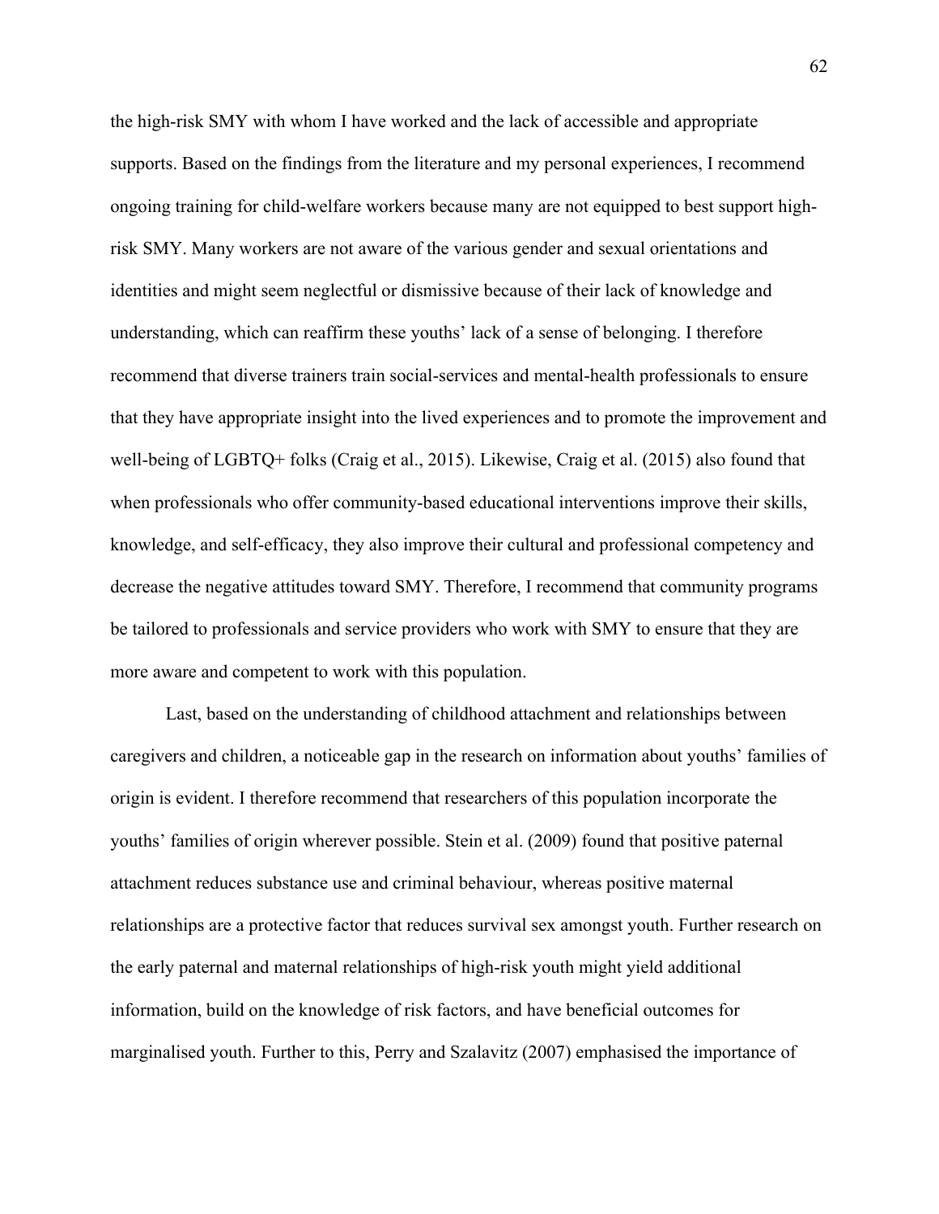the high-risk SMY with whom I have worked and the lack of accessible and appropriate supports. Based on the findings from the literature and my personal experiences, I recommend ongoing training for child-welfare workers because many are not equipped to best support high-risk SMY. Many workers are not aware of the various gender and sexual orientations and identities and might seem neglectful or dismissive because of their lack of knowledge and understanding, which can reaffirm these youths' lack of a sense of belonging. I therefore recommend that diverse trainers train social-services and mental-health professionals to ensure that they have appropriate insight into the lived experiences and to promote the improvement and well-being of LGBTQ+ folks (Craig et al., 2015). Likewise, Craig et al. (2015) also found that when professionals who offer community-based educational interventions improve their skills, knowledge, and self-efficacy, they also improve their cultural and professional competency and decrease the negative attitudes toward SMY. Therefore, I recommend that community programs be tailored to professionals and service providers who work with SMY to ensure that they are more aware and competent to work with this population.

Last, based on the understanding of childhood attachment and relationships between caregivers and children, a noticeable gap in the research on information about youths' families of origin is evident. I therefore recommend that researchers of this population incorporate the youths' families of origin wherever possible. Stein et al. (2009) found that positive paternal attachment reduces substance use and criminal behaviour, whereas positive maternal relationships are a protective factor that reduces survival sex amongst youth. Further research on the early paternal and maternal relationships of high-risk youth might yield additional information, build on the knowledge of risk factors, and have beneficial outcomes for marginalised youth. Further to this, Perry and Szalavitz (2007) emphasised the importance of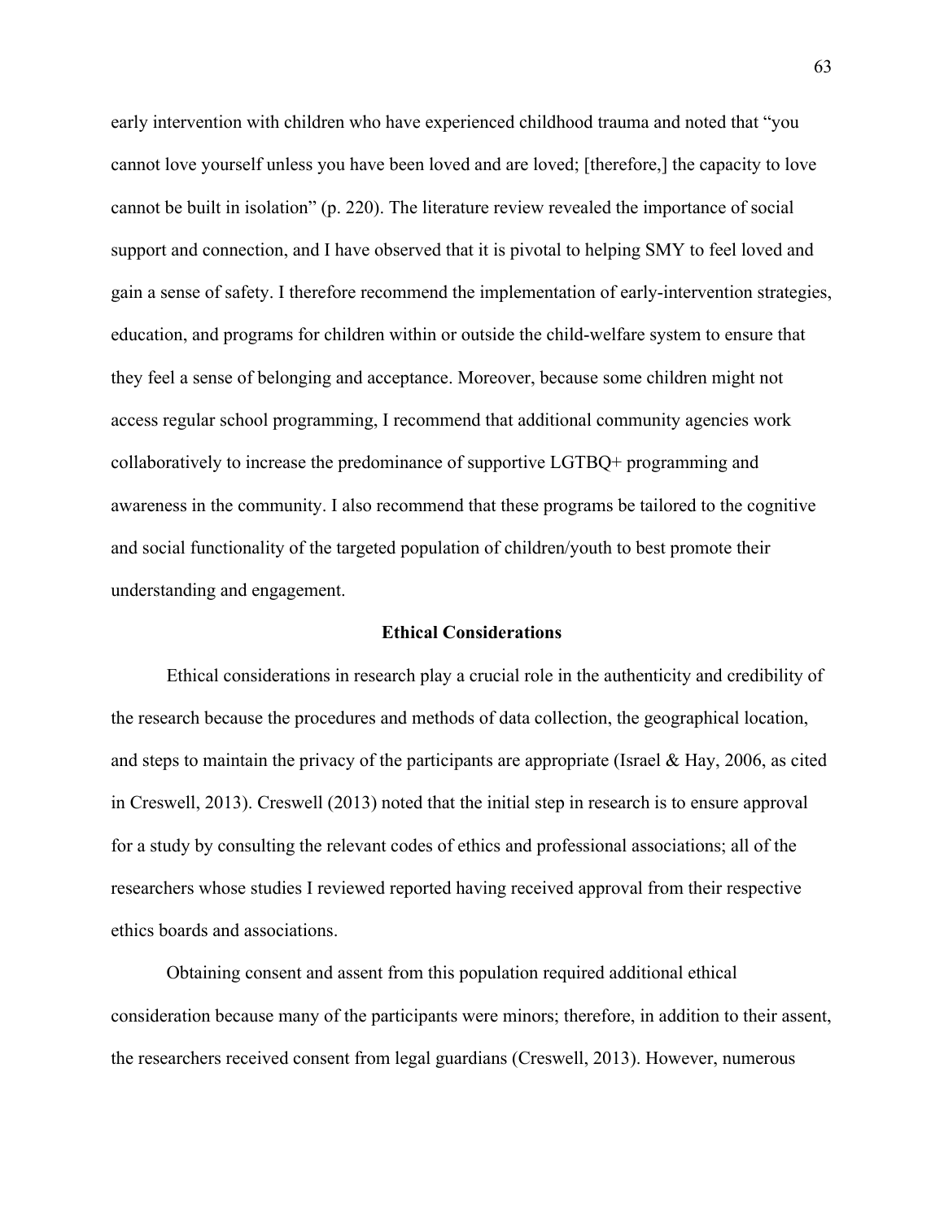early intervention with children who have experienced childhood trauma and noted that "you cannot love yourself unless you have been loved and are loved; [therefore,] the capacity to love cannot be built in isolation" (p. 220). The literature review revealed the importance of social support and connection, and I have observed that it is pivotal to helping SMY to feel loved and gain a sense of safety. I therefore recommend the implementation of early-intervention strategies, education, and programs for children within or outside the child-welfare system to ensure that they feel a sense of belonging and acceptance. Moreover, because some children might not access regular school programming, I recommend that additional community agencies work collaboratively to increase the predominance of supportive LGTBQ+ programming and awareness in the community. I also recommend that these programs be tailored to the cognitive and social functionality of the targeted population of children/youth to best promote their understanding and engagement.

## Ethical Considerations

Ethical considerations in research play a crucial role in the authenticity and credibility of the research because the procedures and methods of data collection, the geographical location, and steps to maintain the privacy of the participants are appropriate (Israel & Hay, 2006, as cited in Creswell, 2013). Creswell (2013) noted that the initial step in research is to ensure approval for a study by consulting the relevant codes of ethics and professional associations; all of the researchers whose studies I reviewed reported having received approval from their respective ethics boards and associations.

Obtaining consent and assent from this population required additional ethical consideration because many of the participants were minors; therefore, in addition to their assent, the researchers received consent from legal guardians (Creswell, 2013). However, numerous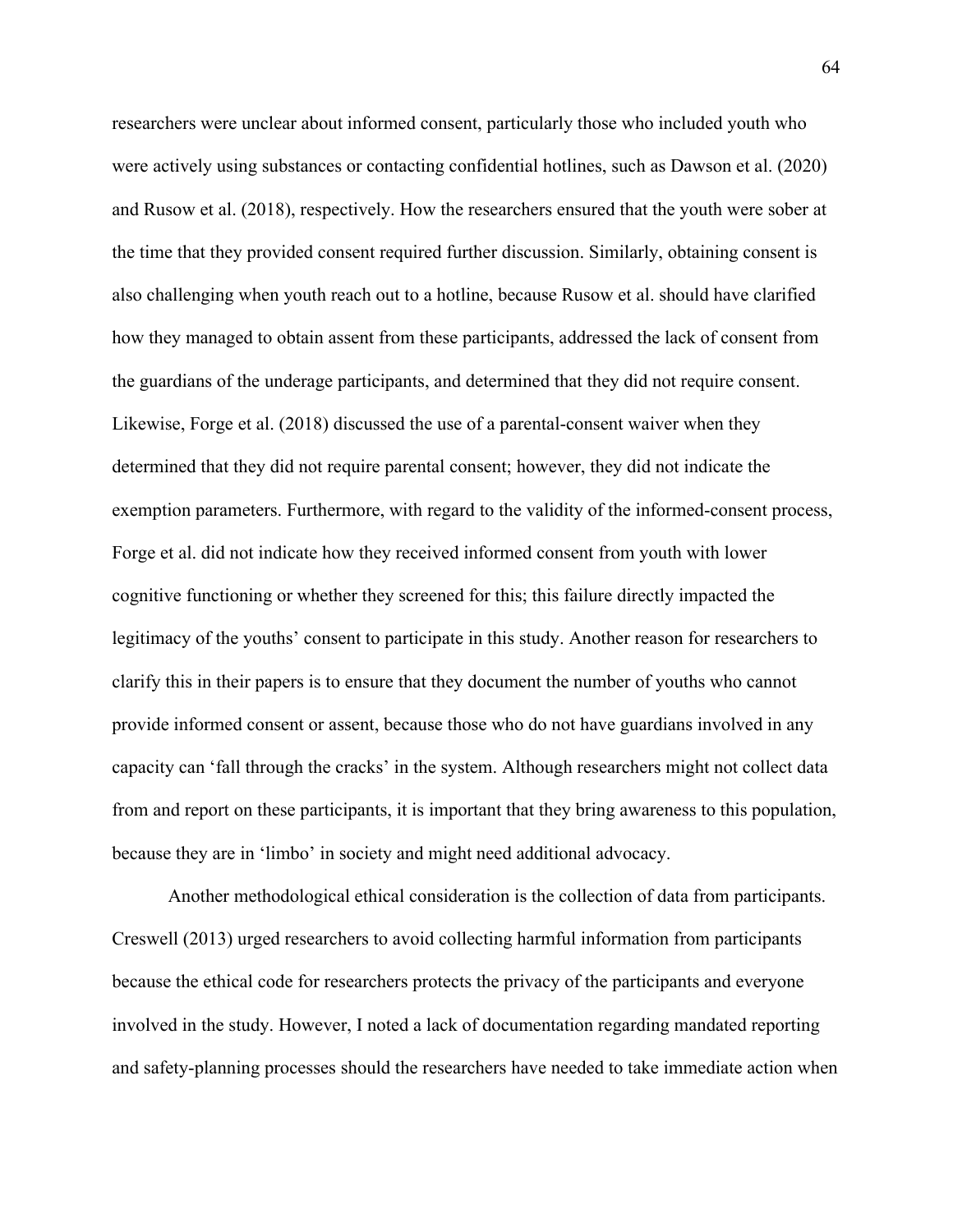researchers were unclear about informed consent, particularly those who included youth who were actively using substances or contacting confidential hotlines, such as Dawson et al. (2020) and Rusow et al. (2018), respectively. How the researchers ensured that the youth were sober at the time that they provided consent required further discussion. Similarly, obtaining consent is also challenging when youth reach out to a hotline, because Rusow et al. should have clarified how they managed to obtain assent from these participants, addressed the lack of consent from the guardians of the underage participants, and determined that they did not require consent. Likewise, Forge et al. (2018) discussed the use of a parental-consent waiver when they determined that they did not require parental consent; however, they did not indicate the exemption parameters. Furthermore, with regard to the validity of the informed-consent process, Forge et al. did not indicate how they received informed consent from youth with lower cognitive functioning or whether they screened for this; this failure directly impacted the legitimacy of the youths' consent to participate in this study. Another reason for researchers to clarify this in their papers is to ensure that they document the number of youths who cannot provide informed consent or assent, because those who do not have guardians involved in any capacity can 'fall through the cracks' in the system. Although researchers might not collect data from and report on these participants, it is important that they bring awareness to this population, because they are in 'limbo' in society and might need additional advocacy.

Another methodological ethical consideration is the collection of data from participants. Creswell (2013) urged researchers to avoid collecting harmful information from participants because the ethical code for researchers protects the privacy of the participants and everyone involved in the study. However, I noted a lack of documentation regarding mandated reporting and safety-planning processes should the researchers have needed to take immediate action when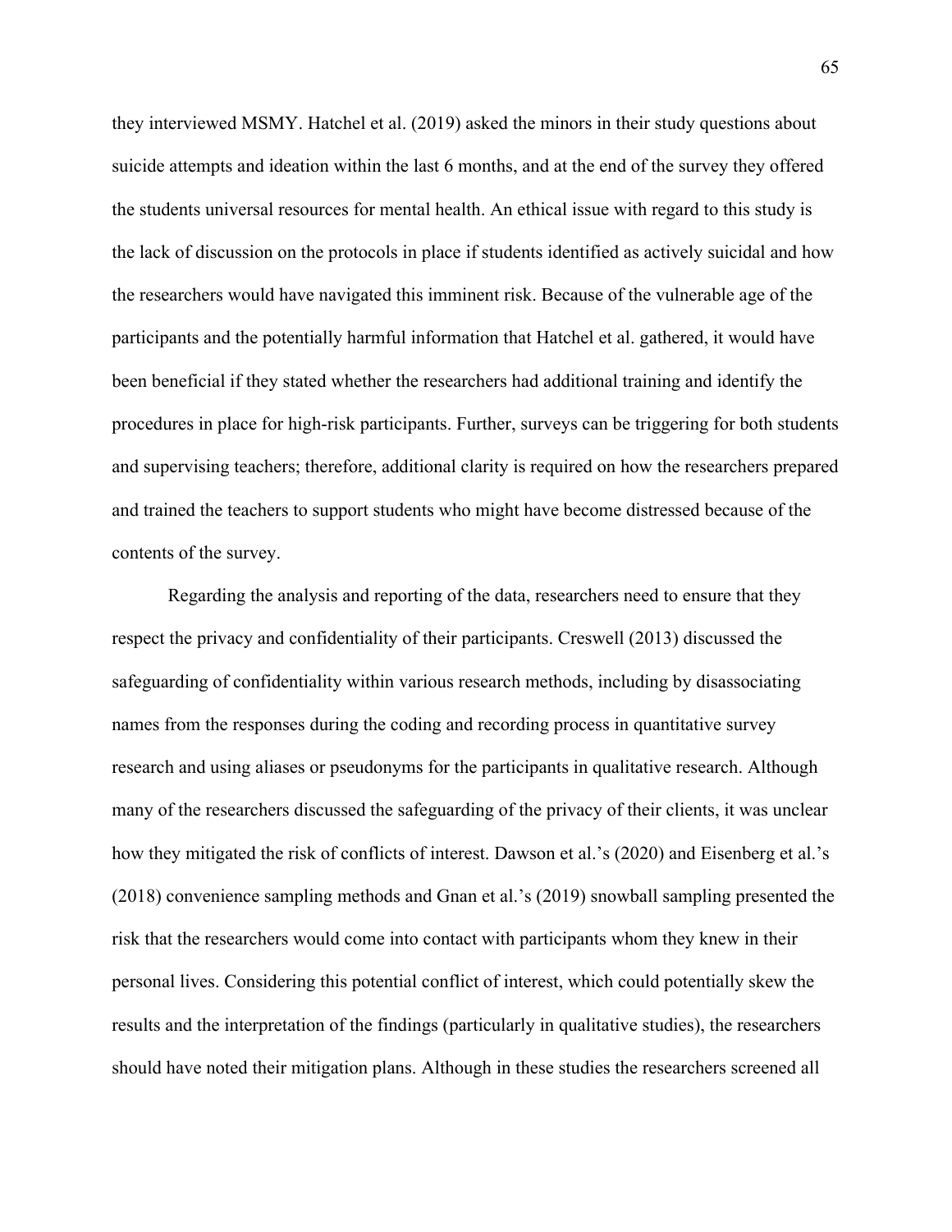they interviewed MSMY. Hatchel et al. (2019) asked the minors in their study questions about suicide attempts and ideation within the last 6 months, and at the end of the survey they offered the students universal resources for mental health. An ethical issue with regard to this study is the lack of discussion on the protocols in place if students identified as actively suicidal and how the researchers would have navigated this imminent risk. Because of the vulnerable age of the participants and the potentially harmful information that Hatchel et al. gathered, it would have been beneficial if they stated whether the researchers had additional training and identify the procedures in place for high-risk participants. Further, surveys can be triggering for both students and supervising teachers; therefore, additional clarity is required on how the researchers prepared and trained the teachers to support students who might have become distressed because of the contents of the survey.

Regarding the analysis and reporting of the data, researchers need to ensure that they respect the privacy and confidentiality of their participants. Creswell (2013) discussed the safeguarding of confidentiality within various research methods, including by disassociating names from the responses during the coding and recording process in quantitative survey research and using aliases or pseudonyms for the participants in qualitative research. Although many of the researchers discussed the safeguarding of the privacy of their clients, it was unclear how they mitigated the risk of conflicts of interest. Dawson et al.'s (2020) and Eisenberg et al.'s (2018) convenience sampling methods and Gnan et al.'s (2019) snowball sampling presented the risk that the researchers would come into contact with participants whom they knew in their personal lives. Considering this potential conflict of interest, which could potentially skew the results and the interpretation of the findings (particularly in qualitative studies), the researchers should have noted their mitigation plans. Although in these studies the researchers screened all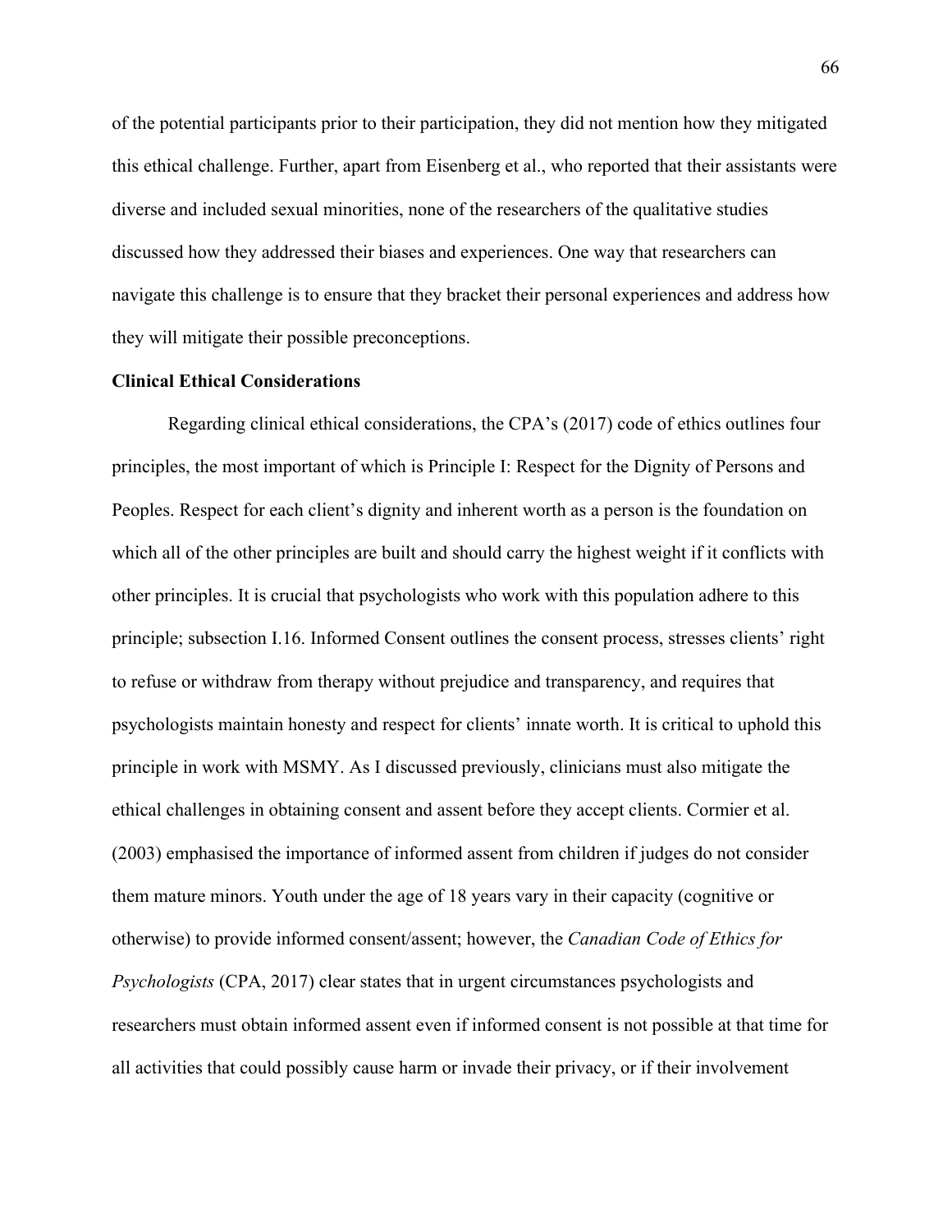of the potential participants prior to their participation, they did not mention how they mitigated this ethical challenge. Further, apart from Eisenberg et al., who reported that their assistants were diverse and included sexual minorities, none of the researchers of the qualitative studies discussed how they addressed their biases and experiences. One way that researchers can navigate this challenge is to ensure that they bracket their personal experiences and address how they will mitigate their possible preconceptions.

**Clinical Ethical Considerations**

Regarding clinical ethical considerations, the CPA's (2017) code of ethics outlines four principles, the most important of which is Principle I: Respect for the Dignity of Persons and Peoples. Respect for each client's dignity and inherent worth as a person is the foundation on which all of the other principles are built and should carry the highest weight if it conflicts with other principles. It is crucial that psychologists who work with this population adhere to this principle; subsection I.16. Informed Consent outlines the consent process, stresses clients' right to refuse or withdraw from therapy without prejudice and transparency, and requires that psychologists maintain honesty and respect for clients' innate worth. It is critical to uphold this principle in work with MSMY. As I discussed previously, clinicians must also mitigate the ethical challenges in obtaining consent and assent before they accept clients. Cormier et al. (2003) emphasised the importance of informed assent from children if judges do not consider them mature minors. Youth under the age of 18 years vary in their capacity (cognitive or otherwise) to provide informed consent/assent; however, the *Canadian Code of Ethics for Psychologists* (CPA, 2017) clear states that in urgent circumstances psychologists and researchers must obtain informed assent even if informed consent is not possible at that time for all activities that could possibly cause harm or invade their privacy, or if their involvement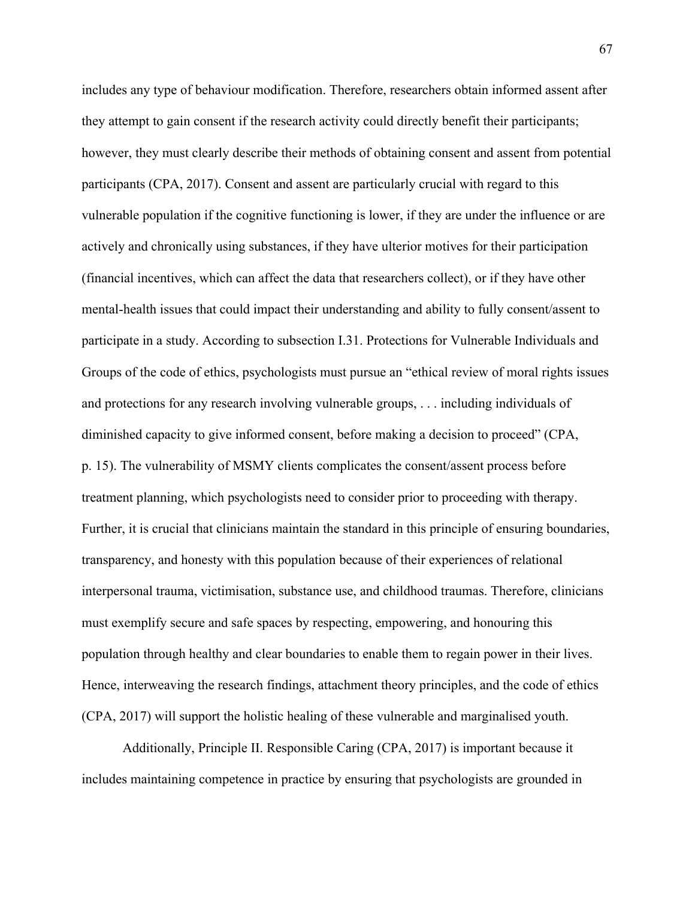includes any type of behaviour modification. Therefore, researchers obtain informed assent after they attempt to gain consent if the research activity could directly benefit their participants; however, they must clearly describe their methods of obtaining consent and assent from potential participants (CPA, 2017). Consent and assent are particularly crucial with regard to this vulnerable population if the cognitive functioning is lower, if they are under the influence or are actively and chronically using substances, if they have ulterior motives for their participation (financial incentives, which can affect the data that researchers collect), or if they have other mental-health issues that could impact their understanding and ability to fully consent/assent to participate in a study. According to subsection I.31. Protections for Vulnerable Individuals and Groups of the code of ethics, psychologists must pursue an "ethical review of moral rights issues and protections for any research involving vulnerable groups, . . . including individuals of diminished capacity to give informed consent, before making a decision to proceed" (CPA, p. 15). The vulnerability of MSMY clients complicates the consent/assent process before treatment planning, which psychologists need to consider prior to proceeding with therapy. Further, it is crucial that clinicians maintain the standard in this principle of ensuring boundaries, transparency, and honesty with this population because of their experiences of relational interpersonal trauma, victimisation, substance use, and childhood traumas. Therefore, clinicians must exemplify secure and safe spaces by respecting, empowering, and honouring this population through healthy and clear boundaries to enable them to regain power in their lives. Hence, interweaving the research findings, attachment theory principles, and the code of ethics (CPA, 2017) will support the holistic healing of these vulnerable and marginalised youth.

Additionally, Principle II. Responsible Caring (CPA, 2017) is important because it includes maintaining competence in practice by ensuring that psychologists are grounded in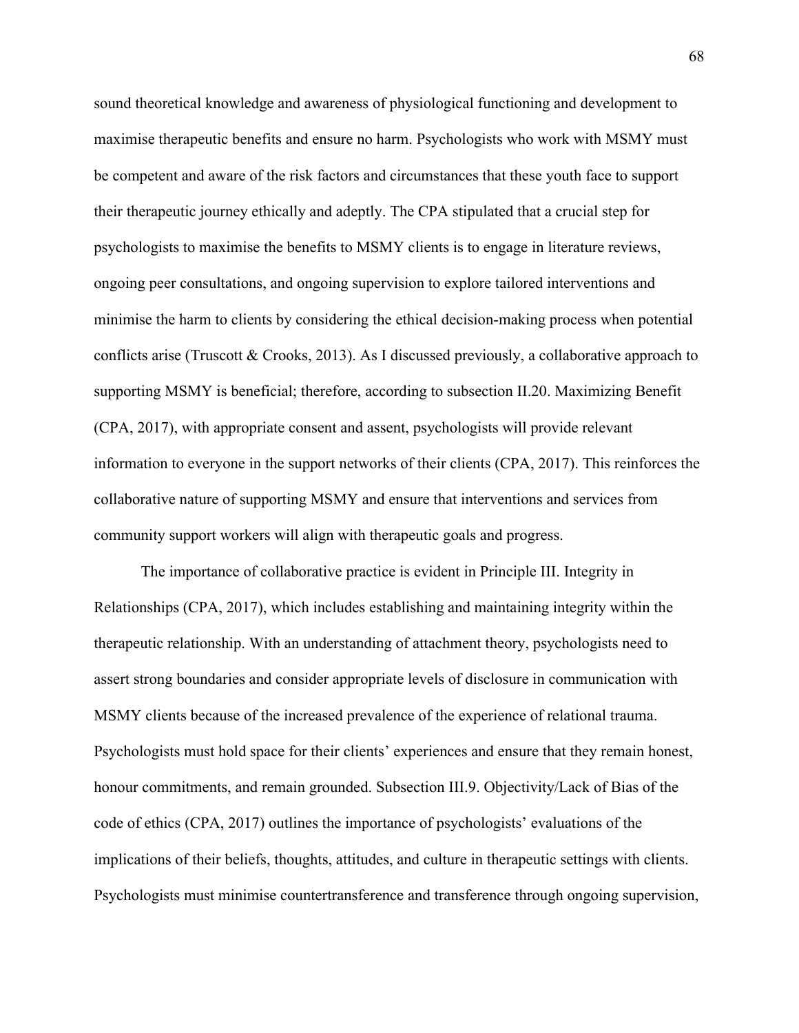sound theoretical knowledge and awareness of physiological functioning and development to maximise therapeutic benefits and ensure no harm. Psychologists who work with MSMY must be competent and aware of the risk factors and circumstances that these youth face to support their therapeutic journey ethically and adeptly. The CPA stipulated that a crucial step for psychologists to maximise the benefits to MSMY clients is to engage in literature reviews, ongoing peer consultations, and ongoing supervision to explore tailored interventions and minimise the harm to clients by considering the ethical decision-making process when potential conflicts arise (Truscott & Crooks, 2013). As I discussed previously, a collaborative approach to supporting MSMY is beneficial; therefore, according to subsection II.20. Maximizing Benefit (CPA, 2017), with appropriate consent and assent, psychologists will provide relevant information to everyone in the support networks of their clients (CPA, 2017). This reinforces the collaborative nature of supporting MSMY and ensure that interventions and services from community support workers will align with therapeutic goals and progress.

The importance of collaborative practice is evident in Principle III. Integrity in Relationships (CPA, 2017), which includes establishing and maintaining integrity within the therapeutic relationship. With an understanding of attachment theory, psychologists need to assert strong boundaries and consider appropriate levels of disclosure in communication with MSMY clients because of the increased prevalence of the experience of relational trauma. Psychologists must hold space for their clients' experiences and ensure that they remain honest, honour commitments, and remain grounded. Subsection III.9. Objectivity/Lack of Bias of the code of ethics (CPA, 2017) outlines the importance of psychologists' evaluations of the implications of their beliefs, thoughts, attitudes, and culture in therapeutic settings with clients. Psychologists must minimise countertransference and transference through ongoing supervision,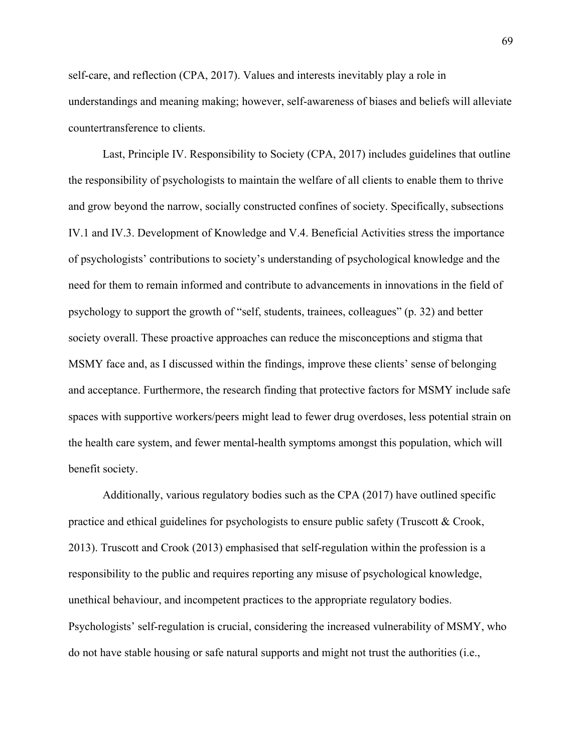self-care, and reflection (CPA, 2017). Values and interests inevitably play a role in understandings and meaning making; however, self-awareness of biases and beliefs will alleviate countertransference to clients.

Last, Principle IV. Responsibility to Society (CPA, 2017) includes guidelines that outline the responsibility of psychologists to maintain the welfare of all clients to enable them to thrive and grow beyond the narrow, socially constructed confines of society. Specifically, subsections IV.1 and IV.3. Development of Knowledge and V.4. Beneficial Activities stress the importance of psychologists' contributions to society's understanding of psychological knowledge and the need for them to remain informed and contribute to advancements in innovations in the field of psychology to support the growth of "self, students, trainees, colleagues" (p. 32) and better society overall. These proactive approaches can reduce the misconceptions and stigma that MSMY face and, as I discussed within the findings, improve these clients' sense of belonging and acceptance. Furthermore, the research finding that protective factors for MSMY include safe spaces with supportive workers/peers might lead to fewer drug overdoses, less potential strain on the health care system, and fewer mental-health symptoms amongst this population, which will benefit society.

Additionally, various regulatory bodies such as the CPA (2017) have outlined specific practice and ethical guidelines for psychologists to ensure public safety (Truscott & Crook, 2013). Truscott and Crook (2013) emphasised that self-regulation within the profession is a responsibility to the public and requires reporting any misuse of psychological knowledge, unethical behaviour, and incompetent practices to the appropriate regulatory bodies. Psychologists' self-regulation is crucial, considering the increased vulnerability of MSMY, who do not have stable housing or safe natural supports and might not trust the authorities (i.e.,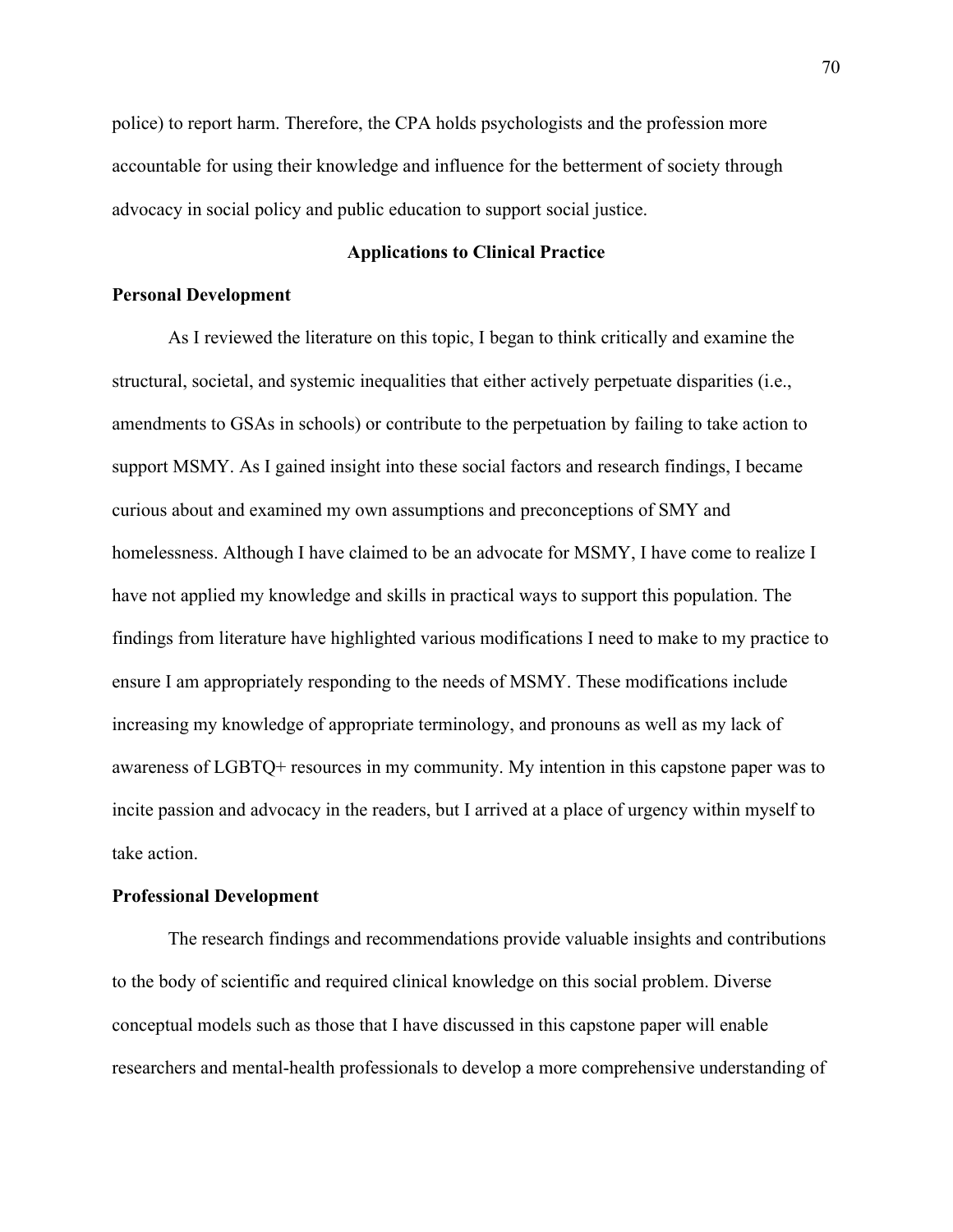police) to report harm. Therefore, the CPA holds psychologists and the profession more accountable for using their knowledge and influence for the betterment of society through advocacy in social policy and public education to support social justice.

## Applications to Clinical Practice

### Personal Development

As I reviewed the literature on this topic, I began to think critically and examine the structural, societal, and systemic inequalities that either actively perpetuate disparities (i.e., amendments to GSAs in schools) or contribute to the perpetuation by failing to take action to support MSMY. As I gained insight into these social factors and research findings, I became curious about and examined my own assumptions and preconceptions of SMY and homelessness. Although I have claimed to be an advocate for MSMY, I have come to realize I have not applied my knowledge and skills in practical ways to support this population. The findings from literature have highlighted various modifications I need to make to my practice to ensure I am appropriately responding to the needs of MSMY. These modifications include increasing my knowledge of appropriate terminology, and pronouns as well as my lack of awareness of LGBTQ+ resources in my community. My intention in this capstone paper was to incite passion and advocacy in the readers, but I arrived at a place of urgency within myself to take action.

### Professional Development

The research findings and recommendations provide valuable insights and contributions to the body of scientific and required clinical knowledge on this social problem. Diverse conceptual models such as those that I have discussed in this capstone paper will enable researchers and mental-health professionals to develop a more comprehensive understanding of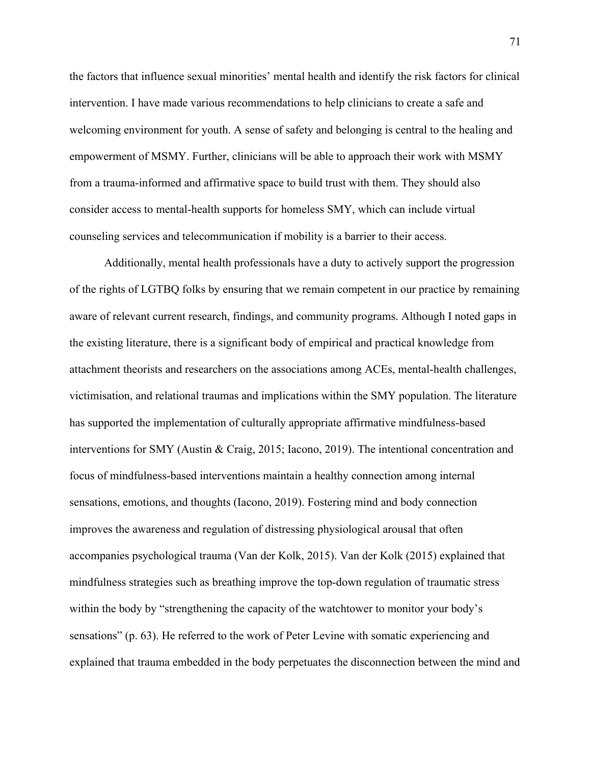the factors that influence sexual minorities' mental health and identify the risk factors for clinical intervention. I have made various recommendations to help clinicians to create a safe and welcoming environment for youth. A sense of safety and belonging is central to the healing and empowerment of MSMY. Further, clinicians will be able to approach their work with MSMY from a trauma-informed and affirmative space to build trust with them. They should also consider access to mental-health supports for homeless SMY, which can include virtual counseling services and telecommunication if mobility is a barrier to their access.

Additionally, mental health professionals have a duty to actively support the progression of the rights of LGTBQ folks by ensuring that we remain competent in our practice by remaining aware of relevant current research, findings, and community programs. Although I noted gaps in the existing literature, there is a significant body of empirical and practical knowledge from attachment theorists and researchers on the associations among ACEs, mental-health challenges, victimisation, and relational traumas and implications within the SMY population. The literature has supported the implementation of culturally appropriate affirmative mindfulness-based interventions for SMY (Austin & Craig, 2015; Iacono, 2019). The intentional concentration and focus of mindfulness-based interventions maintain a healthy connection among internal sensations, emotions, and thoughts (Iacono, 2019). Fostering mind and body connection improves the awareness and regulation of distressing physiological arousal that often accompanies psychological trauma (Van der Kolk, 2015). Van der Kolk (2015) explained that mindfulness strategies such as breathing improve the top-down regulation of traumatic stress within the body by "strengthening the capacity of the watchtower to monitor your body's sensations" (p. 63). He referred to the work of Peter Levine with somatic experiencing and explained that trauma embedded in the body perpetuates the disconnection between the mind and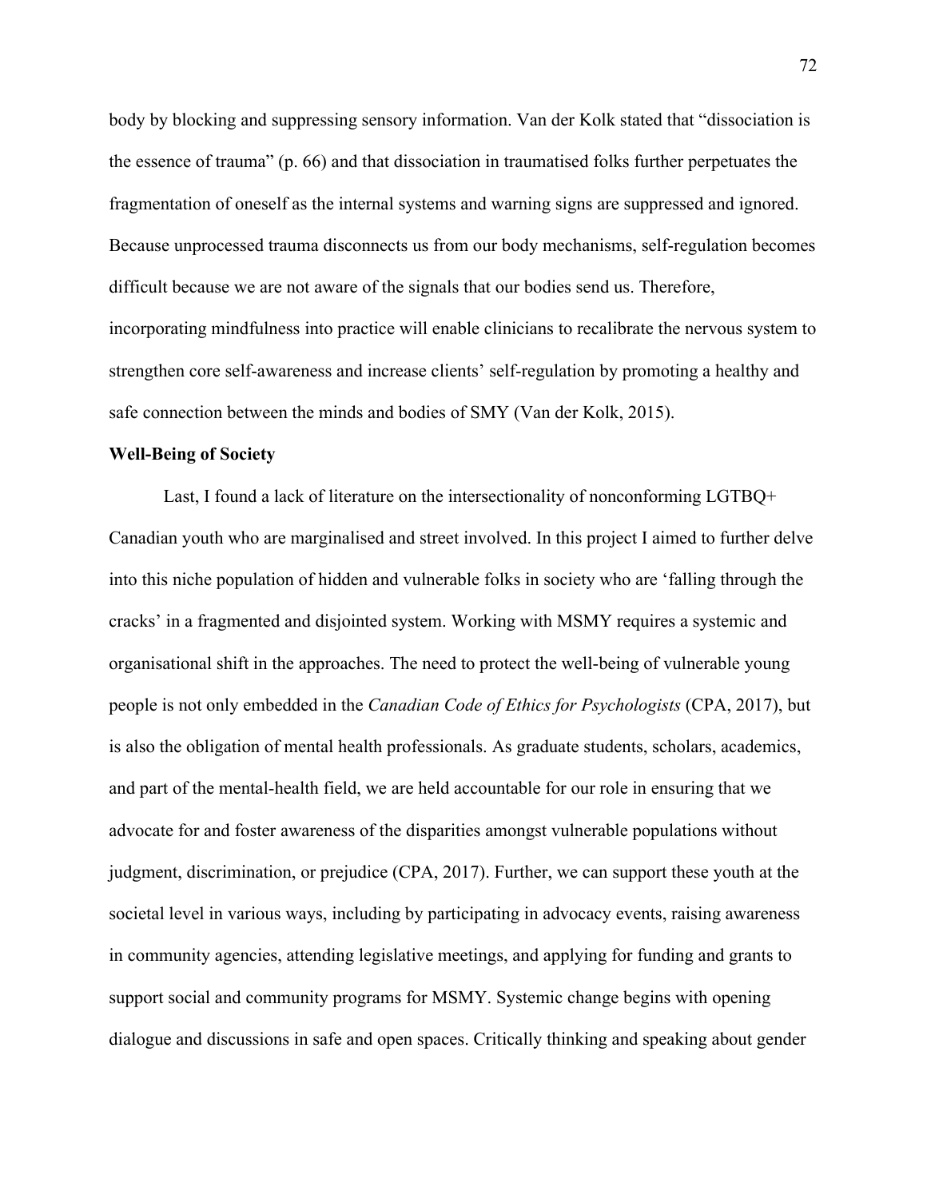body by blocking and suppressing sensory information. Van der Kolk stated that “dissociation is the essence of trauma” (p. 66) and that dissociation in traumatised folks further perpetuates the fragmentation of oneself as the internal systems and warning signs are suppressed and ignored. Because unprocessed trauma disconnects us from our body mechanisms, self-regulation becomes difficult because we are not aware of the signals that our bodies send us. Therefore, incorporating mindfulness into practice will enable clinicians to recalibrate the nervous system to strengthen core self-awareness and increase clients’ self-regulation by promoting a healthy and safe connection between the minds and bodies of SMY (Van der Kolk, 2015).

**Well-Being of Society**

Last, I found a lack of literature on the intersectionality of nonconforming LGTBQ+ Canadian youth who are marginalised and street involved. In this project I aimed to further delve into this niche population of hidden and vulnerable folks in society who are ‘falling through the cracks’ in a fragmented and disjointed system. Working with MSMY requires a systemic and organisational shift in the approaches. The need to protect the well-being of vulnerable young people is not only embedded in the *Canadian Code of Ethics for Psychologists* (CPA, 2017), but is also the obligation of mental health professionals. As graduate students, scholars, academics, and part of the mental-health field, we are held accountable for our role in ensuring that we advocate for and foster awareness of the disparities amongst vulnerable populations without judgment, discrimination, or prejudice (CPA, 2017). Further, we can support these youth at the societal level in various ways, including by participating in advocacy events, raising awareness in community agencies, attending legislative meetings, and applying for funding and grants to support social and community programs for MSMY. Systemic change begins with opening dialogue and discussions in safe and open spaces. Critically thinking and speaking about gender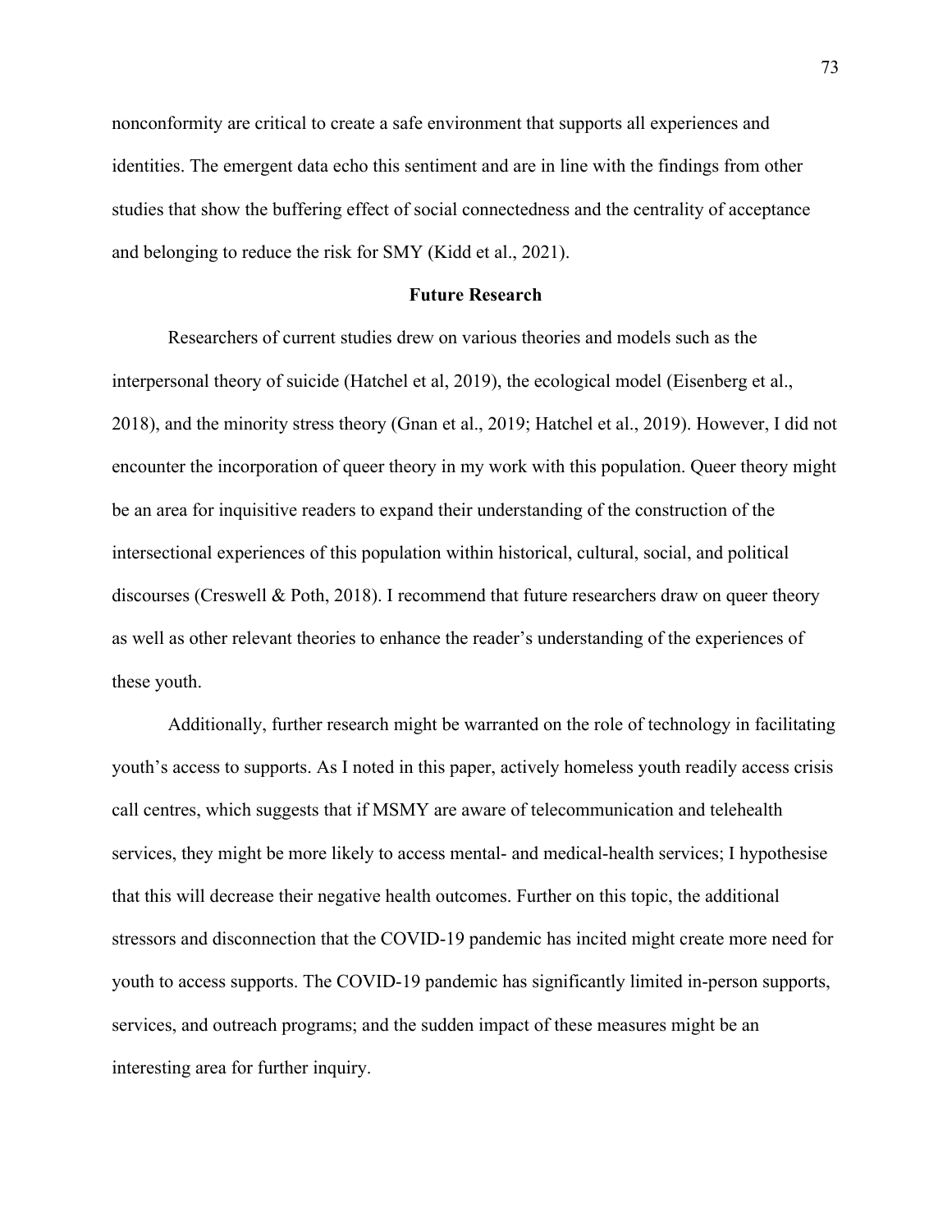nonconformity are critical to create a safe environment that supports all experiences and identities. The emergent data echo this sentiment and are in line with the findings from other studies that show the buffering effect of social connectedness and the centrality of acceptance and belonging to reduce the risk for SMY (Kidd et al., 2021).

## Future Research

Researchers of current studies drew on various theories and models such as the interpersonal theory of suicide (Hatchel et al, 2019), the ecological model (Eisenberg et al., 2018), and the minority stress theory (Gnan et al., 2019; Hatchel et al., 2019). However, I did not encounter the incorporation of queer theory in my work with this population. Queer theory might be an area for inquisitive readers to expand their understanding of the construction of the intersectional experiences of this population within historical, cultural, social, and political discourses (Creswell & Poth, 2018). I recommend that future researchers draw on queer theory as well as other relevant theories to enhance the reader's understanding of the experiences of these youth.

Additionally, further research might be warranted on the role of technology in facilitating youth's access to supports. As I noted in this paper, actively homeless youth readily access crisis call centres, which suggests that if MSMY are aware of telecommunication and telehealth services, they might be more likely to access mental- and medical-health services; I hypothesise that this will decrease their negative health outcomes. Further on this topic, the additional stressors and disconnection that the COVID-19 pandemic has incited might create more need for youth to access supports. The COVID-19 pandemic has significantly limited in-person supports, services, and outreach programs; and the sudden impact of these measures might be an interesting area for further inquiry.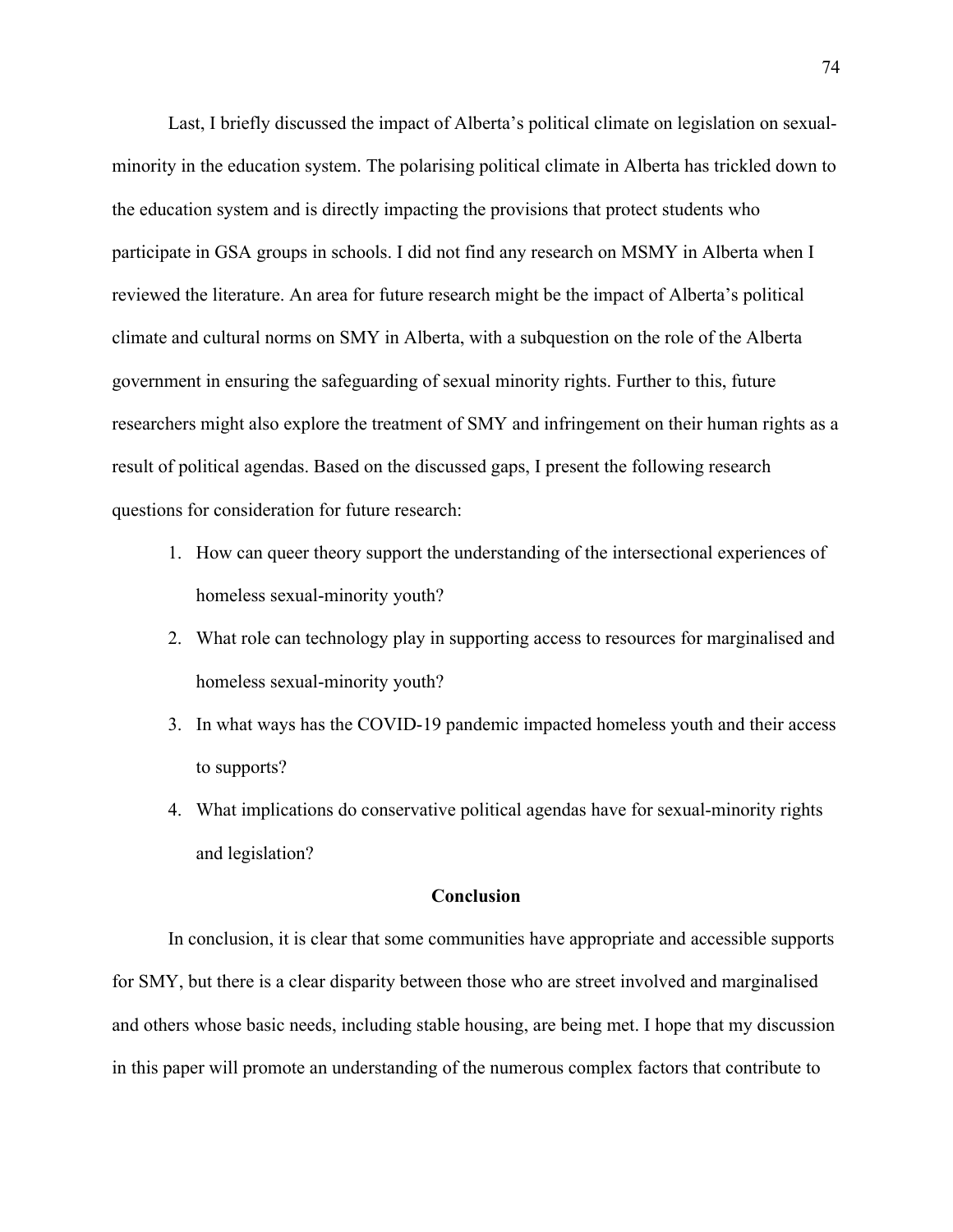Last, I briefly discussed the impact of Alberta's political climate on legislation on sexual-minority in the education system. The polarising political climate in Alberta has trickled down to the education system and is directly impacting the provisions that protect students who participate in GSA groups in schools. I did not find any research on MSMY in Alberta when I reviewed the literature. An area for future research might be the impact of Alberta's political climate and cultural norms on SMY in Alberta, with a subquestion on the role of the Alberta government in ensuring the safeguarding of sexual minority rights. Further to this, future researchers might also explore the treatment of SMY and infringement on their human rights as a result of political agendas. Based on the discussed gaps, I present the following research questions for consideration for future research:

1. How can queer theory support the understanding of the intersectional experiences of homeless sexual-minority youth?
2. What role can technology play in supporting access to resources for marginalised and homeless sexual-minority youth?
3. In what ways has the COVID-19 pandemic impacted homeless youth and their access to supports?
4. What implications do conservative political agendas have for sexual-minority rights and legislation?

## Conclusion

In conclusion, it is clear that some communities have appropriate and accessible supports for SMY, but there is a clear disparity between those who are street involved and marginalised and others whose basic needs, including stable housing, are being met. I hope that my discussion in this paper will promote an understanding of the numerous complex factors that contribute to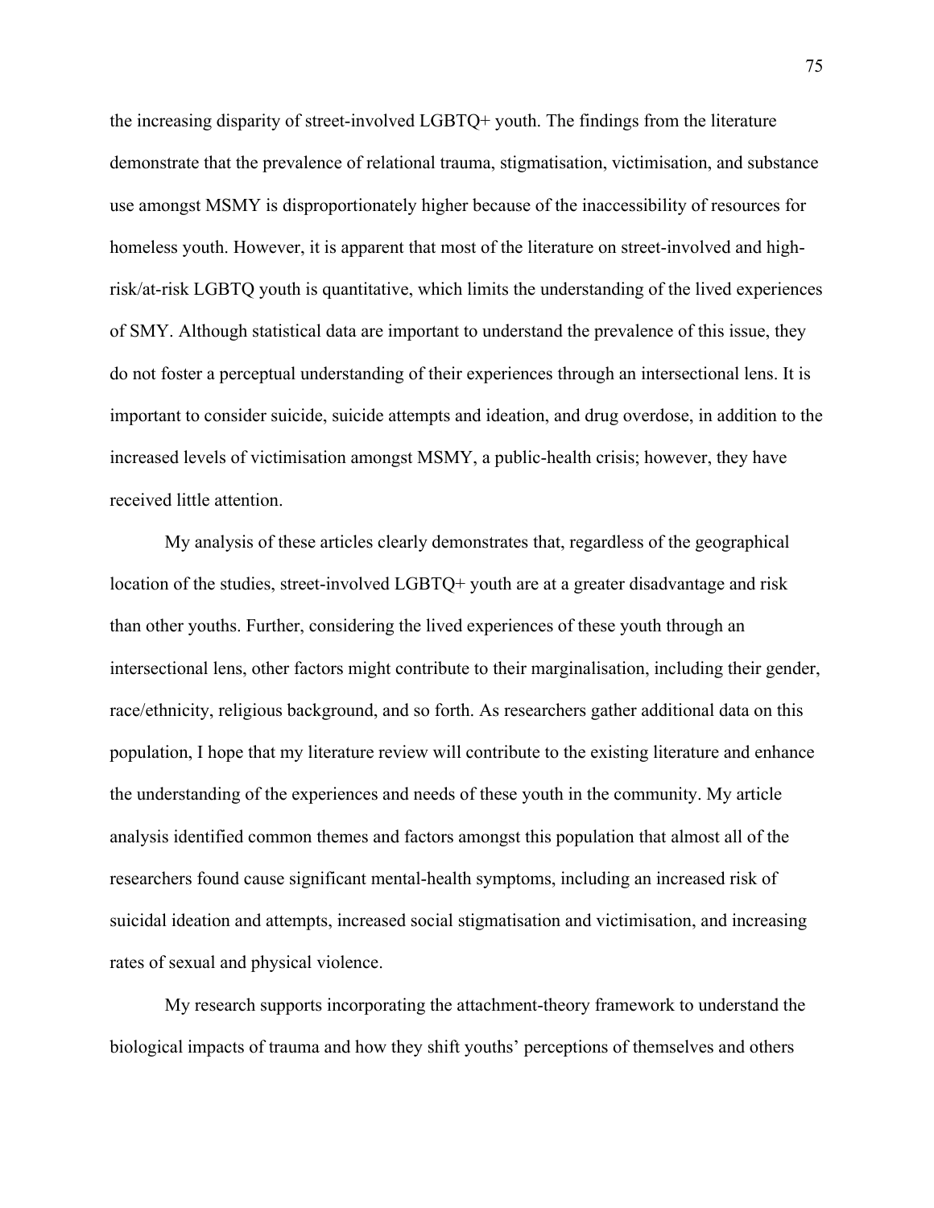the increasing disparity of street-involved LGBTQ+ youth. The findings from the literature demonstrate that the prevalence of relational trauma, stigmatisation, victimisation, and substance use amongst MSMY is disproportionately higher because of the inaccessibility of resources for homeless youth. However, it is apparent that most of the literature on street-involved and high-risk/at-risk LGBTQ youth is quantitative, which limits the understanding of the lived experiences of SMY. Although statistical data are important to understand the prevalence of this issue, they do not foster a perceptual understanding of their experiences through an intersectional lens. It is important to consider suicide, suicide attempts and ideation, and drug overdose, in addition to the increased levels of victimisation amongst MSMY, a public-health crisis; however, they have received little attention.

My analysis of these articles clearly demonstrates that, regardless of the geographical location of the studies, street-involved LGBTQ+ youth are at a greater disadvantage and risk than other youths. Further, considering the lived experiences of these youth through an intersectional lens, other factors might contribute to their marginalisation, including their gender, race/ethnicity, religious background, and so forth. As researchers gather additional data on this population, I hope that my literature review will contribute to the existing literature and enhance the understanding of the experiences and needs of these youth in the community. My article analysis identified common themes and factors amongst this population that almost all of the researchers found cause significant mental-health symptoms, including an increased risk of suicidal ideation and attempts, increased social stigmatisation and victimisation, and increasing rates of sexual and physical violence.

My research supports incorporating the attachment-theory framework to understand the biological impacts of trauma and how they shift youths' perceptions of themselves and others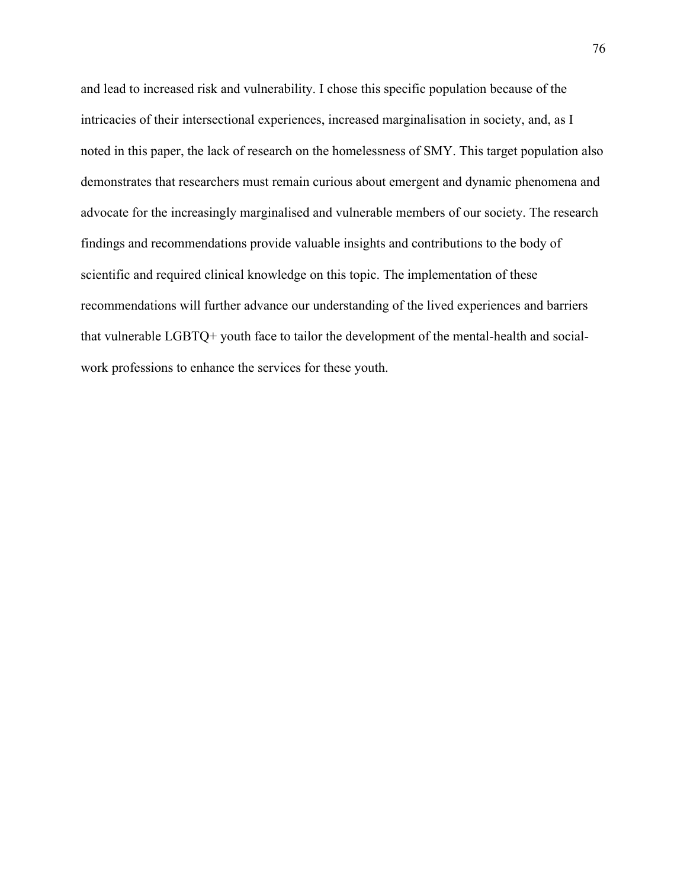and lead to increased risk and vulnerability. I chose this specific population because of the intricacies of their intersectional experiences, increased marginalisation in society, and, as I noted in this paper, the lack of research on the homelessness of SMY. This target population also demonstrates that researchers must remain curious about emergent and dynamic phenomena and advocate for the increasingly marginalised and vulnerable members of our society. The research findings and recommendations provide valuable insights and contributions to the body of scientific and required clinical knowledge on this topic. The implementation of these recommendations will further advance our understanding of the lived experiences and barriers that vulnerable LGBTQ+ youth face to tailor the development of the mental-health and social-work professions to enhance the services for these youth.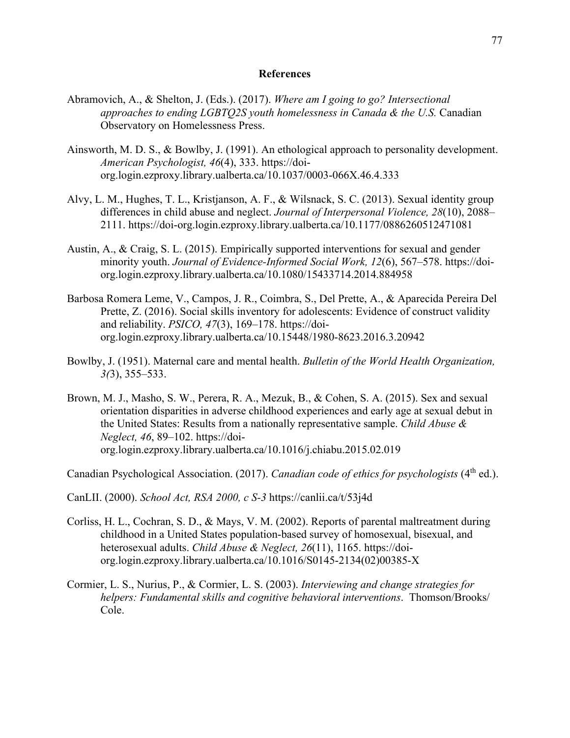## References

Abramovich, A., & Shelton, J. (Eds.). (2017). *Where am I going to go? Intersectional approaches to ending LGBTQ2S youth homelessness in Canada & the U.S.* Canadian Observatory on Homelessness Press.

Ainsworth, M. D. S., & Bowlby, J. (1991). An ethological approach to personality development. *American Psychologist, 46*(4), 333. https://doi-org.login.ezproxy.library.ualberta.ca/10.1037/0003-066X.46.4.333

Alvy, L. M., Hughes, T. L., Kristjanson, A. F., & Wilsnack, S. C. (2013). Sexual identity group differences in child abuse and neglect. *Journal of Interpersonal Violence, 28*(10), 2088–2111. https://doi-org.login.ezproxy.library.ualberta.ca/10.1177/0886260512471081

Austin, A., & Craig, S. L. (2015). Empirically supported interventions for sexual and gender minority youth. *Journal of Evidence-Informed Social Work, 12*(6), 567–578. https://doi-org.login.ezproxy.library.ualberta.ca/10.1080/15433714.2014.884958

Barbosa Romera Leme, V., Campos, J. R., Coimbra, S., Del Prette, A., & Aparecida Pereira Del Prette, Z. (2016). Social skills inventory for adolescents: Evidence of construct validity and reliability. *PSICO, 47*(3), 169–178. https://doi-org.login.ezproxy.library.ualberta.ca/10.15448/1980-8623.2016.3.20942

Bowlby, J. (1951). Maternal care and mental health. *Bulletin of the World Health Organization, 3(*3), 355–533.

Brown, M. J., Masho, S. W., Perera, R. A., Mezuk, B., & Cohen, S. A. (2015). Sex and sexual orientation disparities in adverse childhood experiences and early age at sexual debut in the United States: Results from a nationally representative sample. *Child Abuse & Neglect, 46*, 89–102. https://doi-org.login.ezproxy.library.ualberta.ca/10.1016/j.chiabu.2015.02.019

Canadian Psychological Association. (2017). *Canadian code of ethics for psychologists* (4th ed.).

CanLII. (2000). *School Act, RSA 2000, c S-3* https://canlii.ca/t/53j4d

Corliss, H. L., Cochran, S. D., & Mays, V. M. (2002). Reports of parental maltreatment during childhood in a United States population-based survey of homosexual, bisexual, and heterosexual adults. *Child Abuse & Neglect, 26*(11), 1165. https://doi-org.login.ezproxy.library.ualberta.ca/10.1016/S0145-2134(02)00385-X

Cormier, L. S., Nurius, P., & Cormier, L. S. (2003). *Interviewing and change strategies for helpers: Fundamental skills and cognitive behavioral interventions*. Thomson/Brooks/ Cole.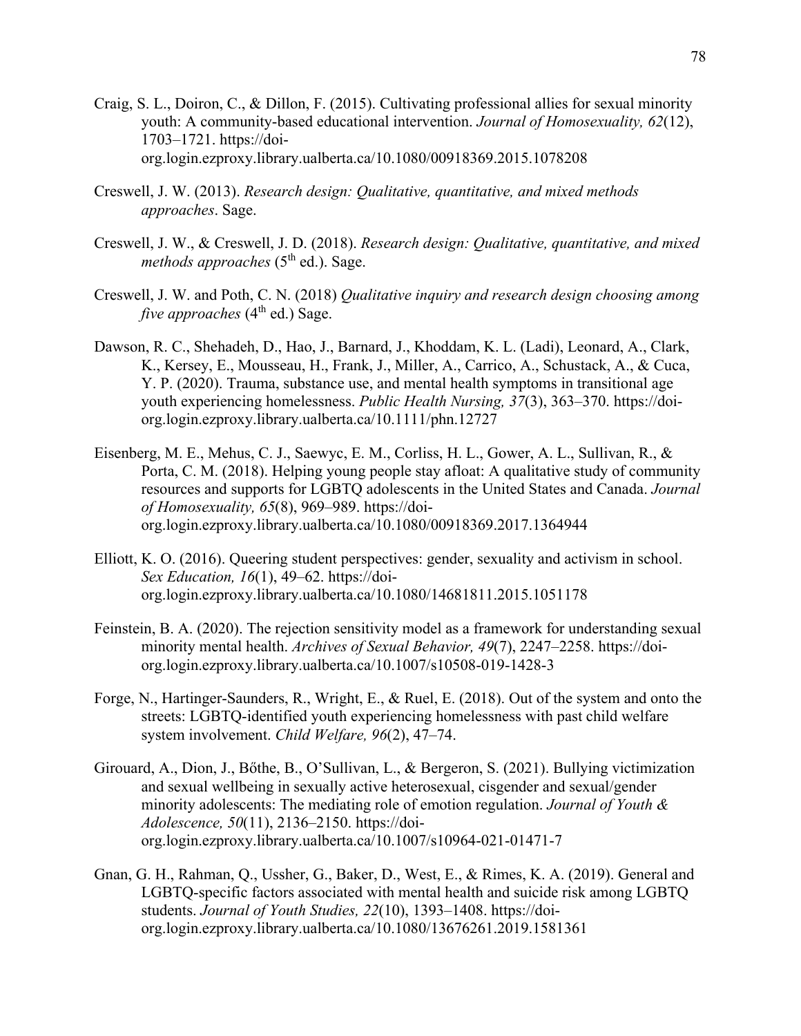Craig, S. L., Doiron, C., & Dillon, F. (2015). Cultivating professional allies for sexual minority youth: A community-based educational intervention. *Journal of Homosexuality, 62*(12), 1703–1721. https://doi-org.login.ezproxy.library.ualberta.ca/10.1080/00918369.2015.1078208

Creswell, J. W. (2013). *Research design: Qualitative, quantitative, and mixed methods approaches*. Sage.

Creswell, J. W., & Creswell, J. D. (2018). *Research design: Qualitative, quantitative, and mixed methods approaches* (5th ed.). Sage.

Creswell, J. W. and Poth, C. N. (2018) *Qualitative inquiry and research design choosing among five approaches* (4th ed.) Sage.

Dawson, R. C., Shehadeh, D., Hao, J., Barnard, J., Khoddam, K. L. (Ladi), Leonard, A., Clark, K., Kersey, E., Mousseau, H., Frank, J., Miller, A., Carrico, A., Schustack, A., & Cuca, Y. P. (2020). Trauma, substance use, and mental health symptoms in transitional age youth experiencing homelessness. *Public Health Nursing, 37*(3), 363–370. https://doi-org.login.ezproxy.library.ualberta.ca/10.1111/phn.12727

Eisenberg, M. E., Mehus, C. J., Saewyc, E. M., Corliss, H. L., Gower, A. L., Sullivan, R., & Porta, C. M. (2018). Helping young people stay afloat: A qualitative study of community resources and supports for LGBTQ adolescents in the United States and Canada. *Journal of Homosexuality, 65*(8), 969–989. https://doi-org.login.ezproxy.library.ualberta.ca/10.1080/00918369.2017.1364944

Elliott, K. O. (2016). Queering student perspectives: gender, sexuality and activism in school. *Sex Education, 16*(1), 49–62. https://doi-org.login.ezproxy.library.ualberta.ca/10.1080/14681811.2015.1051178

Feinstein, B. A. (2020). The rejection sensitivity model as a framework for understanding sexual minority mental health. *Archives of Sexual Behavior, 49*(7), 2247–2258. https://doi-org.login.ezproxy.library.ualberta.ca/10.1007/s10508-019-1428-3

Forge, N., Hartinger-Saunders, R., Wright, E., & Ruel, E. (2018). Out of the system and onto the streets: LGBTQ-identified youth experiencing homelessness with past child welfare system involvement. *Child Welfare, 96*(2), 47–74.

Girouard, A., Dion, J., Bőthe, B., O'Sullivan, L., & Bergeron, S. (2021). Bullying victimization and sexual wellbeing in sexually active heterosexual, cisgender and sexual/gender minority adolescents: The mediating role of emotion regulation. *Journal of Youth & Adolescence, 50*(11), 2136–2150. https://doi-org.login.ezproxy.library.ualberta.ca/10.1007/s10964-021-01471-7

Gnan, G. H., Rahman, Q., Ussher, G., Baker, D., West, E., & Rimes, K. A. (2019). General and LGBTQ-specific factors associated with mental health and suicide risk among LGBTQ students. *Journal of Youth Studies, 22*(10), 1393–1408. https://doi-org.login.ezproxy.library.ualberta.ca/10.1080/13676261.2019.1581361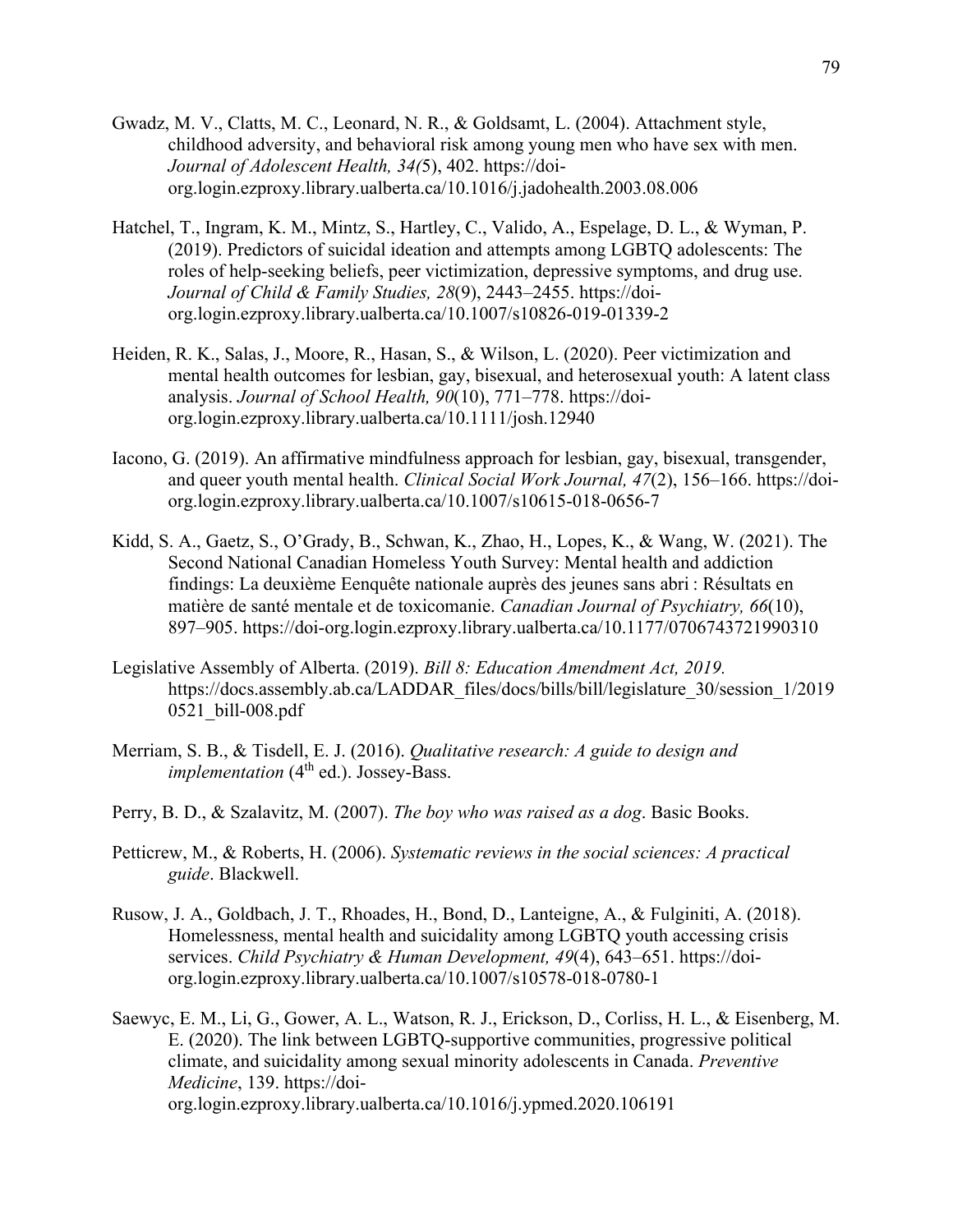Gwadz, M. V., Clatts, M. C., Leonard, N. R., & Goldsamt, L. (2004). Attachment style, childhood adversity, and behavioral risk among young men who have sex with men. *Journal of Adolescent Health, 34(*5), 402. https://doi-org.login.ezproxy.library.ualberta.ca/10.1016/j.jadohealth.2003.08.006

Hatchel, T., Ingram, K. M., Mintz, S., Hartley, C., Valido, A., Espelage, D. L., & Wyman, P. (2019). Predictors of suicidal ideation and attempts among LGBTQ adolescents: The roles of help-seeking beliefs, peer victimization, depressive symptoms, and drug use. *Journal of Child & Family Studies, 28*(9), 2443–2455. https://doi-org.login.ezproxy.library.ualberta.ca/10.1007/s10826-019-01339-2

Heiden, R. K., Salas, J., Moore, R., Hasan, S., & Wilson, L. (2020). Peer victimization and mental health outcomes for lesbian, gay, bisexual, and heterosexual youth: A latent class analysis. *Journal of School Health, 90*(10), 771–778. https://doi-org.login.ezproxy.library.ualberta.ca/10.1111/josh.12940

Iacono, G. (2019). An affirmative mindfulness approach for lesbian, gay, bisexual, transgender, and queer youth mental health. *Clinical Social Work Journal, 47*(2), 156–166. https://doi-org.login.ezproxy.library.ualberta.ca/10.1007/s10615-018-0656-7

Kidd, S. A., Gaetz, S., O'Grady, B., Schwan, K., Zhao, H., Lopes, K., & Wang, W. (2021). The Second National Canadian Homeless Youth Survey: Mental health and addiction findings: La deuxième Eenquête nationale auprès des jeunes sans abri : Résultats en matière de santé mentale et de toxicomanie. *Canadian Journal of Psychiatry, 66*(10), 897–905. https://doi-org.login.ezproxy.library.ualberta.ca/10.1177/0706743721990310

Legislative Assembly of Alberta. (2019). *Bill 8: Education Amendment Act, 2019.* https://docs.assembly.ab.ca/LADDAR_files/docs/bills/bill/legislature_30/session_1/20190521_bill-008.pdf

Merriam, S. B., & Tisdell, E. J. (2016). *Qualitative research: A guide to design and implementation* (4th ed.). Jossey-Bass.

Perry, B. D., & Szalavitz, M. (2007). *The boy who was raised as a dog*. Basic Books.

Petticrew, M., & Roberts, H. (2006). *Systematic reviews in the social sciences: A practical guide*. Blackwell.

Rusow, J. A., Goldbach, J. T., Rhoades, H., Bond, D., Lanteigne, A., & Fulginiti, A. (2018). Homelessness, mental health and suicidality among LGBTQ youth accessing crisis services. *Child Psychiatry & Human Development, 49*(4), 643–651. https://doi-org.login.ezproxy.library.ualberta.ca/10.1007/s10578-018-0780-1

Saewyc, E. M., Li, G., Gower, A. L., Watson, R. J., Erickson, D., Corliss, H. L., & Eisenberg, M. E. (2020). The link between LGBTQ-supportive communities, progressive political climate, and suicidality among sexual minority adolescents in Canada. *Preventive Medicine*, 139. https://doi-org.login.ezproxy.library.ualberta.ca/10.1016/j.ypmed.2020.106191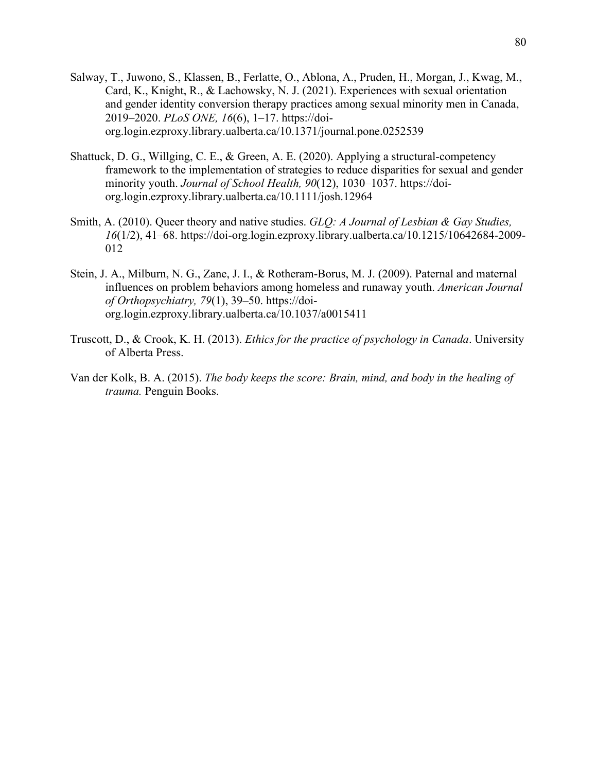Salway, T., Juwono, S., Klassen, B., Ferlatte, O., Ablona, A., Pruden, H., Morgan, J., Kwag, M., Card, K., Knight, R., & Lachowsky, N. J. (2021). Experiences with sexual orientation and gender identity conversion therapy practices among sexual minority men in Canada, 2019–2020. *PLoS ONE, 16*(6), 1–17. https://doi-org.login.ezproxy.library.ualberta.ca/10.1371/journal.pone.0252539

Shattuck, D. G., Willging, C. E., & Green, A. E. (2020). Applying a structural-competency framework to the implementation of strategies to reduce disparities for sexual and gender minority youth. *Journal of School Health, 90*(12), 1030–1037. https://doi-org.login.ezproxy.library.ualberta.ca/10.1111/josh.12964

Smith, A. (2010). Queer theory and native studies. *GLQ: A Journal of Lesbian & Gay Studies, 16*(1/2), 41–68. https://doi-org.login.ezproxy.library.ualberta.ca/10.1215/10642684-2009-012

Stein, J. A., Milburn, N. G., Zane, J. I., & Rotheram-Borus, M. J. (2009). Paternal and maternal influences on problem behaviors among homeless and runaway youth. *American Journal of Orthopsychiatry, 79*(1), 39–50. https://doi-org.login.ezproxy.library.ualberta.ca/10.1037/a0015411

Truscott, D., & Crook, K. H. (2013). *Ethics for the practice of psychology in Canada*. University of Alberta Press.

Van der Kolk, B. A. (2015). *The body keeps the score: Brain, mind, and body in the healing of trauma.* Penguin Books.